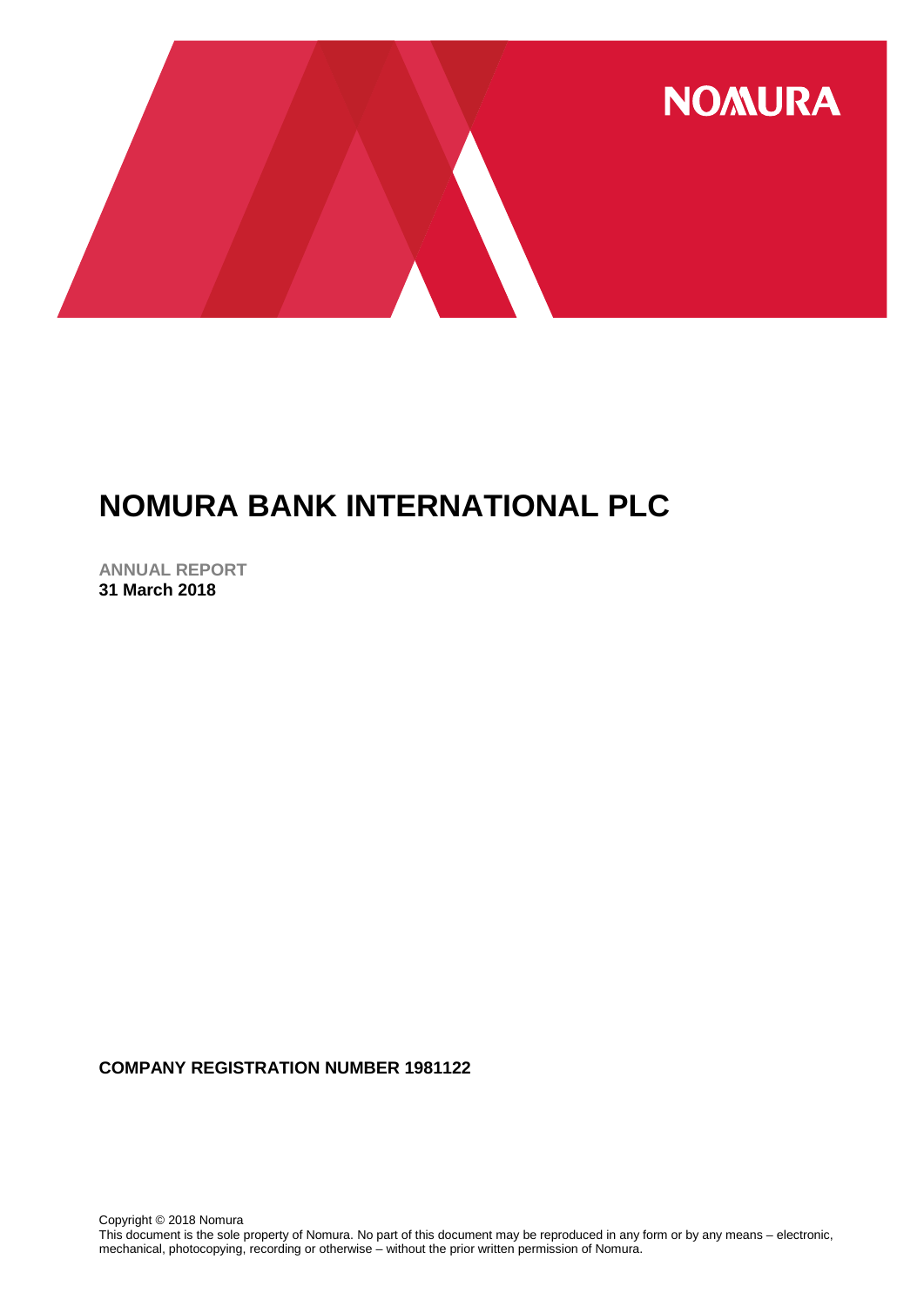NOMURA

# NOMURA BANK INTERNATIONAL PLC

**ANNUAL REPORT**
**31 March 2018**

**COMPANY REGISTRATION NUMBER 1981122**

Copyright © 2018 Nomura
This document is the sole property of Nomura. No part of this document may be reproduced in any form or by any means – electronic, mechanical, photocopying, recording or otherwise – without the prior written permission of Nomura.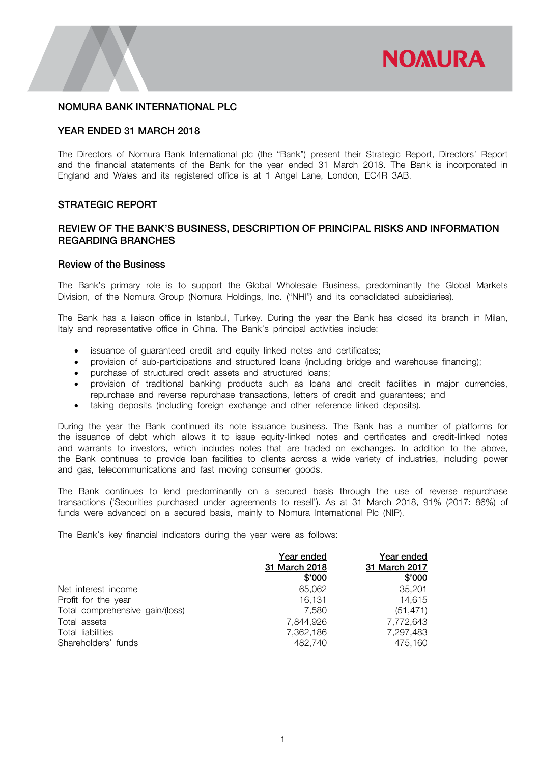## NOMURA BANK INTERNATIONAL PLC

## YEAR ENDED 31 MARCH 2018

The Directors of Nomura Bank International plc (the "Bank") present their Strategic Report, Directors' Report and the financial statements of the Bank for the year ended 31 March 2018. The Bank is incorporated in England and Wales and its registered office is at 1 Angel Lane, London, EC4R 3AB.

## STRATEGIC REPORT

## REVIEW OF THE BANK'S BUSINESS, DESCRIPTION OF PRINCIPAL RISKS AND INFORMATION REGARDING BRANCHES

### Review of the Business

The Bank's primary role is to support the Global Wholesale Business, predominantly the Global Markets Division, of the Nomura Group (Nomura Holdings, Inc. ("NHI") and its consolidated subsidiaries).

The Bank has a liaison office in Istanbul, Turkey. During the year the Bank has closed its branch in Milan, Italy and representative office in China. The Bank's principal activities include:

- issuance of guaranteed credit and equity linked notes and certificates;
- provision of sub-participations and structured loans (including bridge and warehouse financing);
- purchase of structured credit assets and structured loans;
- provision of traditional banking products such as loans and credit facilities in major currencies, repurchase and reverse repurchase transactions, letters of credit and guarantees; and
- taking deposits (including foreign exchange and other reference linked deposits).

During the year the Bank continued its note issuance business. The Bank has a number of platforms for the issuance of debt which allows it to issue equity-linked notes and certificates and credit-linked notes and warrants to investors, which includes notes that are traded on exchanges. In addition to the above, the Bank continues to provide loan facilities to clients across a wide variety of industries, including power and gas, telecommunications and fast moving consumer goods.

The Bank continues to lend predominantly on a secured basis through the use of reverse repurchase transactions ('Securities purchased under agreements to resell'). As at 31 March 2018, 91% (2017: 86%) of funds were advanced on a secured basis, mainly to Nomura International Plc (NIP).

The Bank's key financial indicators during the year were as follows:

| | Year ended 31 March 2018 $'000 | Year ended 31 March 2017 $'000 |
|---|---:|---:|
| Net interest income | 65,062 | 35,201 |
| Profit for the year | 16,131 | 14,615 |
| Total comprehensive gain/(loss) | 7,580 | (51,471) |
| Total assets | 7,844,926 | 7,772,643 |
| Total liabilities | 7,362,186 | 7,297,483 |
| Shareholders' funds | 482,740 | 475,160 |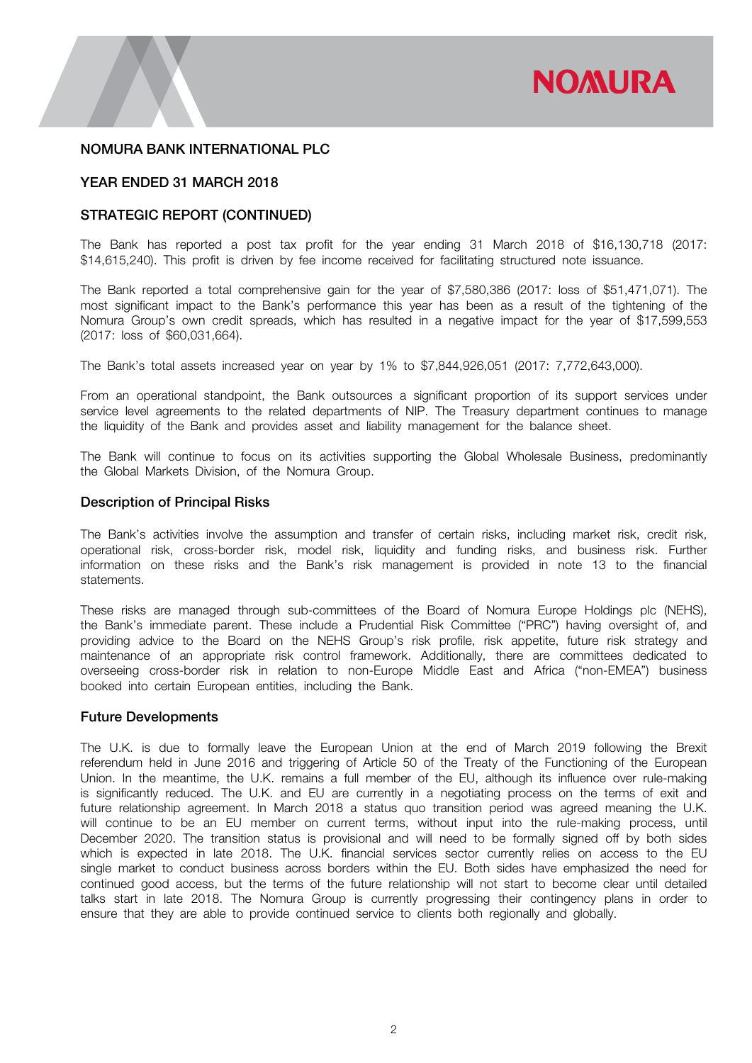**NOMURA BANK INTERNATIONAL PLC**

**YEAR ENDED 31 MARCH 2018**

**STRATEGIC REPORT (CONTINUED)**

The Bank has reported a post tax profit for the year ending 31 March 2018 of $16,130,718 (2017: $14,615,240). This profit is driven by fee income received for facilitating structured note issuance.

The Bank reported a total comprehensive gain for the year of $7,580,386 (2017: loss of $51,471,071). The most significant impact to the Bank's performance this year has been as a result of the tightening of the Nomura Group's own credit spreads, which has resulted in a negative impact for the year of $17,599,553 (2017: loss of $60,031,664).

The Bank's total assets increased year on year by 1% to $7,844,926,051 (2017: 7,772,643,000).

From an operational standpoint, the Bank outsources a significant proportion of its support services under service level agreements to the related departments of NIP. The Treasury department continues to manage the liquidity of the Bank and provides asset and liability management for the balance sheet.

The Bank will continue to focus on its activities supporting the Global Wholesale Business, predominantly the Global Markets Division, of the Nomura Group.

## Description of Principal Risks

The Bank's activities involve the assumption and transfer of certain risks, including market risk, credit risk, operational risk, cross-border risk, model risk, liquidity and funding risks, and business risk. Further information on these risks and the Bank's risk management is provided in note 13 to the financial statements.

These risks are managed through sub-committees of the Board of Nomura Europe Holdings plc (NEHS), the Bank's immediate parent. These include a Prudential Risk Committee ("PRC") having oversight of, and providing advice to the Board on the NEHS Group's risk profile, risk appetite, future risk strategy and maintenance of an appropriate risk control framework. Additionally, there are committees dedicated to overseeing cross-border risk in relation to non-Europe Middle East and Africa ("non-EMEA") business booked into certain European entities, including the Bank.

## Future Developments

The U.K. is due to formally leave the European Union at the end of March 2019 following the Brexit referendum held in June 2016 and triggering of Article 50 of the Treaty of the Functioning of the European Union. In the meantime, the U.K. remains a full member of the EU, although its influence over rule-making is significantly reduced. The U.K. and EU are currently in a negotiating process on the terms of exit and future relationship agreement. In March 2018 a status quo transition period was agreed meaning the U.K. will continue to be an EU member on current terms, without input into the rule-making process, until December 2020. The transition status is provisional and will need to be formally signed off by both sides which is expected in late 2018. The U.K. financial services sector currently relies on access to the EU single market to conduct business across borders within the EU. Both sides have emphasized the need for continued good access, but the terms of the future relationship will not start to become clear until detailed talks start in late 2018. The Nomura Group is currently progressing their contingency plans in order to ensure that they are able to provide continued service to clients both regionally and globally.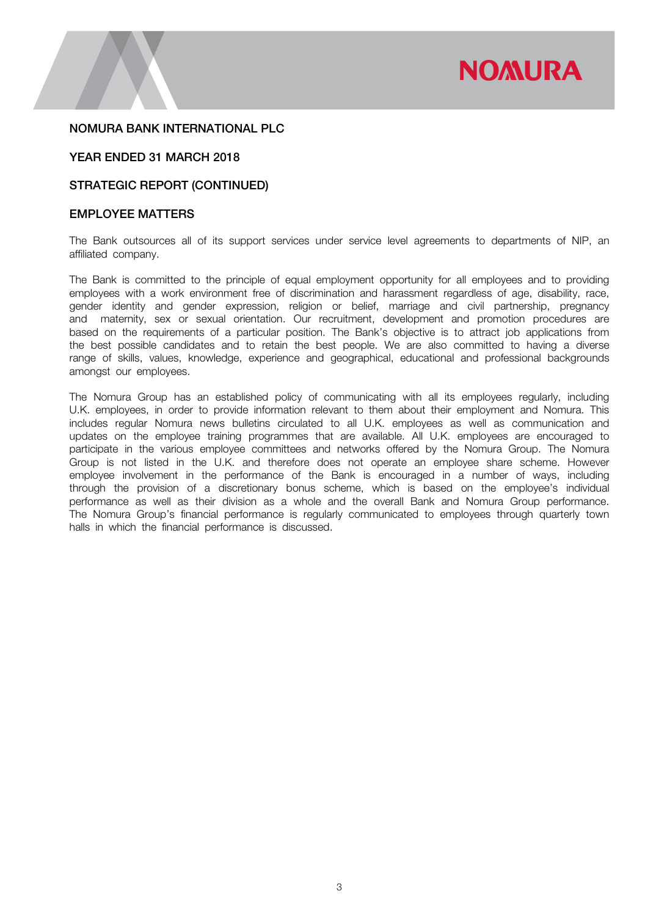# NOMURA BANK INTERNATIONAL PLC

## YEAR ENDED 31 MARCH 2018

## STRATEGIC REPORT (CONTINUED)

## EMPLOYEE MATTERS

The Bank outsources all of its support services under service level agreements to departments of NIP, an affiliated company.

The Bank is committed to the principle of equal employment opportunity for all employees and to providing employees with a work environment free of discrimination and harassment regardless of age, disability, race, gender identity and gender expression, religion or belief, marriage and civil partnership, pregnancy and maternity, sex or sexual orientation. Our recruitment, development and promotion procedures are based on the requirements of a particular position. The Bank's objective is to attract job applications from the best possible candidates and to retain the best people. We are also committed to having a diverse range of skills, values, knowledge, experience and geographical, educational and professional backgrounds amongst our employees.

The Nomura Group has an established policy of communicating with all its employees regularly, including U.K. employees, in order to provide information relevant to them about their employment and Nomura. This includes regular Nomura news bulletins circulated to all U.K. employees as well as communication and updates on the employee training programmes that are available. All U.K. employees are encouraged to participate in the various employee committees and networks offered by the Nomura Group. The Nomura Group is not listed in the U.K. and therefore does not operate an employee share scheme. However employee involvement in the performance of the Bank is encouraged in a number of ways, including through the provision of a discretionary bonus scheme, which is based on the employee's individual performance as well as their division as a whole and the overall Bank and Nomura Group performance. The Nomura Group's financial performance is regularly communicated to employees through quarterly town halls in which the financial performance is discussed.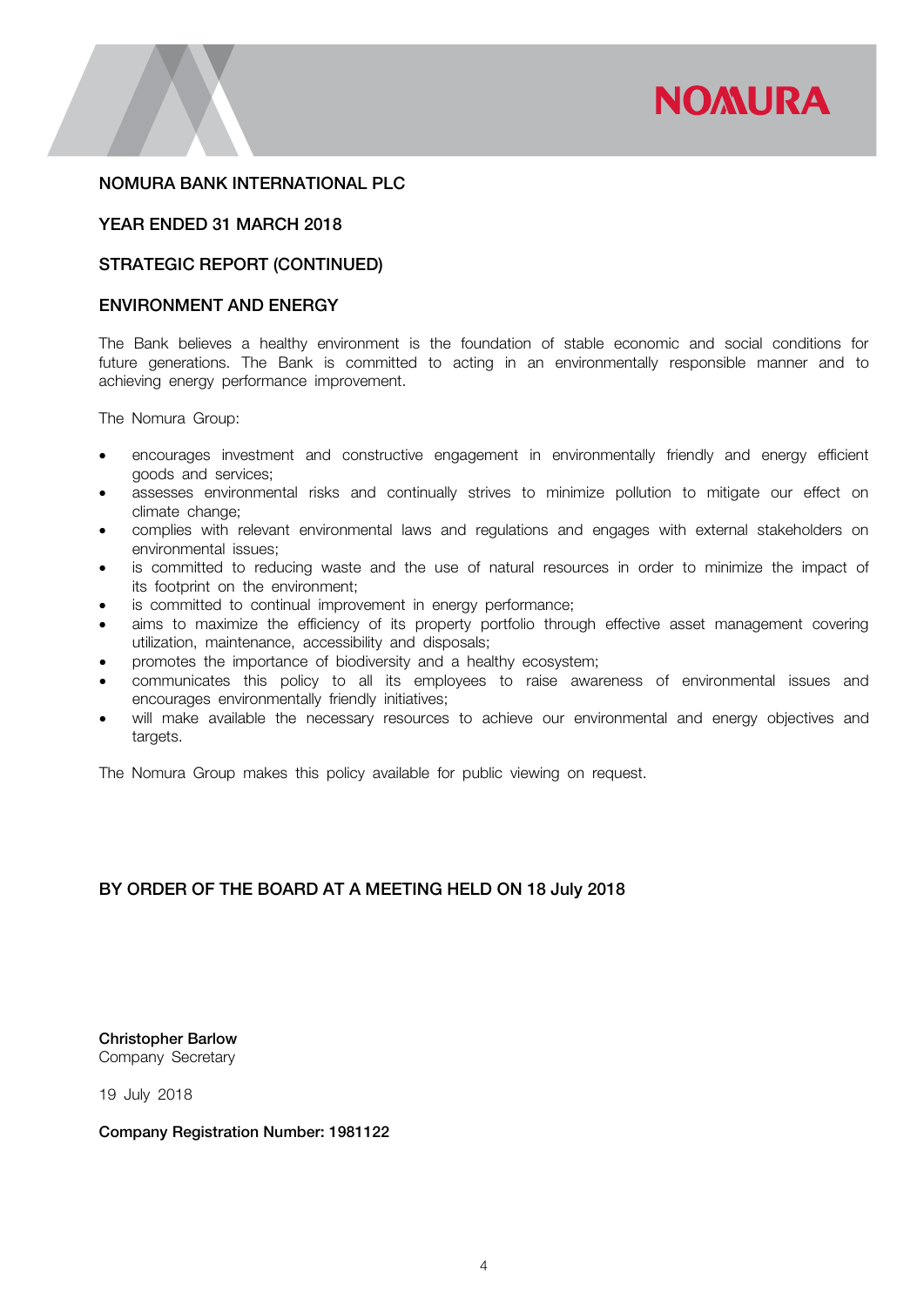NOMURA BANK INTERNATIONAL PLC

YEAR ENDED 31 MARCH 2018

STRATEGIC REPORT (CONTINUED)

## ENVIRONMENT AND ENERGY

The Bank believes a healthy environment is the foundation of stable economic and social conditions for future generations. The Bank is committed to acting in an environmentally responsible manner and to achieving energy performance improvement.

The Nomura Group:

- encourages investment and constructive engagement in environmentally friendly and energy efficient goods and services;
- assesses environmental risks and continually strives to minimize pollution to mitigate our effect on climate change;
- complies with relevant environmental laws and regulations and engages with external stakeholders on environmental issues;
- is committed to reducing waste and the use of natural resources in order to minimize the impact of its footprint on the environment;
- is committed to continual improvement in energy performance;
- aims to maximize the efficiency of its property portfolio through effective asset management covering utilization, maintenance, accessibility and disposals;
- promotes the importance of biodiversity and a healthy ecosystem;
- communicates this policy to all its employees to raise awareness of environmental issues and encourages environmentally friendly initiatives;
- will make available the necessary resources to achieve our environmental and energy objectives and targets.

The Nomura Group makes this policy available for public viewing on request.

**BY ORDER OF THE BOARD AT A MEETING HELD ON 18 July 2018**

**Christopher Barlow**
Company Secretary

19 July 2018

**Company Registration Number: 1981122**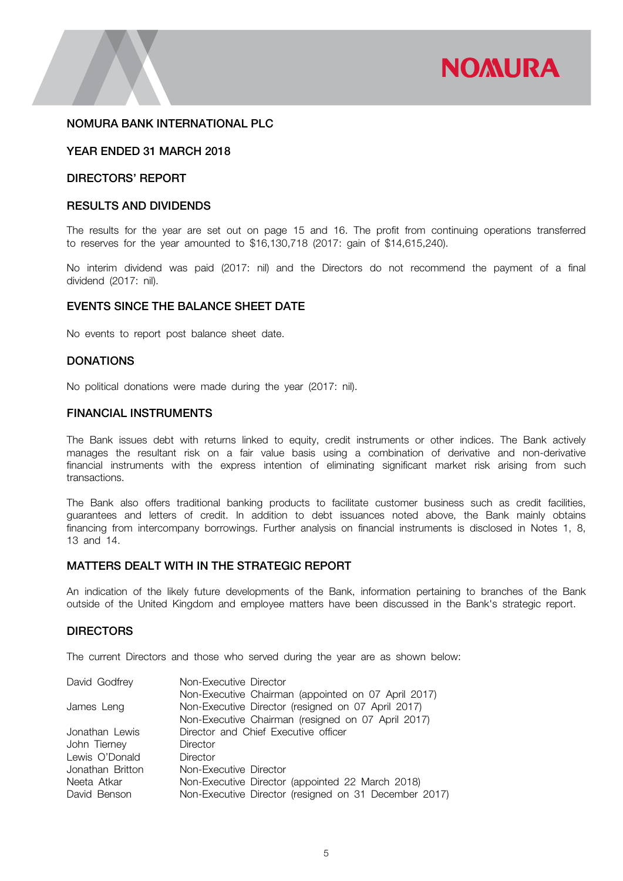# NOMURA BANK INTERNATIONAL PLC

## YEAR ENDED 31 MARCH 2018

## DIRECTORS' REPORT

### RESULTS AND DIVIDENDS

The results for the year are set out on page 15 and 16. The profit from continuing operations transferred to reserves for the year amounted to $16,130,718 (2017: gain of $14,615,240).

No interim dividend was paid (2017: nil) and the Directors do not recommend the payment of a final dividend (2017: nil).

### EVENTS SINCE THE BALANCE SHEET DATE

No events to report post balance sheet date.

### DONATIONS

No political donations were made during the year (2017: nil).

### FINANCIAL INSTRUMENTS

The Bank issues debt with returns linked to equity, credit instruments or other indices. The Bank actively manages the resultant risk on a fair value basis using a combination of derivative and non-derivative financial instruments with the express intention of eliminating significant market risk arising from such transactions.

The Bank also offers traditional banking products to facilitate customer business such as credit facilities, guarantees and letters of credit. In addition to debt issuances noted above, the Bank mainly obtains financing from intercompany borrowings. Further analysis on financial instruments is disclosed in Notes 1, 8, 13 and 14.

### MATTERS DEALT WITH IN THE STRATEGIC REPORT

An indication of the likely future developments of the Bank, information pertaining to branches of the Bank outside of the United Kingdom and employee matters have been discussed in the Bank's strategic report.

### DIRECTORS

The current Directors and those who served during the year are as shown below:

| | |
|---|---|
| David Godfrey | Non-Executive Director |
| | Non-Executive Chairman (appointed on 07 April 2017) |
| James Leng | Non-Executive Director (resigned on 07 April 2017) |
| | Non-Executive Chairman (resigned on 07 April 2017) |
| Jonathan Lewis | Director and Chief Executive officer |
| John Tierney | Director |
| Lewis O'Donald | Director |
| Jonathan Britton | Non-Executive Director |
| Neeta Atkar | Non-Executive Director (appointed 22 March 2018) |
| David Benson | Non-Executive Director (resigned on 31 December 2017) |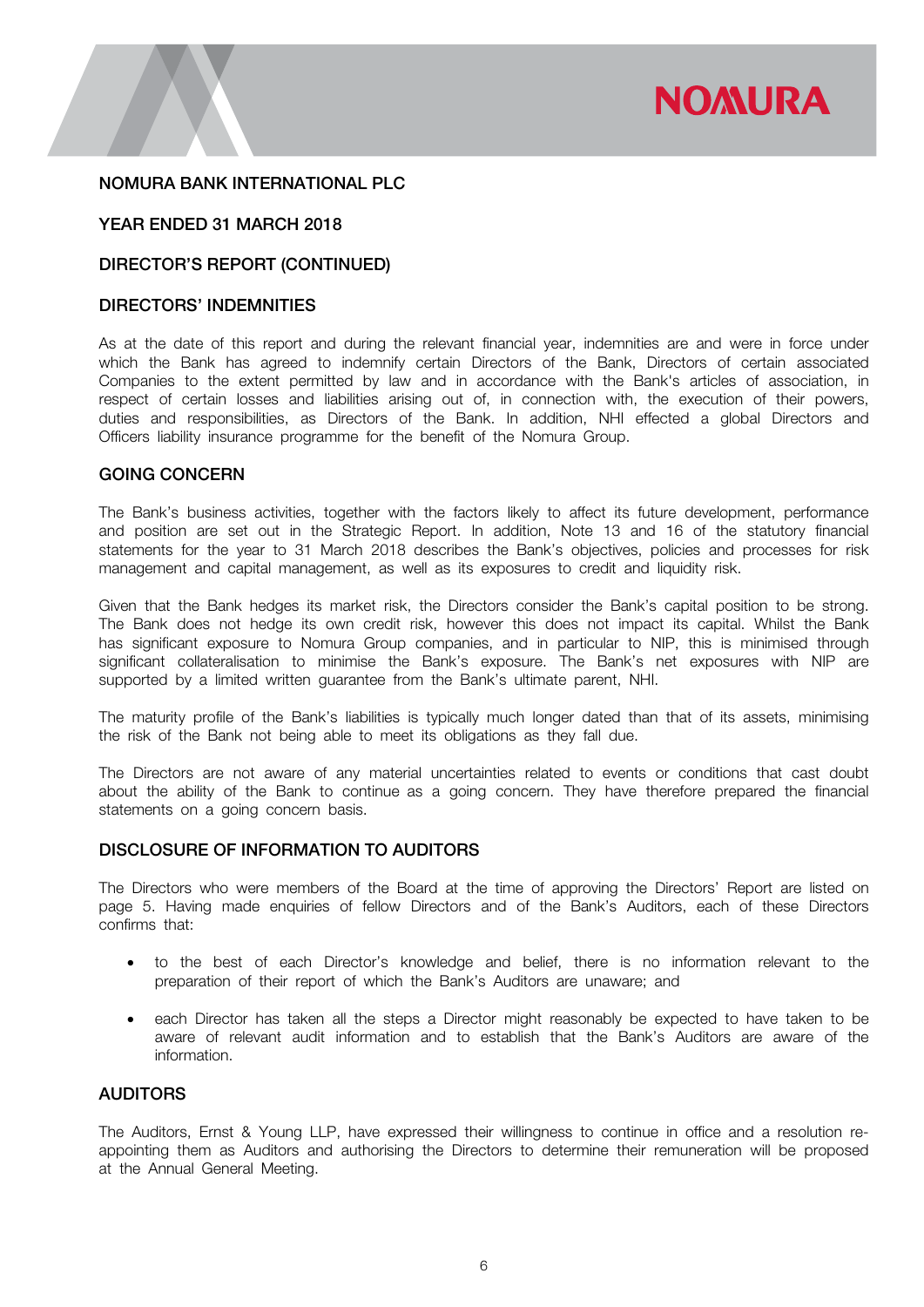NOMURA BANK INTERNATIONAL PLC

YEAR ENDED 31 MARCH 2018

DIRECTOR'S REPORT (CONTINUED)

## DIRECTORS' INDEMNITIES

As at the date of this report and during the relevant financial year, indemnities are and were in force under which the Bank has agreed to indemnify certain Directors of the Bank, Directors of certain associated Companies to the extent permitted by law and in accordance with the Bank's articles of association, in respect of certain losses and liabilities arising out of, in connection with, the execution of their powers, duties and responsibilities, as Directors of the Bank. In addition, NHI effected a global Directors and Officers liability insurance programme for the benefit of the Nomura Group.

## GOING CONCERN

The Bank's business activities, together with the factors likely to affect its future development, performance and position are set out in the Strategic Report. In addition, Note 13 and 16 of the statutory financial statements for the year to 31 March 2018 describes the Bank's objectives, policies and processes for risk management and capital management, as well as its exposures to credit and liquidity risk.

Given that the Bank hedges its market risk, the Directors consider the Bank's capital position to be strong. The Bank does not hedge its own credit risk, however this does not impact its capital. Whilst the Bank has significant exposure to Nomura Group companies, and in particular to NIP, this is minimised through significant collateralisation to minimise the Bank's exposure. The Bank's net exposures with NIP are supported by a limited written guarantee from the Bank's ultimate parent, NHI.

The maturity profile of the Bank's liabilities is typically much longer dated than that of its assets, minimising the risk of the Bank not being able to meet its obligations as they fall due.

The Directors are not aware of any material uncertainties related to events or conditions that cast doubt about the ability of the Bank to continue as a going concern. They have therefore prepared the financial statements on a going concern basis.

## DISCLOSURE OF INFORMATION TO AUDITORS

The Directors who were members of the Board at the time of approving the Directors' Report are listed on page 5. Having made enquiries of fellow Directors and of the Bank's Auditors, each of these Directors confirms that:

- to the best of each Director's knowledge and belief, there is no information relevant to the preparation of their report of which the Bank's Auditors are unaware; and
- each Director has taken all the steps a Director might reasonably be expected to have taken to be aware of relevant audit information and to establish that the Bank's Auditors are aware of the information.

## AUDITORS

The Auditors, Ernst & Young LLP, have expressed their willingness to continue in office and a resolution re-appointing them as Auditors and authorising the Directors to determine their remuneration will be proposed at the Annual General Meeting.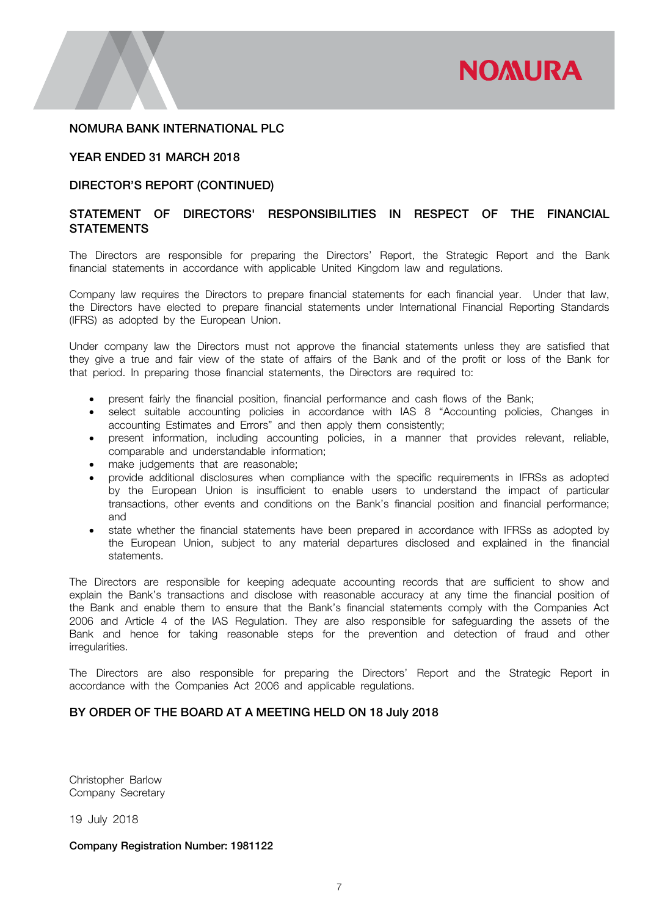**NOMURA BANK INTERNATIONAL PLC**

**YEAR ENDED 31 MARCH 2018**

**DIRECTOR'S REPORT (CONTINUED)**

## STATEMENT OF DIRECTORS' RESPONSIBILITIES IN RESPECT OF THE FINANCIAL STATEMENTS

The Directors are responsible for preparing the Directors' Report, the Strategic Report and the Bank financial statements in accordance with applicable United Kingdom law and regulations.

Company law requires the Directors to prepare financial statements for each financial year. Under that law, the Directors have elected to prepare financial statements under International Financial Reporting Standards (IFRS) as adopted by the European Union.

Under company law the Directors must not approve the financial statements unless they are satisfied that they give a true and fair view of the state of affairs of the Bank and of the profit or loss of the Bank for that period. In preparing those financial statements, the Directors are required to:

- present fairly the financial position, financial performance and cash flows of the Bank;
- select suitable accounting policies in accordance with IAS 8 "Accounting policies, Changes in accounting Estimates and Errors" and then apply them consistently;
- present information, including accounting policies, in a manner that provides relevant, reliable, comparable and understandable information;
- make judgements that are reasonable;
- provide additional disclosures when compliance with the specific requirements in IFRSs as adopted by the European Union is insufficient to enable users to understand the impact of particular transactions, other events and conditions on the Bank's financial position and financial performance; and
- state whether the financial statements have been prepared in accordance with IFRSs as adopted by the European Union, subject to any material departures disclosed and explained in the financial statements.

The Directors are responsible for keeping adequate accounting records that are sufficient to show and explain the Bank's transactions and disclose with reasonable accuracy at any time the financial position of the Bank and enable them to ensure that the Bank's financial statements comply with the Companies Act 2006 and Article 4 of the IAS Regulation. They are also responsible for safeguarding the assets of the Bank and hence for taking reasonable steps for the prevention and detection of fraud and other irregularities.

The Directors are also responsible for preparing the Directors' Report and the Strategic Report in accordance with the Companies Act 2006 and applicable regulations.

**BY ORDER OF THE BOARD AT A MEETING HELD ON 18 July 2018**

Christopher Barlow
Company Secretary

19 July 2018

**Company Registration Number: 1981122**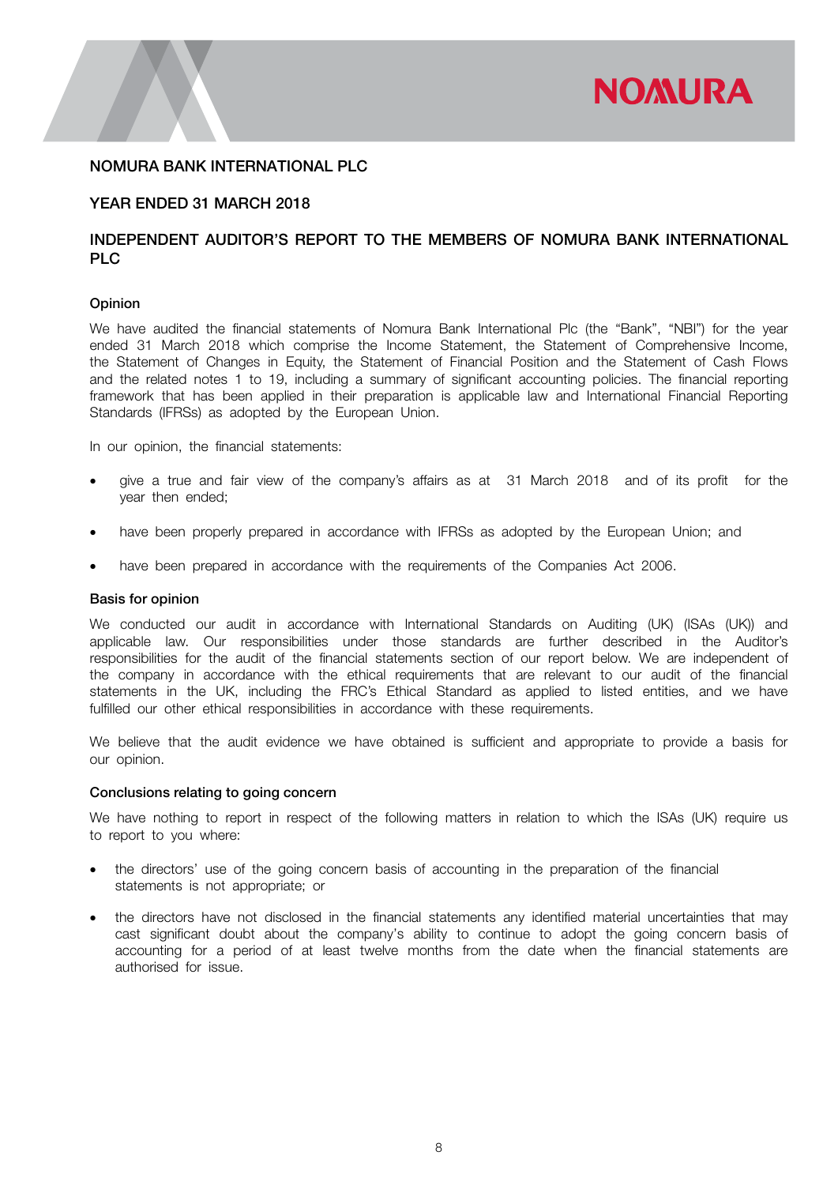# NOMURA BANK INTERNATIONAL PLC

## YEAR ENDED 31 MARCH 2018

## INDEPENDENT AUDITOR'S REPORT TO THE MEMBERS OF NOMURA BANK INTERNATIONAL PLC

### Opinion

We have audited the financial statements of Nomura Bank International Plc (the "Bank", "NBI") for the year ended 31 March 2018 which comprise the Income Statement, the Statement of Comprehensive Income, the Statement of Changes in Equity, the Statement of Financial Position and the Statement of Cash Flows and the related notes 1 to 19, including a summary of significant accounting policies. The financial reporting framework that has been applied in their preparation is applicable law and International Financial Reporting Standards (IFRSs) as adopted by the European Union.

In our opinion, the financial statements:

- give a true and fair view of the company's affairs as at 31 March 2018 and of its profit for the year then ended;
- have been properly prepared in accordance with IFRSs as adopted by the European Union; and
- have been prepared in accordance with the requirements of the Companies Act 2006.

### Basis for opinion

We conducted our audit in accordance with International Standards on Auditing (UK) (ISAs (UK)) and applicable law. Our responsibilities under those standards are further described in the Auditor's responsibilities for the audit of the financial statements section of our report below. We are independent of the company in accordance with the ethical requirements that are relevant to our audit of the financial statements in the UK, including the FRC's Ethical Standard as applied to listed entities, and we have fulfilled our other ethical responsibilities in accordance with these requirements.

We believe that the audit evidence we have obtained is sufficient and appropriate to provide a basis for our opinion.

### Conclusions relating to going concern

We have nothing to report in respect of the following matters in relation to which the ISAs (UK) require us to report to you where:

- the directors' use of the going concern basis of accounting in the preparation of the financial statements is not appropriate; or
- the directors have not disclosed in the financial statements any identified material uncertainties that may cast significant doubt about the company's ability to continue to adopt the going concern basis of accounting for a period of at least twelve months from the date when the financial statements are authorised for issue.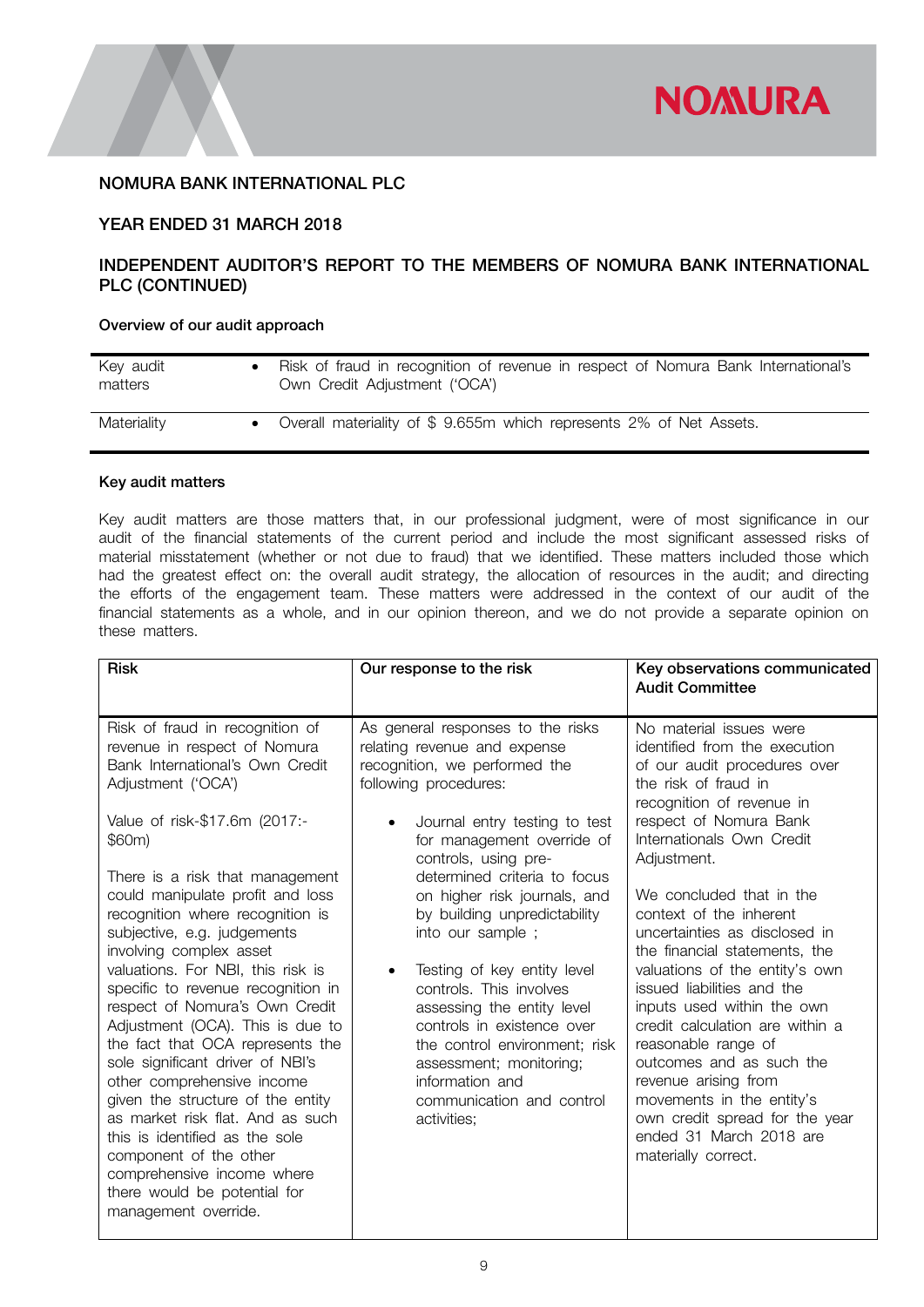**NOMURA BANK INTERNATIONAL PLC**

**YEAR ENDED 31 MARCH 2018**

## INDEPENDENT AUDITOR'S REPORT TO THE MEMBERS OF NOMURA BANK INTERNATIONAL PLC (CONTINUED)

**Overview of our audit approach**

| | |
|---|---|
| Key audit matters | • Risk of fraud in recognition of revenue in respect of Nomura Bank International's Own Credit Adjustment ('OCA') |
| Materiality | • Overall materiality of $ 9.655m which represents 2% of Net Assets. |

**Key audit matters**

Key audit matters are those matters that, in our professional judgment, were of most significance in our audit of the financial statements of the current period and include the most significant assessed risks of material misstatement (whether or not due to fraud) that we identified. These matters included those which had the greatest effect on: the overall audit strategy, the allocation of resources in the audit; and directing the efforts of the engagement team. These matters were addressed in the context of our audit of the financial statements as a whole, and in our opinion thereon, and we do not provide a separate opinion on these matters.

| Risk | Our response to the risk | Key observations communicated Audit Committee |
|---|---|---|
| Risk of fraud in recognition of revenue in respect of Nomura Bank International's Own Credit Adjustment ('OCA')<br><br>Value of risk-$17.6m (2017:- $60m)<br><br>There is a risk that management could manipulate profit and loss recognition where recognition is subjective, e.g. judgements involving complex asset valuations. For NBI, this risk is specific to revenue recognition in respect of Nomura's Own Credit Adjustment (OCA). This is due to the fact that OCA represents the sole significant driver of NBI's other comprehensive income given the structure of the entity as market risk flat. And as such this is identified as the sole component of the other comprehensive income where there would be potential for management override. | As general responses to the risks relating revenue and expense recognition, we performed the following procedures:<br><br>• Journal entry testing to test for management override of controls, using pre-determined criteria to focus on higher risk journals, and by building unpredictability into our sample ;<br><br>• Testing of key entity level controls. This involves assessing the entity level controls in existence over the control environment; risk assessment; monitoring; information and communication and control activities; | No material issues were identified from the execution of our audit procedures over the risk of fraud in recognition of revenue in respect of Nomura Bank Internationals Own Credit Adjustment.<br><br>We concluded that in the context of the inherent uncertainties as disclosed in the financial statements, the valuations of the entity's own issued liabilities and the inputs used within the own credit calculation are within a reasonable range of outcomes and as such the revenue arising from movements in the entity's own credit spread for the year ended 31 March 2018 are materially correct. |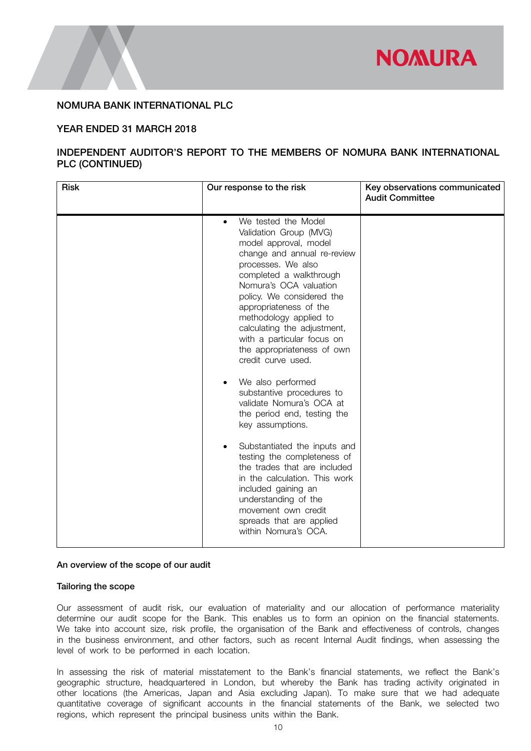## NOMURA BANK INTERNATIONAL PLC

## YEAR ENDED 31 MARCH 2018

## INDEPENDENT AUDITOR'S REPORT TO THE MEMBERS OF NOMURA BANK INTERNATIONAL PLC (CONTINUED)

| Risk | Our response to the risk | Key observations communicated Audit Committee |
|---|---|---|
| | • We tested the Model Validation Group (MVG) model approval, model change and annual re-review processes. We also completed a walkthrough Nomura's OCA valuation policy. We considered the appropriateness of the methodology applied to calculating the adjustment, with a particular focus on the appropriateness of own credit curve used.<br><br>• We also performed substantive procedures to validate Nomura's OCA at the period end, testing the key assumptions.<br><br>• Substantiated the inputs and testing the completeness of the trades that are included in the calculation. This work included gaining an understanding of the movement own credit spreads that are applied within Nomura's OCA. | |

**An overview of the scope of our audit**

**Tailoring the scope**

Our assessment of audit risk, our evaluation of materiality and our allocation of performance materiality determine our audit scope for the Bank. This enables us to form an opinion on the financial statements. We take into account size, risk profile, the organisation of the Bank and effectiveness of controls, changes in the business environment, and other factors, such as recent Internal Audit findings, when assessing the level of work to be performed in each location.

In assessing the risk of material misstatement to the Bank's financial statements, we reflect the Bank's geographic structure, headquartered in London, but whereby the Bank has trading activity originated in other locations (the Americas, Japan and Asia excluding Japan). To make sure that we had adequate quantitative coverage of significant accounts in the financial statements of the Bank, we selected two regions, which represent the principal business units within the Bank.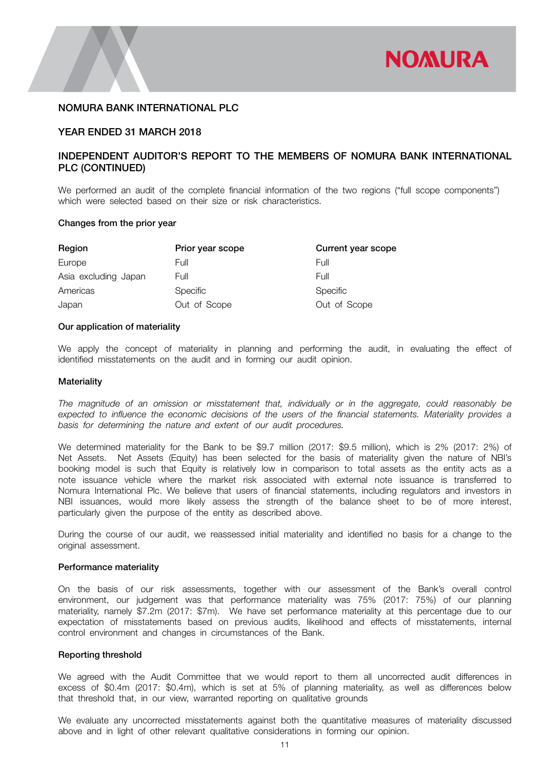NOMURA BANK INTERNATIONAL PLC

YEAR ENDED 31 MARCH 2018

## INDEPENDENT AUDITOR'S REPORT TO THE MEMBERS OF NOMURA BANK INTERNATIONAL PLC (CONTINUED)

We performed an audit of the complete financial information of the two regions ("full scope components") which were selected based on their size or risk characteristics.

### Changes from the prior year

| Region | Prior year scope | Current year scope |
|---|---|---|
| Europe | Full | Full |
| Asia excluding Japan | Full | Full |
| Americas | Specific | Specific |
| Japan | Out of Scope | Out of Scope |

### Our application of materiality

We apply the concept of materiality in planning and performing the audit, in evaluating the effect of identified misstatements on the audit and in forming our audit opinion.

### Materiality

*The magnitude of an omission or misstatement that, individually or in the aggregate, could reasonably be expected to influence the economic decisions of the users of the financial statements. Materiality provides a basis for determining the nature and extent of our audit procedures.*

We determined materiality for the Bank to be $9.7 million (2017: $9.5 million), which is 2% (2017: 2%) of Net Assets. Net Assets (Equity) has been selected for the basis of materiality given the nature of NBI's booking model is such that Equity is relatively low in comparison to total assets as the entity acts as a note issuance vehicle where the market risk associated with external note issuance is transferred to Nomura International Plc. We believe that users of financial statements, including regulators and investors in NBI issuances, would more likely assess the strength of the balance sheet to be of more interest, particularly given the purpose of the entity as described above.

During the course of our audit, we reassessed initial materiality and identified no basis for a change to the original assessment.

### Performance materiality

On the basis of our risk assessments, together with our assessment of the Bank's overall control environment, our judgement was that performance materiality was 75% (2017: 75%) of our planning materiality, namely $7.2m (2017: $7m). We have set performance materiality at this percentage due to our expectation of misstatements based on previous audits, likelihood and effects of misstatements, internal control environment and changes in circumstances of the Bank.

### Reporting threshold

We agreed with the Audit Committee that we would report to them all uncorrected audit differences in excess of $0.4m (2017: $0.4m), which is set at 5% of planning materiality, as well as differences below that threshold that, in our view, warranted reporting on qualitative grounds

We evaluate any uncorrected misstatements against both the quantitative measures of materiality discussed above and in light of other relevant qualitative considerations in forming our opinion.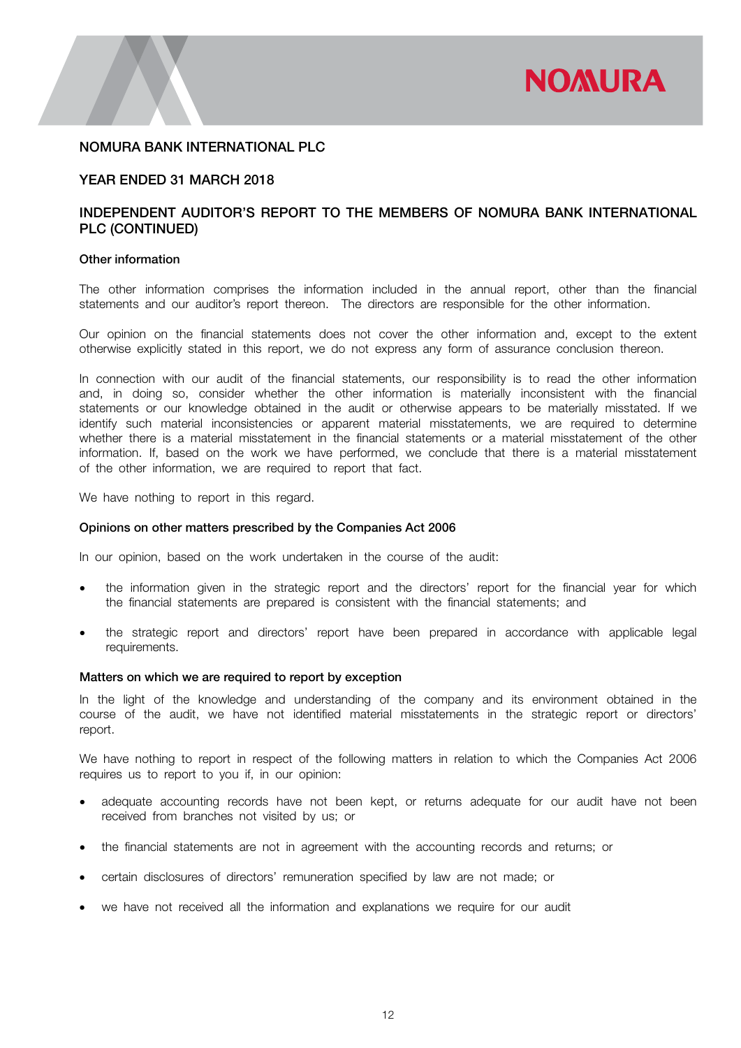NOMURA BANK INTERNATIONAL PLC

YEAR ENDED 31 MARCH 2018

## INDEPENDENT AUDITOR'S REPORT TO THE MEMBERS OF NOMURA BANK INTERNATIONAL PLC (CONTINUED)

### Other information

The other information comprises the information included in the annual report, other than the financial statements and our auditor's report thereon. The directors are responsible for the other information.

Our opinion on the financial statements does not cover the other information and, except to the extent otherwise explicitly stated in this report, we do not express any form of assurance conclusion thereon.

In connection with our audit of the financial statements, our responsibility is to read the other information and, in doing so, consider whether the other information is materially inconsistent with the financial statements or our knowledge obtained in the audit or otherwise appears to be materially misstated. If we identify such material inconsistencies or apparent material misstatements, we are required to determine whether there is a material misstatement in the financial statements or a material misstatement of the other information. If, based on the work we have performed, we conclude that there is a material misstatement of the other information, we are required to report that fact.

We have nothing to report in this regard.

### Opinions on other matters prescribed by the Companies Act 2006

In our opinion, based on the work undertaken in the course of the audit:

- the information given in the strategic report and the directors' report for the financial year for which the financial statements are prepared is consistent with the financial statements; and
- the strategic report and directors' report have been prepared in accordance with applicable legal requirements.

### Matters on which we are required to report by exception

In the light of the knowledge and understanding of the company and its environment obtained in the course of the audit, we have not identified material misstatements in the strategic report or directors' report.

We have nothing to report in respect of the following matters in relation to which the Companies Act 2006 requires us to report to you if, in our opinion:

- adequate accounting records have not been kept, or returns adequate for our audit have not been received from branches not visited by us; or
- the financial statements are not in agreement with the accounting records and returns; or
- certain disclosures of directors' remuneration specified by law are not made; or
- we have not received all the information and explanations we require for our audit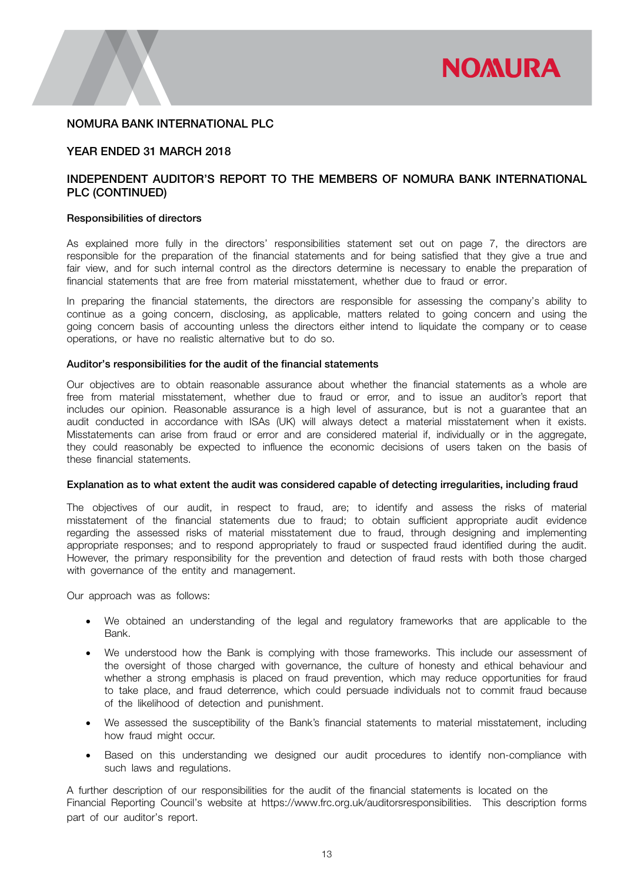# NOMURA BANK INTERNATIONAL PLC

## YEAR ENDED 31 MARCH 2018

## INDEPENDENT AUDITOR'S REPORT TO THE MEMBERS OF NOMURA BANK INTERNATIONAL PLC (CONTINUED)

### Responsibilities of directors

As explained more fully in the directors' responsibilities statement set out on page 7, the directors are responsible for the preparation of the financial statements and for being satisfied that they give a true and fair view, and for such internal control as the directors determine is necessary to enable the preparation of financial statements that are free from material misstatement, whether due to fraud or error.

In preparing the financial statements, the directors are responsible for assessing the company's ability to continue as a going concern, disclosing, as applicable, matters related to going concern and using the going concern basis of accounting unless the directors either intend to liquidate the company or to cease operations, or have no realistic alternative but to do so.

### Auditor's responsibilities for the audit of the financial statements

Our objectives are to obtain reasonable assurance about whether the financial statements as a whole are free from material misstatement, whether due to fraud or error, and to issue an auditor's report that includes our opinion. Reasonable assurance is a high level of assurance, but is not a guarantee that an audit conducted in accordance with ISAs (UK) will always detect a material misstatement when it exists. Misstatements can arise from fraud or error and are considered material if, individually or in the aggregate, they could reasonably be expected to influence the economic decisions of users taken on the basis of these financial statements.

### Explanation as to what extent the audit was considered capable of detecting irregularities, including fraud

The objectives of our audit, in respect to fraud, are; to identify and assess the risks of material misstatement of the financial statements due to fraud; to obtain sufficient appropriate audit evidence regarding the assessed risks of material misstatement due to fraud, through designing and implementing appropriate responses; and to respond appropriately to fraud or suspected fraud identified during the audit. However, the primary responsibility for the prevention and detection of fraud rests with both those charged with governance of the entity and management.

Our approach was as follows:

- We obtained an understanding of the legal and regulatory frameworks that are applicable to the Bank.
- We understood how the Bank is complying with those frameworks. This include our assessment of the oversight of those charged with governance, the culture of honesty and ethical behaviour and whether a strong emphasis is placed on fraud prevention, which may reduce opportunities for fraud to take place, and fraud deterrence, which could persuade individuals not to commit fraud because of the likelihood of detection and punishment.
- We assessed the susceptibility of the Bank's financial statements to material misstatement, including how fraud might occur.
- Based on this understanding we designed our audit procedures to identify non-compliance with such laws and regulations.

A further description of our responsibilities for the audit of the financial statements is located on the Financial Reporting Council's website at https://www.frc.org.uk/auditorsresponsibilities. This description forms part of our auditor's report.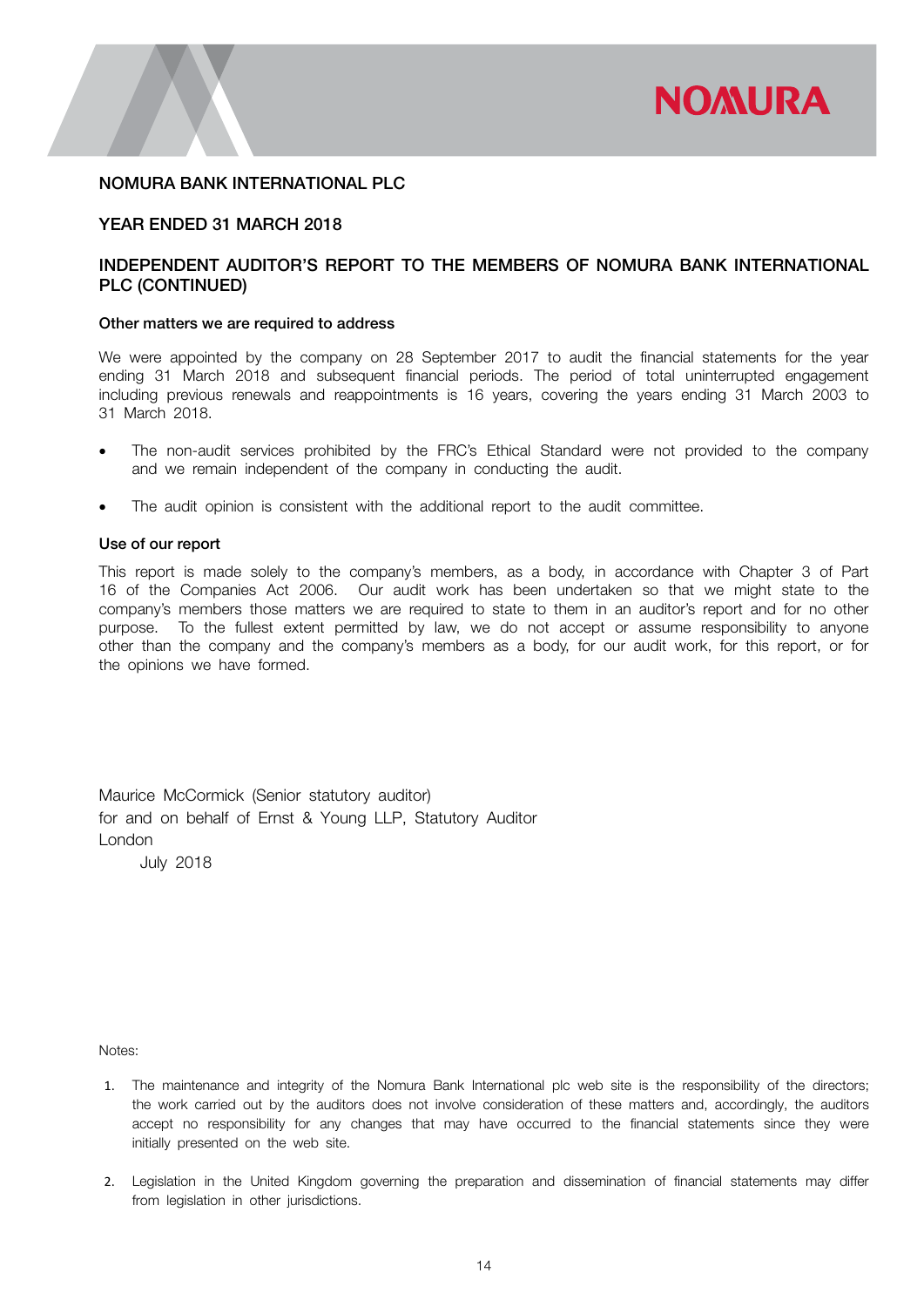NOMURA BANK INTERNATIONAL PLC

YEAR ENDED 31 MARCH 2018

## INDEPENDENT AUDITOR'S REPORT TO THE MEMBERS OF NOMURA BANK INTERNATIONAL PLC (CONTINUED)

### Other matters we are required to address

We were appointed by the company on 28 September 2017 to audit the financial statements for the year ending 31 March 2018 and subsequent financial periods. The period of total uninterrupted engagement including previous renewals and reappointments is 16 years, covering the years ending 31 March 2003 to 31 March 2018.

- The non-audit services prohibited by the FRC's Ethical Standard were not provided to the company and we remain independent of the company in conducting the audit.
- The audit opinion is consistent with the additional report to the audit committee.

### Use of our report

This report is made solely to the company's members, as a body, in accordance with Chapter 3 of Part 16 of the Companies Act 2006. Our audit work has been undertaken so that we might state to the company's members those matters we are required to state to them in an auditor's report and for no other purpose. To the fullest extent permitted by law, we do not accept or assume responsibility to anyone other than the company and the company's members as a body, for our audit work, for this report, or for the opinions we have formed.

Maurice McCormick (Senior statutory auditor)
for and on behalf of Ernst & Young LLP, Statutory Auditor
London
July 2018

Notes:

1. The maintenance and integrity of the Nomura Bank International plc web site is the responsibility of the directors; the work carried out by the auditors does not involve consideration of these matters and, accordingly, the auditors accept no responsibility for any changes that may have occurred to the financial statements since they were initially presented on the web site.
2. Legislation in the United Kingdom governing the preparation and dissemination of financial statements may differ from legislation in other jurisdictions.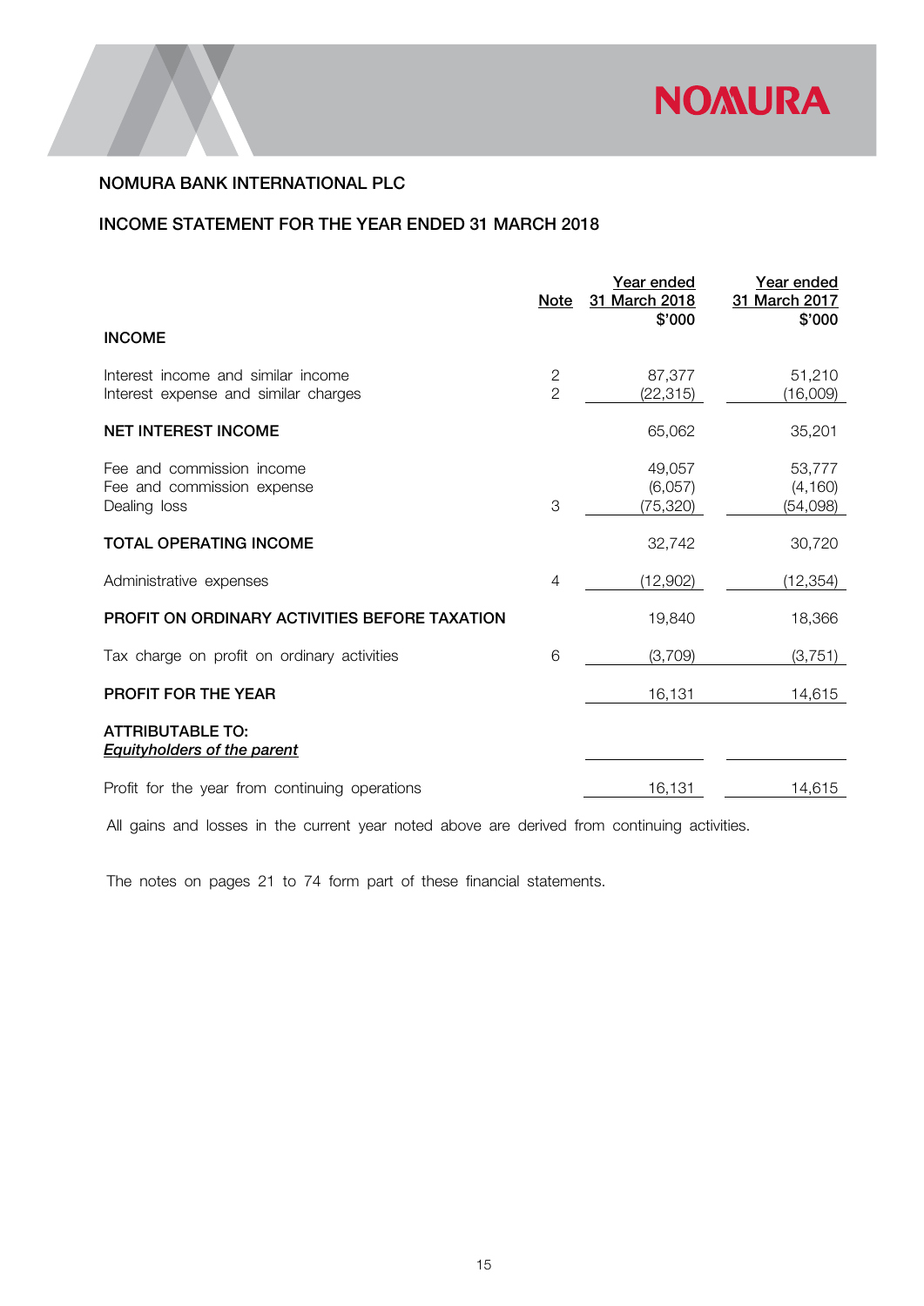## NOMURA BANK INTERNATIONAL PLC

## INCOME STATEMENT FOR THE YEAR ENDED 31 MARCH 2018

| | Note | Year ended 31 March 2018 $'000 | Year ended 31 March 2017 $'000 |
|---|---|---|---|
| **INCOME** | | | |
| Interest income and similar income | 2 | 87,377 | 51,210 |
| Interest expense and similar charges | 2 | (22,315) | (16,009) |
| **NET INTEREST INCOME** | | 65,062 | 35,201 |
| Fee and commission income | | 49,057 | 53,777 |
| Fee and commission expense | | (6,057) | (4,160) |
| Dealing loss | 3 | (75,320) | (54,098) |
| **TOTAL OPERATING INCOME** | | 32,742 | 30,720 |
| Administrative expenses | 4 | (12,902) | (12,354) |
| **PROFIT ON ORDINARY ACTIVITIES BEFORE TAXATION** | | 19,840 | 18,366 |
| Tax charge on profit on ordinary activities | 6 | (3,709) | (3,751) |
| **PROFIT FOR THE YEAR** | | 16,131 | 14,615 |
| **ATTRIBUTABLE TO:** ***Equityholders of the parent*** | | | |
| Profit for the year from continuing operations | | 16,131 | 14,615 |

All gains and losses in the current year noted above are derived from continuing activities.

The notes on pages 21 to 74 form part of these financial statements.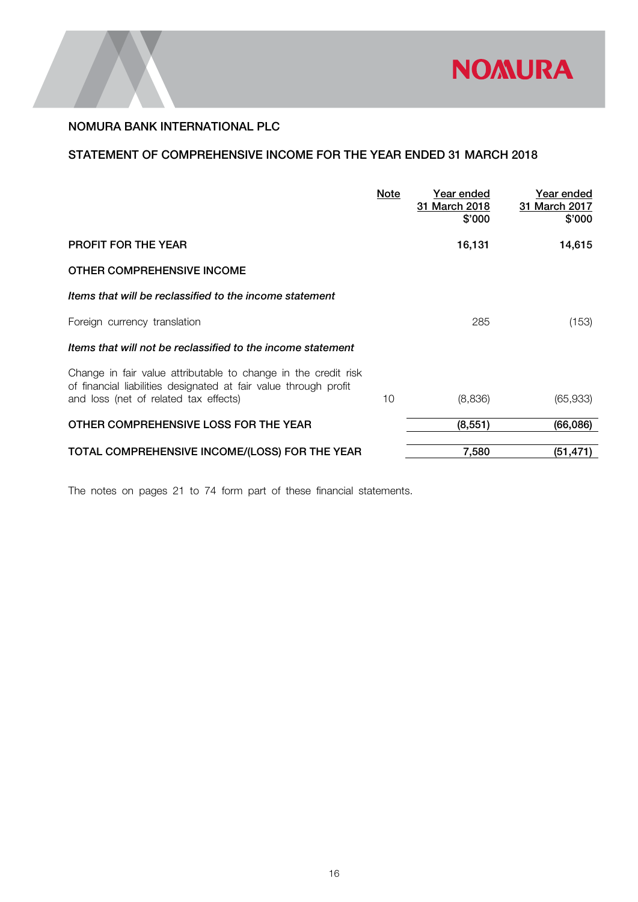## NOMURA BANK INTERNATIONAL PLC

## STATEMENT OF COMPREHENSIVE INCOME FOR THE YEAR ENDED 31 MARCH 2018

| | Note | Year ended 31 March 2018 $'000 | Year ended 31 March 2017 $'000 |
|---|---|---|---|
| **PROFIT FOR THE YEAR** | | **16,131** | **14,615** |
| **OTHER COMPREHENSIVE INCOME** | | | |
| ***Items that will be reclassified to the income statement*** | | | |
| Foreign currency translation | | 285 | (153) |
| ***Items that will not be reclassified to the income statement*** | | | |
| Change in fair value attributable to change in the credit risk of financial liabilities designated at fair value through profit and loss (net of related tax effects) | 10 | (8,836) | (65,933) |
| **OTHER COMPREHENSIVE LOSS FOR THE YEAR** | | **(8,551)** | **(66,086)** |
| **TOTAL COMPREHENSIVE INCOME/(LOSS) FOR THE YEAR** | | **7,580** | **(51,471)** |

The notes on pages 21 to 74 form part of these financial statements.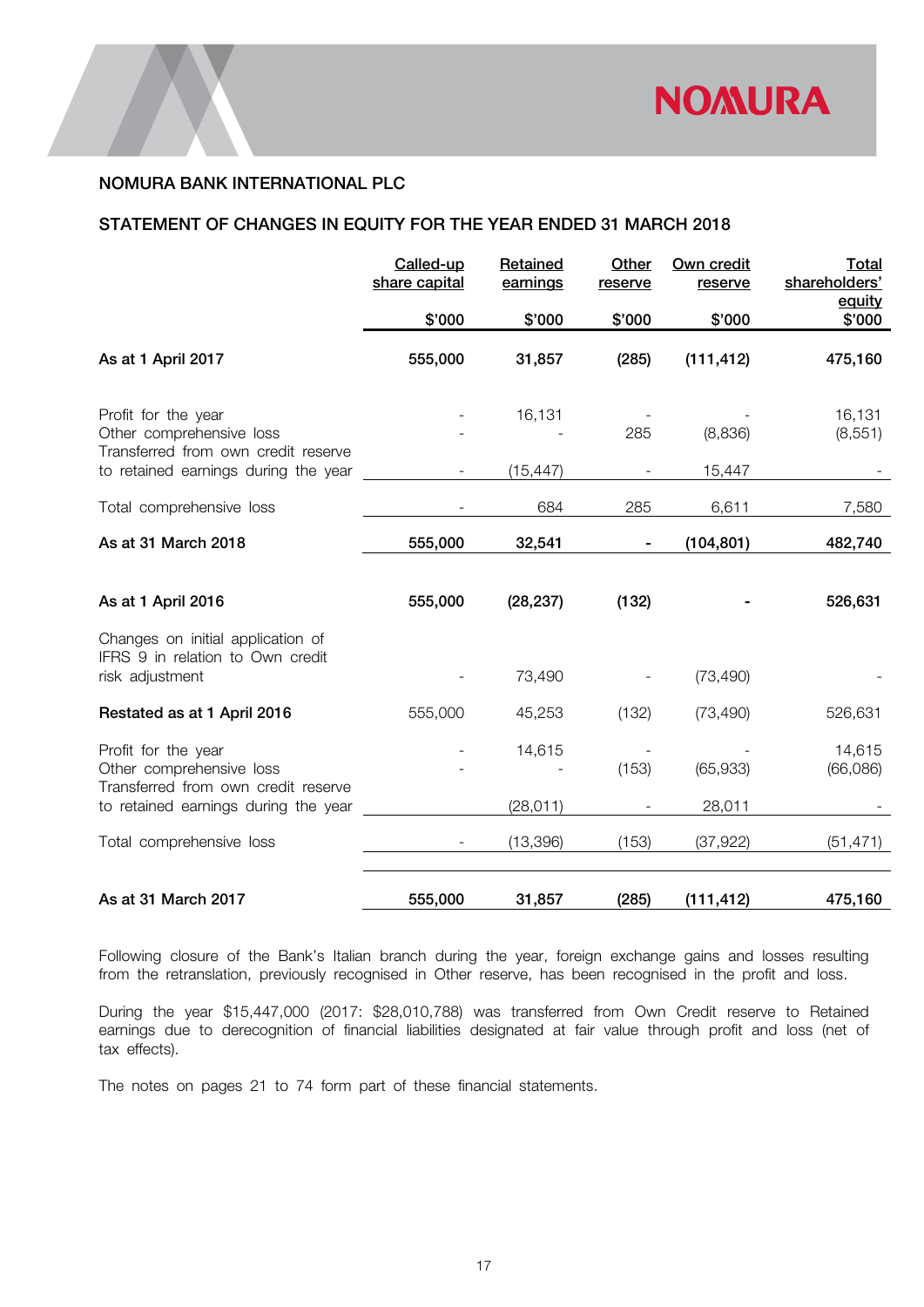## NOMURA BANK INTERNATIONAL PLC

## STATEMENT OF CHANGES IN EQUITY FOR THE YEAR ENDED 31 MARCH 2018

| | Called-up share capital | Retained earnings | Other reserve | Own credit reserve | Total shareholders' equity |
|---|---|---|---|---|---|
| | $'000 | $'000 | $'000 | $'000 | $'000 |
| **As at 1 April 2017** | **555,000** | **31,857** | **(285)** | **(111,412)** | **475,160** |
| Profit for the year | - | 16,131 | - | - | 16,131 |
| Other comprehensive loss | - | - | 285 | (8,836) | (8,551) |
| Transferred from own credit reserve to retained earnings during the year | - | (15,447) | - | 15,447 | - |
| Total comprehensive loss | - | 684 | 285 | 6,611 | 7,580 |
| **As at 31 March 2018** | **555,000** | **32,541** | **-** | **(104,801)** | **482,740** |
| **As at 1 April 2016** | **555,000** | **(28,237)** | **(132)** | **-** | **526,631** |
| Changes on initial application of IFRS 9 in relation to Own credit risk adjustment | - | 73,490 | - | (73,490) | - |
| **Restated as at 1 April 2016** | 555,000 | 45,253 | (132) | (73,490) | 526,631 |
| Profit for the year | - | 14,615 | - | - | 14,615 |
| Other comprehensive loss | - | - | (153) | (65,933) | (66,086) |
| Transferred from own credit reserve to retained earnings during the year | - | (28,011) | - | 28,011 | - |
| Total comprehensive loss | - | (13,396) | (153) | (37,922) | (51,471) |
| **As at 31 March 2017** | **555,000** | **31,857** | **(285)** | **(111,412)** | **475,160** |

Following closure of the Bank's Italian branch during the year, foreign exchange gains and losses resulting from the retranslation, previously recognised in Other reserve, has been recognised in the profit and loss.

During the year $15,447,000 (2017: $28,010,788) was transferred from Own Credit reserve to Retained earnings due to derecognition of financial liabilities designated at fair value through profit and loss (net of tax effects).

The notes on pages 21 to 74 form part of these financial statements.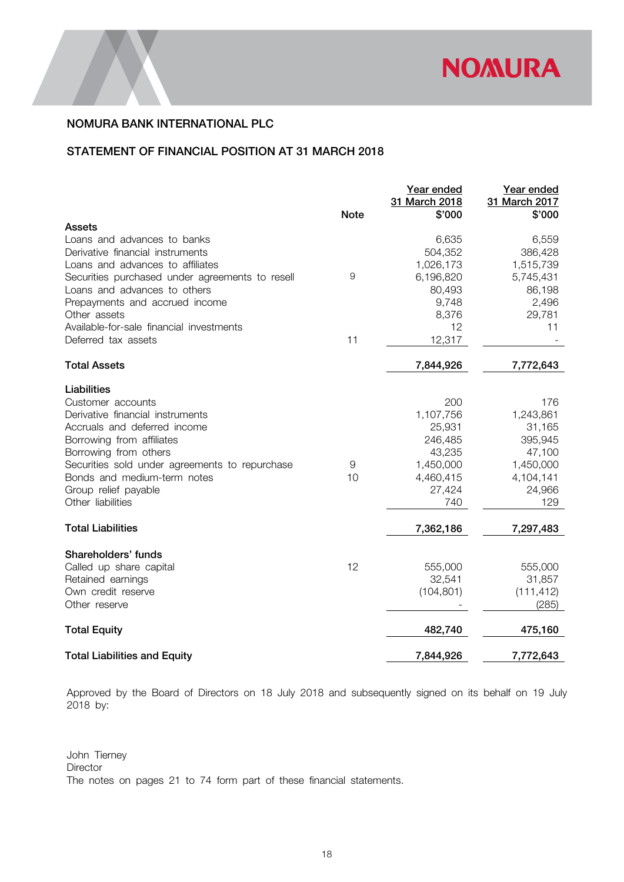## NOMURA BANK INTERNATIONAL PLC

## STATEMENT OF FINANCIAL POSITION AT 31 MARCH 2018

| | Note | Year ended 31 March 2018 $'000 | Year ended 31 March 2017 $'000 |
|---|---|---|---|
| **Assets** | | | |
| Loans and advances to banks | | 6,635 | 6,559 |
| Derivative financial instruments | | 504,352 | 386,428 |
| Loans and advances to affiliates | | 1,026,173 | 1,515,739 |
| Securities purchased under agreements to resell | 9 | 6,196,820 | 5,745,431 |
| Loans and advances to others | | 80,493 | 86,198 |
| Prepayments and accrued income | | 9,748 | 2,496 |
| Other assets | | 8,376 | 29,781 |
| Available-for-sale financial investments | | 12 | 11 |
| Deferred tax assets | 11 | 12,317 | - |
| **Total Assets** | | **7,844,926** | **7,772,643** |
| **Liabilities** | | | |
| Customer accounts | | 200 | 176 |
| Derivative financial instruments | | 1,107,756 | 1,243,861 |
| Accruals and deferred income | | 25,931 | 31,165 |
| Borrowing from affiliates | | 246,485 | 395,945 |
| Borrowing from others | | 43,235 | 47,100 |
| Securities sold under agreements to repurchase | 9 | 1,450,000 | 1,450,000 |
| Bonds and medium-term notes | 10 | 4,460,415 | 4,104,141 |
| Group relief payable | | 27,424 | 24,966 |
| Other liabilities | | 740 | 129 |
| **Total Liabilities** | | **7,362,186** | **7,297,483** |
| **Shareholders' funds** | | | |
| Called up share capital | 12 | 555,000 | 555,000 |
| Retained earnings | | 32,541 | 31,857 |
| Own credit reserve | | (104,801) | (111,412) |
| Other reserve | | - | (285) |
| **Total Equity** | | **482,740** | **475,160** |
| **Total Liabilities and Equity** | | **7,844,926** | **7,772,643** |

Approved by the Board of Directors on 18 July 2018 and subsequently signed on its behalf on 19 July 2018 by:

John Tierney
Director

The notes on pages 21 to 74 form part of these financial statements.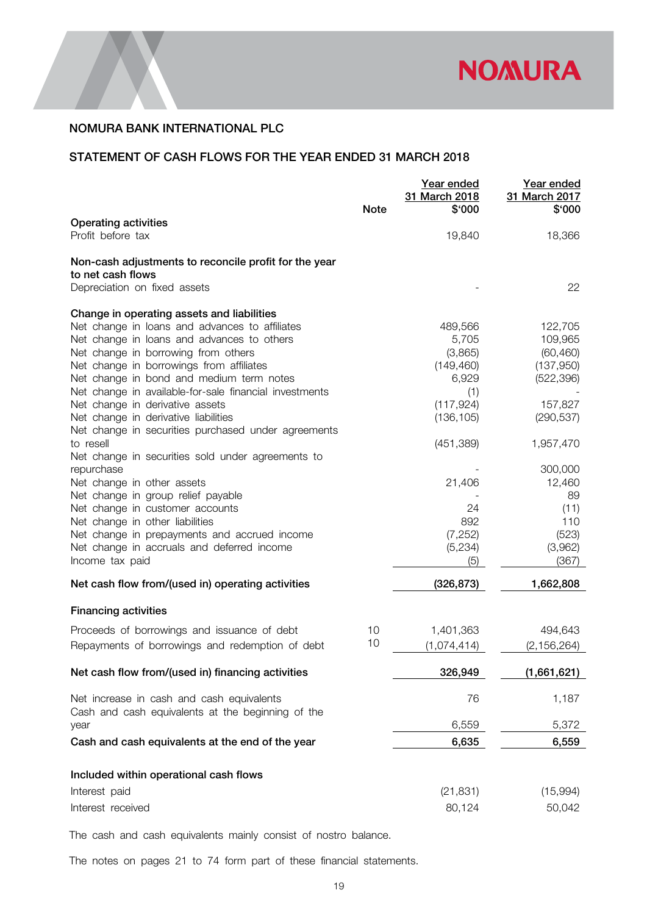## NOMURA BANK INTERNATIONAL PLC

### STATEMENT OF CASH FLOWS FOR THE YEAR ENDED 31 MARCH 2018

| | Note | Year ended 31 March 2018 $'000 | Year ended 31 March 2017 $'000 |
|---|---|---|---|
| **Operating activities** | | | |
| Profit before tax | | 19,840 | 18,366 |
| | | | |
| **Non-cash adjustments to reconcile profit for the year to net cash flows** | | | |
| Depreciation on fixed assets | | - | 22 |
| | | | |
| **Change in operating assets and liabilities** | | | |
| Net change in loans and advances to affiliates | | 489,566 | 122,705 |
| Net change in loans and advances to others | | 5,705 | 109,965 |
| Net change in borrowing from others | | (3,865) | (60,460) |
| Net change in borrowings from affiliates | | (149,460) | (137,950) |
| Net change in bond and medium term notes | | 6,929 | (522,396) |
| Net change in available-for-sale financial investments | | (1) | - |
| Net change in derivative assets | | (117,924) | 157,827 |
| Net change in derivative liabilities | | (136,105) | (290,537) |
| Net change in securities purchased under agreements to resell | | (451,389) | 1,957,470 |
| Net change in securities sold under agreements to repurchase | | - | 300,000 |
| Net change in other assets | | 21,406 | 12,460 |
| Net change in group relief payable | | - | 89 |
| Net change in customer accounts | | 24 | (11) |
| Net change in other liabilities | | 892 | 110 |
| Net change in prepayments and accrued income | | (7,252) | (523) |
| Net change in accruals and deferred income | | (5,234) | (3,962) |
| Income tax paid | | (5) | (367) |
| **Net cash flow from/(used in) operating activities** | | **(326,873)** | **1,662,808** |
| | | | |
| **Financing activities** | | | |
| Proceeds of borrowings and issuance of debt | 10 | 1,401,363 | 494,643 |
| Repayments of borrowings and redemption of debt | 10 | (1,074,414) | (2,156,264) |
| **Net cash flow from/(used in) financing activities** | | **326,949** | **(1,661,621)** |
| | | | |
| Net increase in cash and cash equivalents | | 76 | 1,187 |
| Cash and cash equivalents at the beginning of the year | | 6,559 | 5,372 |
| **Cash and cash equivalents at the end of the year** | | **6,635** | **6,559** |
| | | | |
| **Included within operational cash flows** | | | |
| Interest paid | | (21,831) | (15,994) |
| Interest received | | 80,124 | 50,042 |

The cash and cash equivalents mainly consist of nostro balance.

The notes on pages 21 to 74 form part of these financial statements.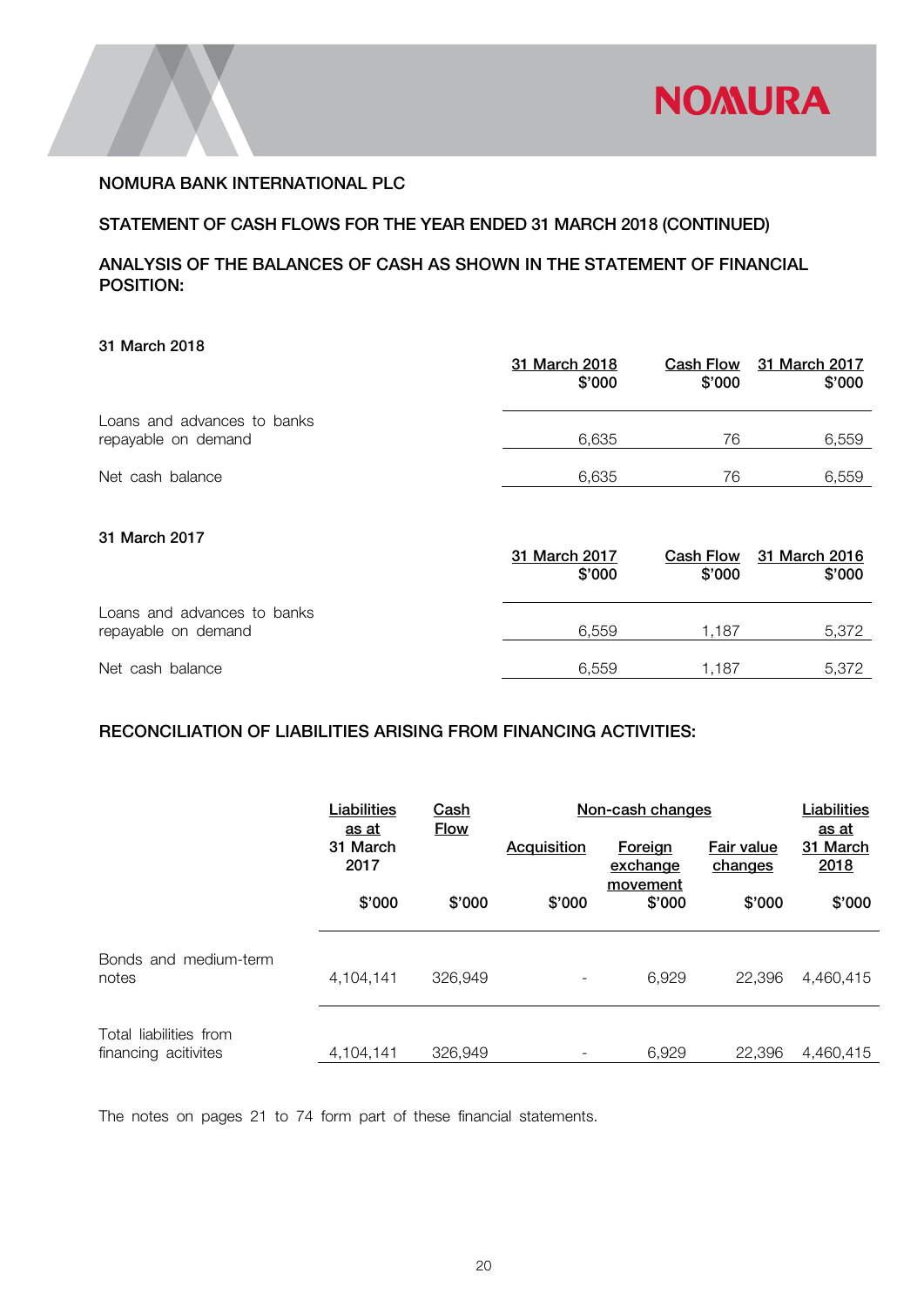NOMURA BANK INTERNATIONAL PLC

## STATEMENT OF CASH FLOWS FOR THE YEAR ENDED 31 MARCH 2018 (CONTINUED)

## ANALYSIS OF THE BALANCES OF CASH AS SHOWN IN THE STATEMENT OF FINANCIAL POSITION:

**31 March 2018**

| | 31 March 2018 $'000 | Cash Flow $'000 | 31 March 2017 $'000 |
|---|---|---|---|
| Loans and advances to banks repayable on demand | 6,635 | 76 | 6,559 |
| Net cash balance | 6,635 | 76 | 6,559 |

**31 March 2017**

| | 31 March 2017 $'000 | Cash Flow $'000 | 31 March 2016 $'000 |
|---|---|---|---|
| Loans and advances to banks repayable on demand | 6,559 | 1,187 | 5,372 |
| Net cash balance | 6,559 | 1,187 | 5,372 |

## RECONCILIATION OF LIABILITIES ARISING FROM FINANCING ACTIVITIES:

| | Liabilities as at 31 March 2017 | Cash Flow | Non-cash changes | | | Liabilities as at 31 March 2018 |
|---|---|---|---|---|---|---|
| | | | Acquisition | Foreign exchange movement | Fair value changes | |
| | $'000 | $'000 | $'000 | $'000 | $'000 | $'000 |
| Bonds and medium-term notes | 4,104,141 | 326,949 | - | 6,929 | 22,396 | 4,460,415 |
| Total liabilities from financing acitivites | 4,104,141 | 326,949 | - | 6,929 | 22,396 | 4,460,415 |

The notes on pages 21 to 74 form part of these financial statements.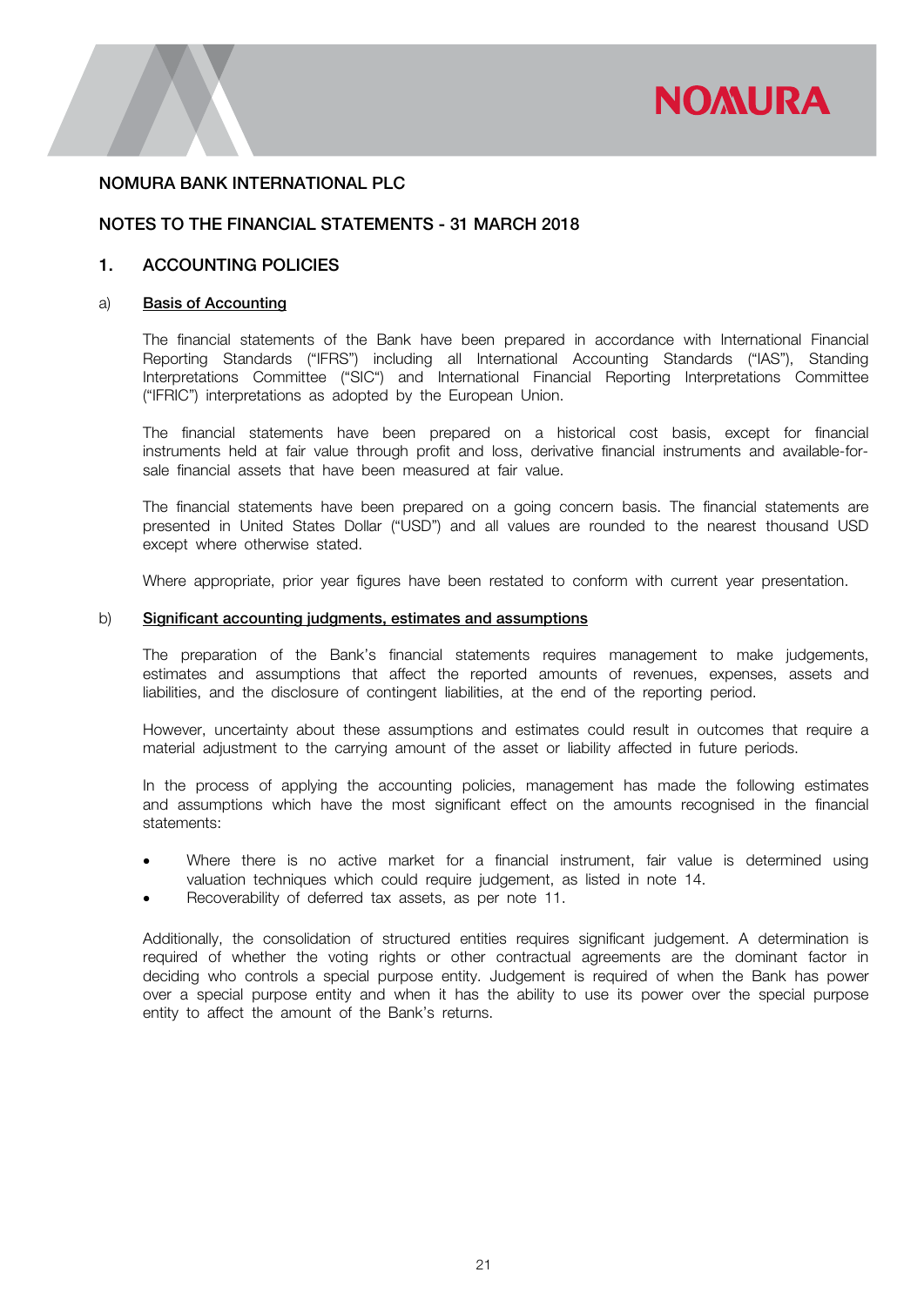NOMURA BANK INTERNATIONAL PLC

NOTES TO THE FINANCIAL STATEMENTS - 31 MARCH 2018

## 1. ACCOUNTING POLICIES

### a) Basis of Accounting

The financial statements of the Bank have been prepared in accordance with International Financial Reporting Standards ("IFRS") including all International Accounting Standards ("IAS"), Standing Interpretations Committee ("SIC") and International Financial Reporting Interpretations Committee ("IFRIC") interpretations as adopted by the European Union.

The financial statements have been prepared on a historical cost basis, except for financial instruments held at fair value through profit and loss, derivative financial instruments and available-for-sale financial assets that have been measured at fair value.

The financial statements have been prepared on a going concern basis. The financial statements are presented in United States Dollar ("USD") and all values are rounded to the nearest thousand USD except where otherwise stated.

Where appropriate, prior year figures have been restated to conform with current year presentation.

### b) Significant accounting judgments, estimates and assumptions

The preparation of the Bank's financial statements requires management to make judgements, estimates and assumptions that affect the reported amounts of revenues, expenses, assets and liabilities, and the disclosure of contingent liabilities, at the end of the reporting period.

However, uncertainty about these assumptions and estimates could result in outcomes that require a material adjustment to the carrying amount of the asset or liability affected in future periods.

In the process of applying the accounting policies, management has made the following estimates and assumptions which have the most significant effect on the amounts recognised in the financial statements:

- Where there is no active market for a financial instrument, fair value is determined using valuation techniques which could require judgement, as listed in note 14.
- Recoverability of deferred tax assets, as per note 11.

Additionally, the consolidation of structured entities requires significant judgement. A determination is required of whether the voting rights or other contractual agreements are the dominant factor in deciding who controls a special purpose entity. Judgement is required of when the Bank has power over a special purpose entity and when it has the ability to use its power over the special purpose entity to affect the amount of the Bank's returns.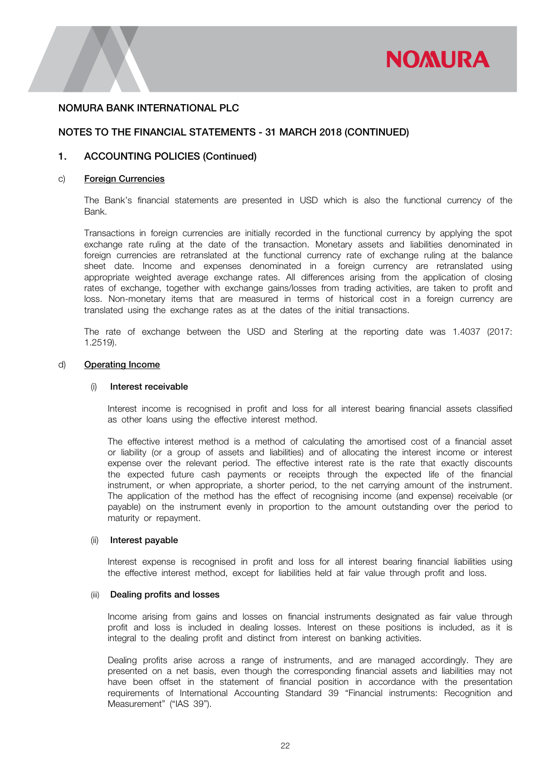NOMURA BANK INTERNATIONAL PLC

NOTES TO THE FINANCIAL STATEMENTS - 31 MARCH 2018 (CONTINUED)

## 1. ACCOUNTING POLICIES (Continued)

### c) Foreign Currencies

The Bank's financial statements are presented in USD which is also the functional currency of the Bank.

Transactions in foreign currencies are initially recorded in the functional currency by applying the spot exchange rate ruling at the date of the transaction. Monetary assets and liabilities denominated in foreign currencies are retranslated at the functional currency rate of exchange ruling at the balance sheet date. Income and expenses denominated in a foreign currency are retranslated using appropriate weighted average exchange rates. All differences arising from the application of closing rates of exchange, together with exchange gains/losses from trading activities, are taken to profit and loss. Non-monetary items that are measured in terms of historical cost in a foreign currency are translated using the exchange rates as at the dates of the initial transactions.

The rate of exchange between the USD and Sterling at the reporting date was 1.4037 (2017: 1.2519).

### d) Operating Income

#### (i) Interest receivable

Interest income is recognised in profit and loss for all interest bearing financial assets classified as other loans using the effective interest method.

The effective interest method is a method of calculating the amortised cost of a financial asset or liability (or a group of assets and liabilities) and of allocating the interest income or interest expense over the relevant period. The effective interest rate is the rate that exactly discounts the expected future cash payments or receipts through the expected life of the financial instrument, or when appropriate, a shorter period, to the net carrying amount of the instrument. The application of the method has the effect of recognising income (and expense) receivable (or payable) on the instrument evenly in proportion to the amount outstanding over the period to maturity or repayment.

#### (ii) Interest payable

Interest expense is recognised in profit and loss for all interest bearing financial liabilities using the effective interest method, except for liabilities held at fair value through profit and loss.

#### (iii) Dealing profits and losses

Income arising from gains and losses on financial instruments designated as fair value through profit and loss is included in dealing losses. Interest on these positions is included, as it is integral to the dealing profit and distinct from interest on banking activities.

Dealing profits arise across a range of instruments, and are managed accordingly. They are presented on a net basis, even though the corresponding financial assets and liabilities may not have been offset in the statement of financial position in accordance with the presentation requirements of International Accounting Standard 39 "Financial instruments: Recognition and Measurement" ("IAS 39").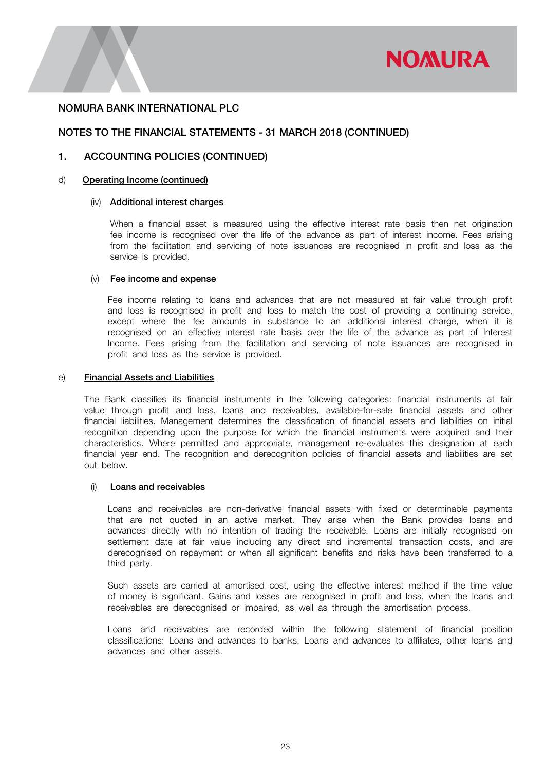# NOMURA BANK INTERNATIONAL PLC

## NOTES TO THE FINANCIAL STATEMENTS - 31 MARCH 2018 (CONTINUED)

## 1. ACCOUNTING POLICIES (CONTINUED)

### d) Operating Income (continued)

#### (iv) Additional interest charges

When a financial asset is measured using the effective interest rate basis then net origination fee income is recognised over the life of the advance as part of interest income. Fees arising from the facilitation and servicing of note issuances are recognised in profit and loss as the service is provided.

#### (v) Fee income and expense

Fee income relating to loans and advances that are not measured at fair value through profit and loss is recognised in profit and loss to match the cost of providing a continuing service, except where the fee amounts in substance to an additional interest charge, when it is recognised on an effective interest rate basis over the life of the advance as part of Interest Income. Fees arising from the facilitation and servicing of note issuances are recognised in profit and loss as the service is provided.

### e) Financial Assets and Liabilities

The Bank classifies its financial instruments in the following categories: financial instruments at fair value through profit and loss, loans and receivables, available-for-sale financial assets and other financial liabilities. Management determines the classification of financial assets and liabilities on initial recognition depending upon the purpose for which the financial instruments were acquired and their characteristics. Where permitted and appropriate, management re-evaluates this designation at each financial year end. The recognition and derecognition policies of financial assets and liabilities are set out below.

#### (i) Loans and receivables

Loans and receivables are non-derivative financial assets with fixed or determinable payments that are not quoted in an active market. They arise when the Bank provides loans and advances directly with no intention of trading the receivable. Loans are initially recognised on settlement date at fair value including any direct and incremental transaction costs, and are derecognised on repayment or when all significant benefits and risks have been transferred to a third party.

Such assets are carried at amortised cost, using the effective interest method if the time value of money is significant. Gains and losses are recognised in profit and loss, when the loans and receivables are derecognised or impaired, as well as through the amortisation process.

Loans and receivables are recorded within the following statement of financial position classifications: Loans and advances to banks, Loans and advances to affiliates, other loans and advances and other assets.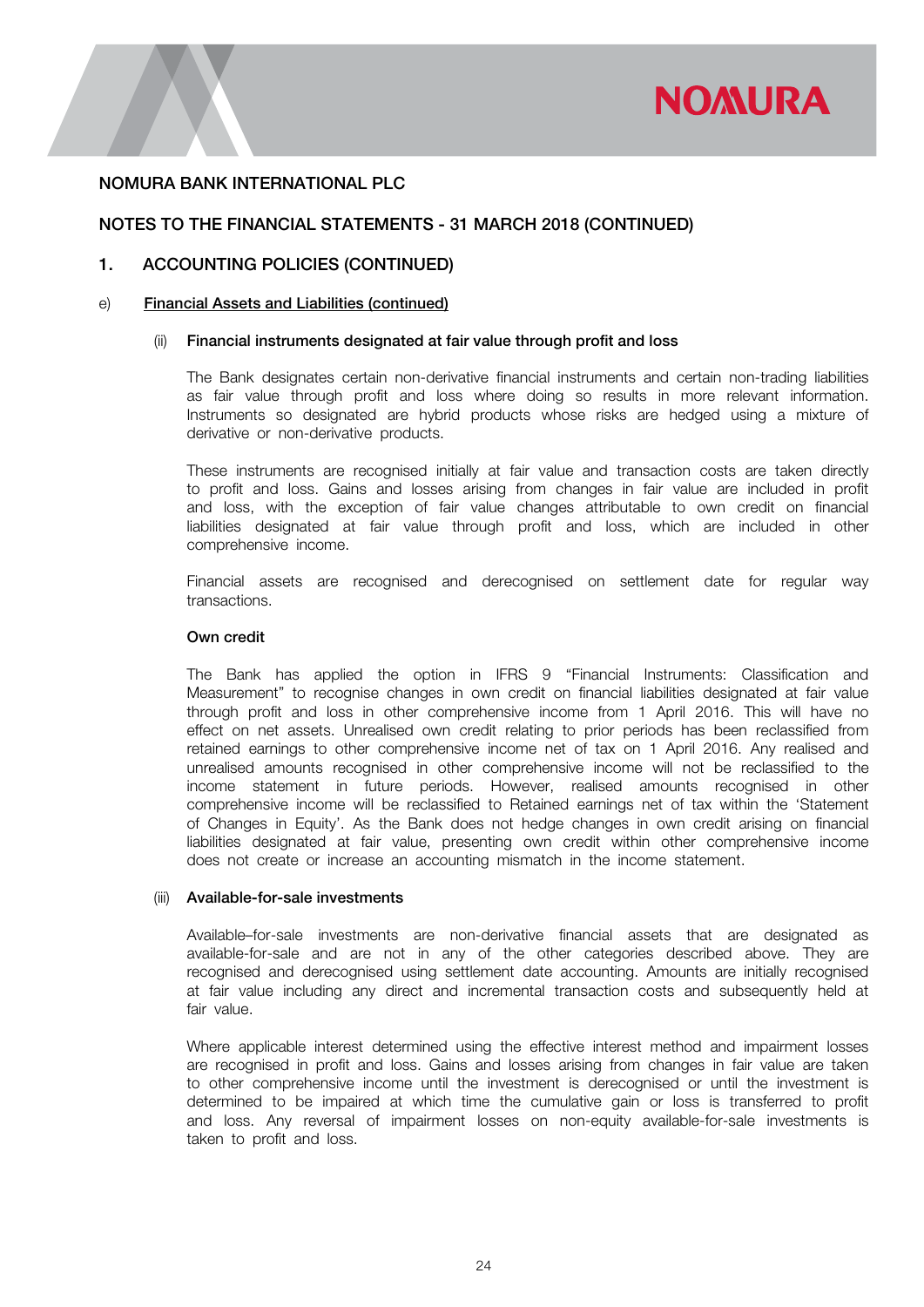NOMURA BANK INTERNATIONAL PLC

NOTES TO THE FINANCIAL STATEMENTS - 31 MARCH 2018 (CONTINUED)

## 1. ACCOUNTING POLICIES (CONTINUED)

### e) Financial Assets and Liabilities (continued)

#### (ii) Financial instruments designated at fair value through profit and loss

The Bank designates certain non-derivative financial instruments and certain non-trading liabilities as fair value through profit and loss where doing so results in more relevant information. Instruments so designated are hybrid products whose risks are hedged using a mixture of derivative or non-derivative products.

These instruments are recognised initially at fair value and transaction costs are taken directly to profit and loss. Gains and losses arising from changes in fair value are included in profit and loss, with the exception of fair value changes attributable to own credit on financial liabilities designated at fair value through profit and loss, which are included in other comprehensive income.

Financial assets are recognised and derecognised on settlement date for regular way transactions.

**Own credit**

The Bank has applied the option in IFRS 9 “Financial Instruments: Classification and Measurement” to recognise changes in own credit on financial liabilities designated at fair value through profit and loss in other comprehensive income from 1 April 2016. This will have no effect on net assets. Unrealised own credit relating to prior periods has been reclassified from retained earnings to other comprehensive income net of tax on 1 April 2016. Any realised and unrealised amounts recognised in other comprehensive income will not be reclassified to the income statement in future periods. However, realised amounts recognised in other comprehensive income will be reclassified to Retained earnings net of tax within the ‘Statement of Changes in Equity’. As the Bank does not hedge changes in own credit arising on financial liabilities designated at fair value, presenting own credit within other comprehensive income does not create or increase an accounting mismatch in the income statement.

#### (iii) Available-for-sale investments

Available–for-sale investments are non-derivative financial assets that are designated as available-for-sale and are not in any of the other categories described above. They are recognised and derecognised using settlement date accounting. Amounts are initially recognised at fair value including any direct and incremental transaction costs and subsequently held at fair value.

Where applicable interest determined using the effective interest method and impairment losses are recognised in profit and loss. Gains and losses arising from changes in fair value are taken to other comprehensive income until the investment is derecognised or until the investment is determined to be impaired at which time the cumulative gain or loss is transferred to profit and loss. Any reversal of impairment losses on non-equity available-for-sale investments is taken to profit and loss.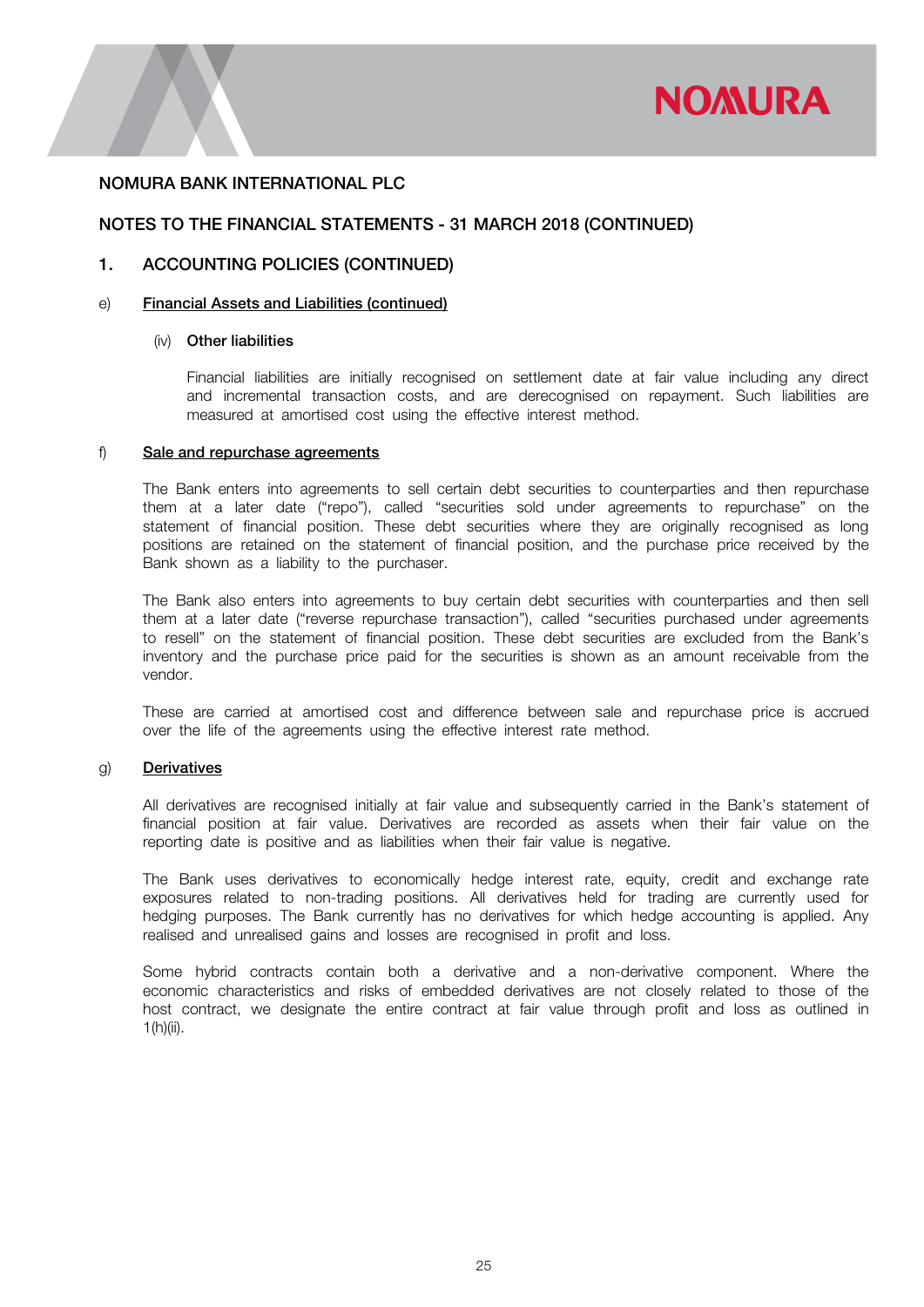NOMURA BANK INTERNATIONAL PLC

NOTES TO THE FINANCIAL STATEMENTS - 31 MARCH 2018 (CONTINUED)

## 1. ACCOUNTING POLICIES (CONTINUED)

### e) Financial Assets and Liabilities (continued)

#### (iv) Other liabilities

Financial liabilities are initially recognised on settlement date at fair value including any direct and incremental transaction costs, and are derecognised on repayment. Such liabilities are measured at amortised cost using the effective interest method.

### f) Sale and repurchase agreements

The Bank enters into agreements to sell certain debt securities to counterparties and then repurchase them at a later date ("repo"), called "securities sold under agreements to repurchase" on the statement of financial position. These debt securities where they are originally recognised as long positions are retained on the statement of financial position, and the purchase price received by the Bank shown as a liability to the purchaser.

The Bank also enters into agreements to buy certain debt securities with counterparties and then sell them at a later date ("reverse repurchase transaction"), called "securities purchased under agreements to resell" on the statement of financial position. These debt securities are excluded from the Bank's inventory and the purchase price paid for the securities is shown as an amount receivable from the vendor.

These are carried at amortised cost and difference between sale and repurchase price is accrued over the life of the agreements using the effective interest rate method.

### g) Derivatives

All derivatives are recognised initially at fair value and subsequently carried in the Bank's statement of financial position at fair value. Derivatives are recorded as assets when their fair value on the reporting date is positive and as liabilities when their fair value is negative.

The Bank uses derivatives to economically hedge interest rate, equity, credit and exchange rate exposures related to non-trading positions. All derivatives held for trading are currently used for hedging purposes. The Bank currently has no derivatives for which hedge accounting is applied. Any realised and unrealised gains and losses are recognised in profit and loss.

Some hybrid contracts contain both a derivative and a non-derivative component. Where the economic characteristics and risks of embedded derivatives are not closely related to those of the host contract, we designate the entire contract at fair value through profit and loss as outlined in 1(h)(ii).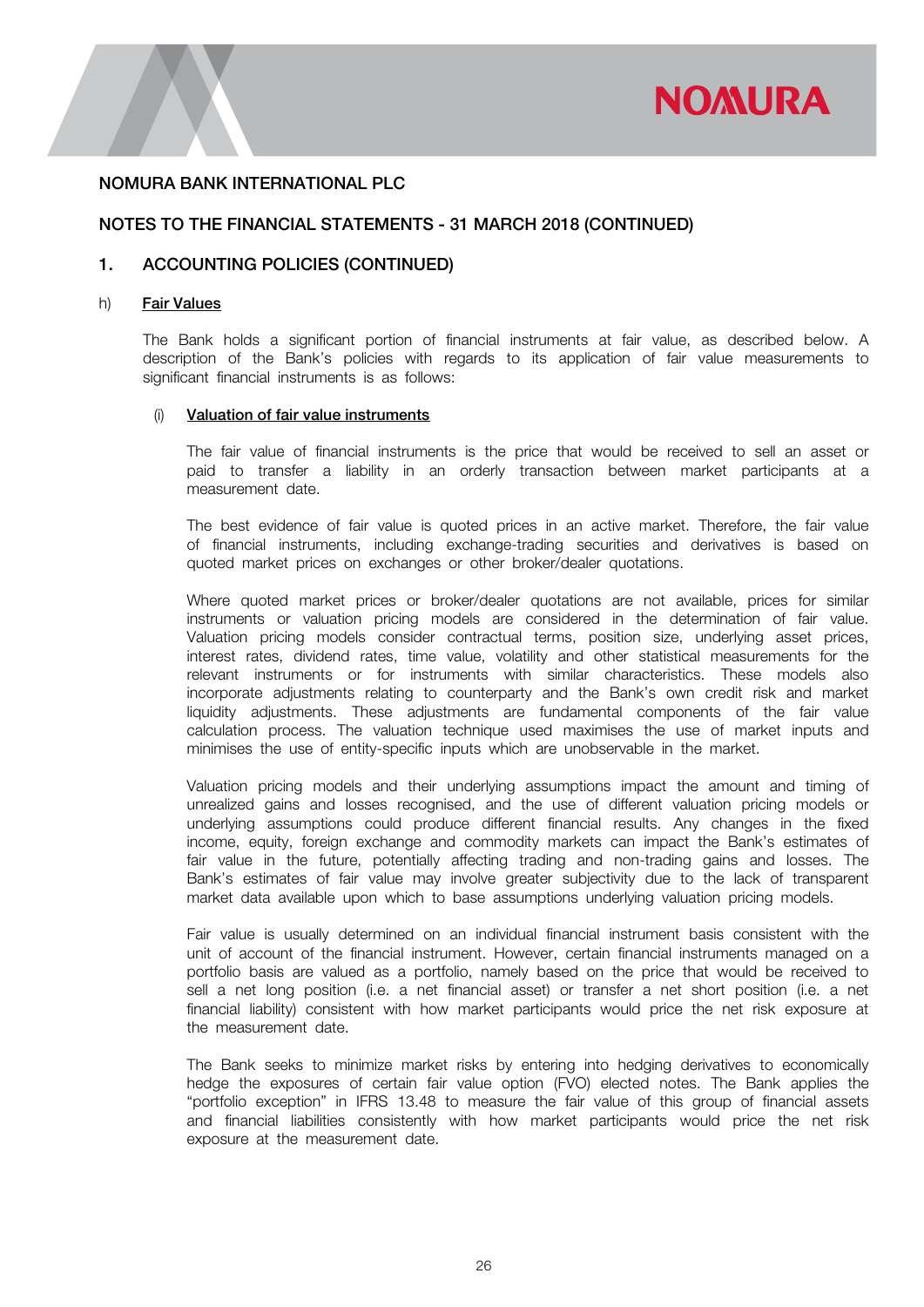NOMURA BANK INTERNATIONAL PLC

NOTES TO THE FINANCIAL STATEMENTS - 31 MARCH 2018 (CONTINUED)

## 1. ACCOUNTING POLICIES (CONTINUED)

### h) Fair Values

The Bank holds a significant portion of financial instruments at fair value, as described below. A description of the Bank's policies with regards to its application of fair value measurements to significant financial instruments is as follows:

#### (i) Valuation of fair value instruments

The fair value of financial instruments is the price that would be received to sell an asset or paid to transfer a liability in an orderly transaction between market participants at a measurement date.

The best evidence of fair value is quoted prices in an active market. Therefore, the fair value of financial instruments, including exchange-trading securities and derivatives is based on quoted market prices on exchanges or other broker/dealer quotations.

Where quoted market prices or broker/dealer quotations are not available, prices for similar instruments or valuation pricing models are considered in the determination of fair value. Valuation pricing models consider contractual terms, position size, underlying asset prices, interest rates, dividend rates, time value, volatility and other statistical measurements for the relevant instruments or for instruments with similar characteristics. These models also incorporate adjustments relating to counterparty and the Bank's own credit risk and market liquidity adjustments. These adjustments are fundamental components of the fair value calculation process. The valuation technique used maximises the use of market inputs and minimises the use of entity-specific inputs which are unobservable in the market.

Valuation pricing models and their underlying assumptions impact the amount and timing of unrealized gains and losses recognised, and the use of different valuation pricing models or underlying assumptions could produce different financial results. Any changes in the fixed income, equity, foreign exchange and commodity markets can impact the Bank's estimates of fair value in the future, potentially affecting trading and non-trading gains and losses. The Bank's estimates of fair value may involve greater subjectivity due to the lack of transparent market data available upon which to base assumptions underlying valuation pricing models.

Fair value is usually determined on an individual financial instrument basis consistent with the unit of account of the financial instrument. However, certain financial instruments managed on a portfolio basis are valued as a portfolio, namely based on the price that would be received to sell a net long position (i.e. a net financial asset) or transfer a net short position (i.e. a net financial liability) consistent with how market participants would price the net risk exposure at the measurement date.

The Bank seeks to minimize market risks by entering into hedging derivatives to economically hedge the exposures of certain fair value option (FVO) elected notes. The Bank applies the "portfolio exception" in IFRS 13.48 to measure the fair value of this group of financial assets and financial liabilities consistently with how market participants would price the net risk exposure at the measurement date.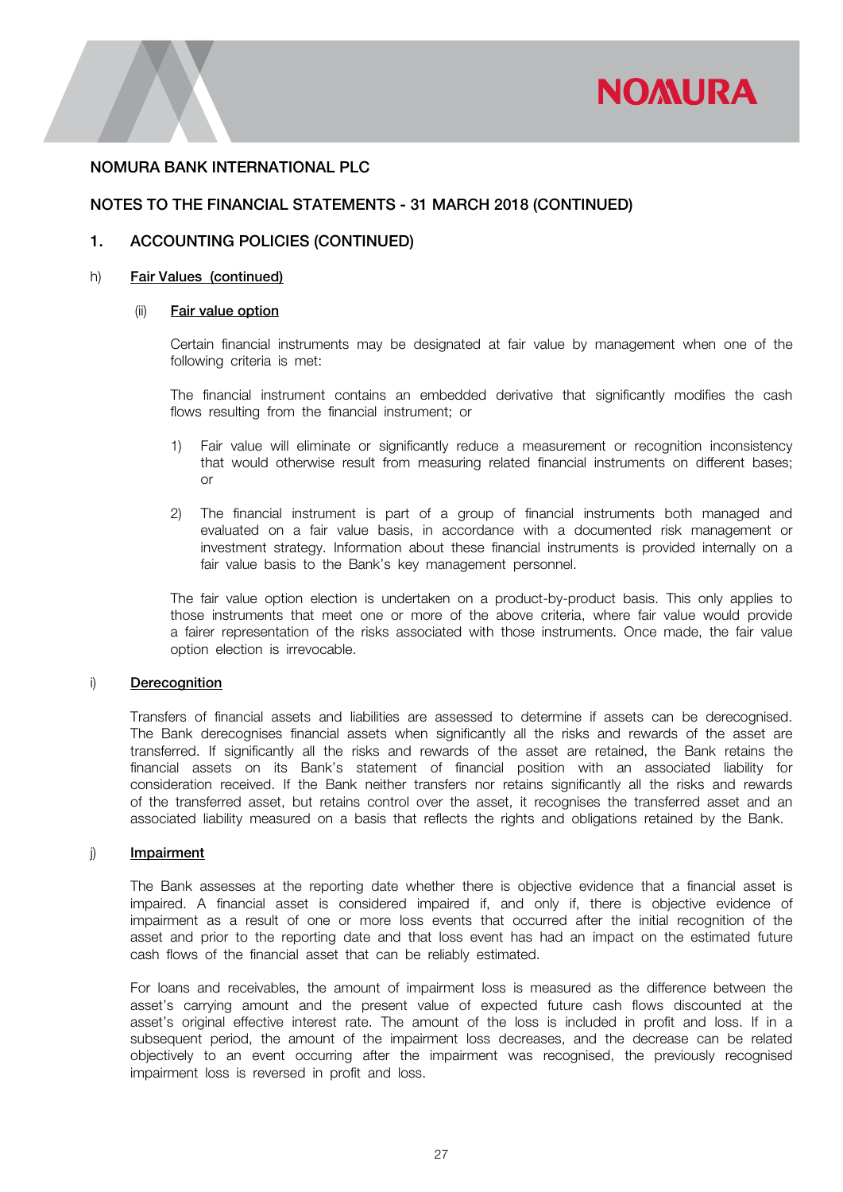NOMURA BANK INTERNATIONAL PLC

NOTES TO THE FINANCIAL STATEMENTS - 31 MARCH 2018 (CONTINUED)

## 1. ACCOUNTING POLICIES (CONTINUED)

### h) Fair Values (continued)

#### (ii) Fair value option

Certain financial instruments may be designated at fair value by management when one of the following criteria is met:

The financial instrument contains an embedded derivative that significantly modifies the cash flows resulting from the financial instrument; or

1) Fair value will eliminate or significantly reduce a measurement or recognition inconsistency that would otherwise result from measuring related financial instruments on different bases; or

2) The financial instrument is part of a group of financial instruments both managed and evaluated on a fair value basis, in accordance with a documented risk management or investment strategy. Information about these financial instruments is provided internally on a fair value basis to the Bank's key management personnel.

The fair value option election is undertaken on a product-by-product basis. This only applies to those instruments that meet one or more of the above criteria, where fair value would provide a fairer representation of the risks associated with those instruments. Once made, the fair value option election is irrevocable.

### i) Derecognition

Transfers of financial assets and liabilities are assessed to determine if assets can be derecognised. The Bank derecognises financial assets when significantly all the risks and rewards of the asset are transferred. If significantly all the risks and rewards of the asset are retained, the Bank retains the financial assets on its Bank's statement of financial position with an associated liability for consideration received. If the Bank neither transfers nor retains significantly all the risks and rewards of the transferred asset, but retains control over the asset, it recognises the transferred asset and an associated liability measured on a basis that reflects the rights and obligations retained by the Bank.

### j) Impairment

The Bank assesses at the reporting date whether there is objective evidence that a financial asset is impaired. A financial asset is considered impaired if, and only if, there is objective evidence of impairment as a result of one or more loss events that occurred after the initial recognition of the asset and prior to the reporting date and that loss event has had an impact on the estimated future cash flows of the financial asset that can be reliably estimated.

For loans and receivables, the amount of impairment loss is measured as the difference between the asset's carrying amount and the present value of expected future cash flows discounted at the asset's original effective interest rate. The amount of the loss is included in profit and loss. If in a subsequent period, the amount of the impairment loss decreases, and the decrease can be related objectively to an event occurring after the impairment was recognised, the previously recognised impairment loss is reversed in profit and loss.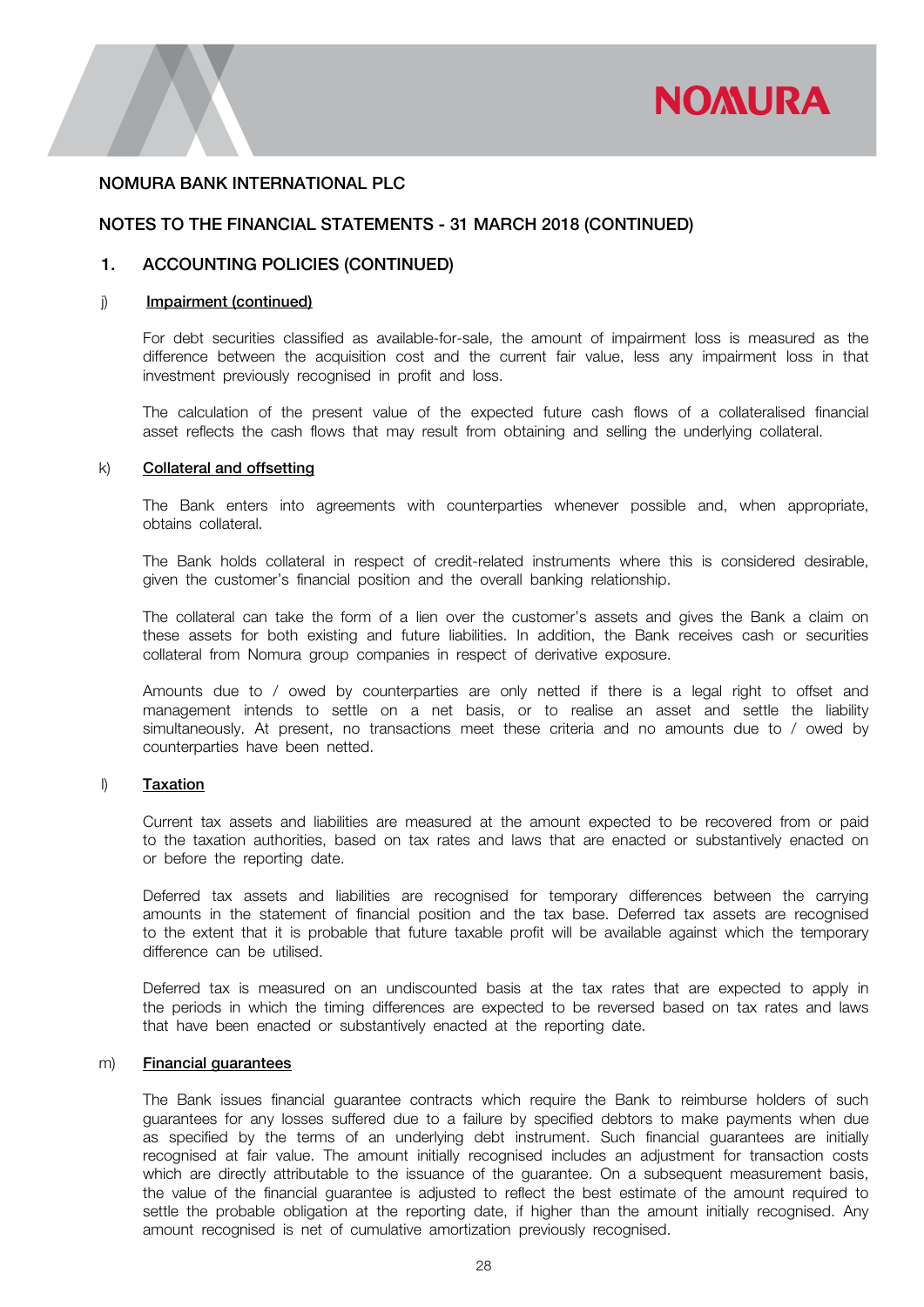# NOMURA BANK INTERNATIONAL PLC

## NOTES TO THE FINANCIAL STATEMENTS - 31 MARCH 2018 (CONTINUED)

## 1. ACCOUNTING POLICIES (CONTINUED)

### j) Impairment (continued)

For debt securities classified as available-for-sale, the amount of impairment loss is measured as the difference between the acquisition cost and the current fair value, less any impairment loss in that investment previously recognised in profit and loss.

The calculation of the present value of the expected future cash flows of a collateralised financial asset reflects the cash flows that may result from obtaining and selling the underlying collateral.

### k) Collateral and offsetting

The Bank enters into agreements with counterparties whenever possible and, when appropriate, obtains collateral.

The Bank holds collateral in respect of credit-related instruments where this is considered desirable, given the customer's financial position and the overall banking relationship.

The collateral can take the form of a lien over the customer's assets and gives the Bank a claim on these assets for both existing and future liabilities. In addition, the Bank receives cash or securities collateral from Nomura group companies in respect of derivative exposure.

Amounts due to / owed by counterparties are only netted if there is a legal right to offset and management intends to settle on a net basis, or to realise an asset and settle the liability simultaneously. At present, no transactions meet these criteria and no amounts due to / owed by counterparties have been netted.

### l) Taxation

Current tax assets and liabilities are measured at the amount expected to be recovered from or paid to the taxation authorities, based on tax rates and laws that are enacted or substantively enacted on or before the reporting date.

Deferred tax assets and liabilities are recognised for temporary differences between the carrying amounts in the statement of financial position and the tax base. Deferred tax assets are recognised to the extent that it is probable that future taxable profit will be available against which the temporary difference can be utilised.

Deferred tax is measured on an undiscounted basis at the tax rates that are expected to apply in the periods in which the timing differences are expected to be reversed based on tax rates and laws that have been enacted or substantively enacted at the reporting date.

### m) Financial guarantees

The Bank issues financial guarantee contracts which require the Bank to reimburse holders of such guarantees for any losses suffered due to a failure by specified debtors to make payments when due as specified by the terms of an underlying debt instrument. Such financial guarantees are initially recognised at fair value. The amount initially recognised includes an adjustment for transaction costs which are directly attributable to the issuance of the guarantee. On a subsequent measurement basis, the value of the financial guarantee is adjusted to reflect the best estimate of the amount required to settle the probable obligation at the reporting date, if higher than the amount initially recognised. Any amount recognised is net of cumulative amortization previously recognised.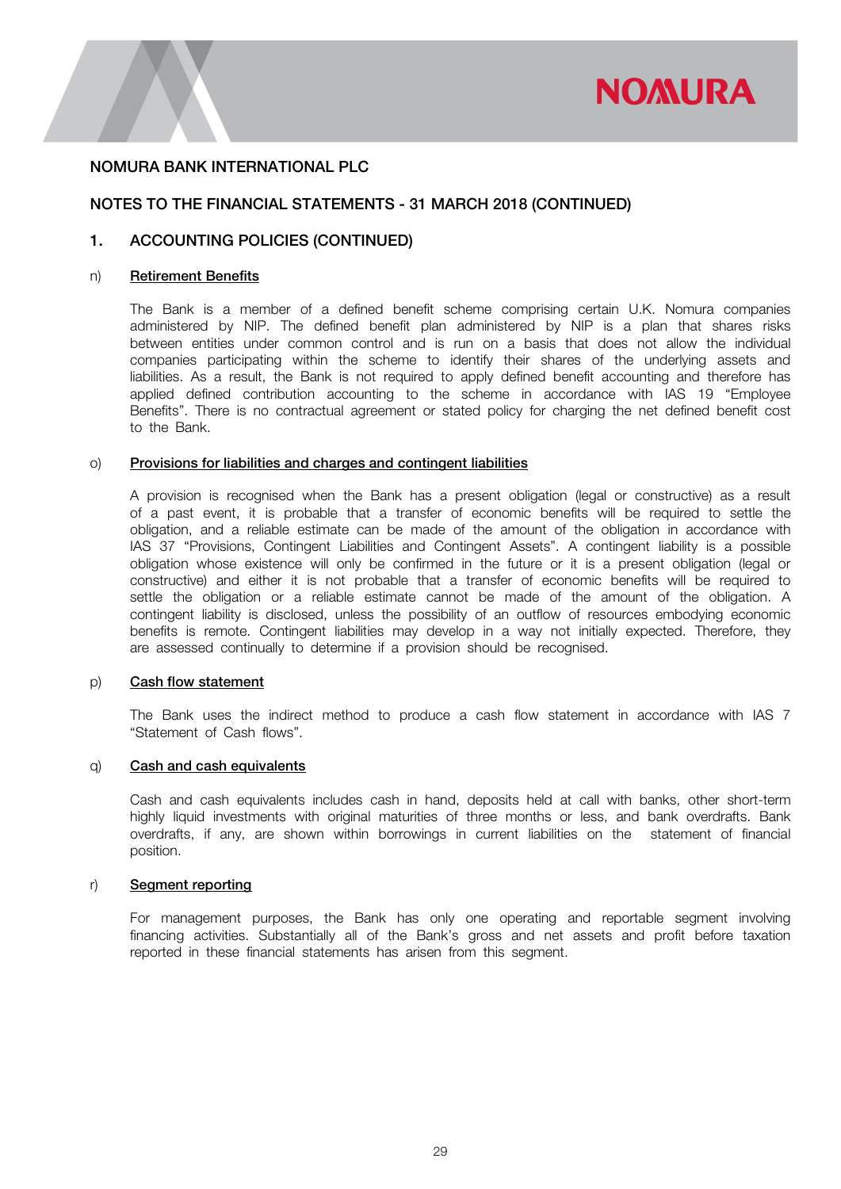NOMURA BANK INTERNATIONAL PLC

NOTES TO THE FINANCIAL STATEMENTS - 31 MARCH 2018 (CONTINUED)

## 1. ACCOUNTING POLICIES (CONTINUED)

### n) Retirement Benefits

The Bank is a member of a defined benefit scheme comprising certain U.K. Nomura companies administered by NIP. The defined benefit plan administered by NIP is a plan that shares risks between entities under common control and is run on a basis that does not allow the individual companies participating within the scheme to identify their shares of the underlying assets and liabilities. As a result, the Bank is not required to apply defined benefit accounting and therefore has applied defined contribution accounting to the scheme in accordance with IAS 19 "Employee Benefits". There is no contractual agreement or stated policy for charging the net defined benefit cost to the Bank.

### o) Provisions for liabilities and charges and contingent liabilities

A provision is recognised when the Bank has a present obligation (legal or constructive) as a result of a past event, it is probable that a transfer of economic benefits will be required to settle the obligation, and a reliable estimate can be made of the amount of the obligation in accordance with IAS 37 "Provisions, Contingent Liabilities and Contingent Assets". A contingent liability is a possible obligation whose existence will only be confirmed in the future or it is a present obligation (legal or constructive) and either it is not probable that a transfer of economic benefits will be required to settle the obligation or a reliable estimate cannot be made of the amount of the obligation. A contingent liability is disclosed, unless the possibility of an outflow of resources embodying economic benefits is remote. Contingent liabilities may develop in a way not initially expected. Therefore, they are assessed continually to determine if a provision should be recognised.

### p) Cash flow statement

The Bank uses the indirect method to produce a cash flow statement in accordance with IAS 7 "Statement of Cash flows".

### q) Cash and cash equivalents

Cash and cash equivalents includes cash in hand, deposits held at call with banks, other short-term highly liquid investments with original maturities of three months or less, and bank overdrafts. Bank overdrafts, if any, are shown within borrowings in current liabilities on the statement of financial position.

### r) Segment reporting

For management purposes, the Bank has only one operating and reportable segment involving financing activities. Substantially all of the Bank's gross and net assets and profit before taxation reported in these financial statements has arisen from this segment.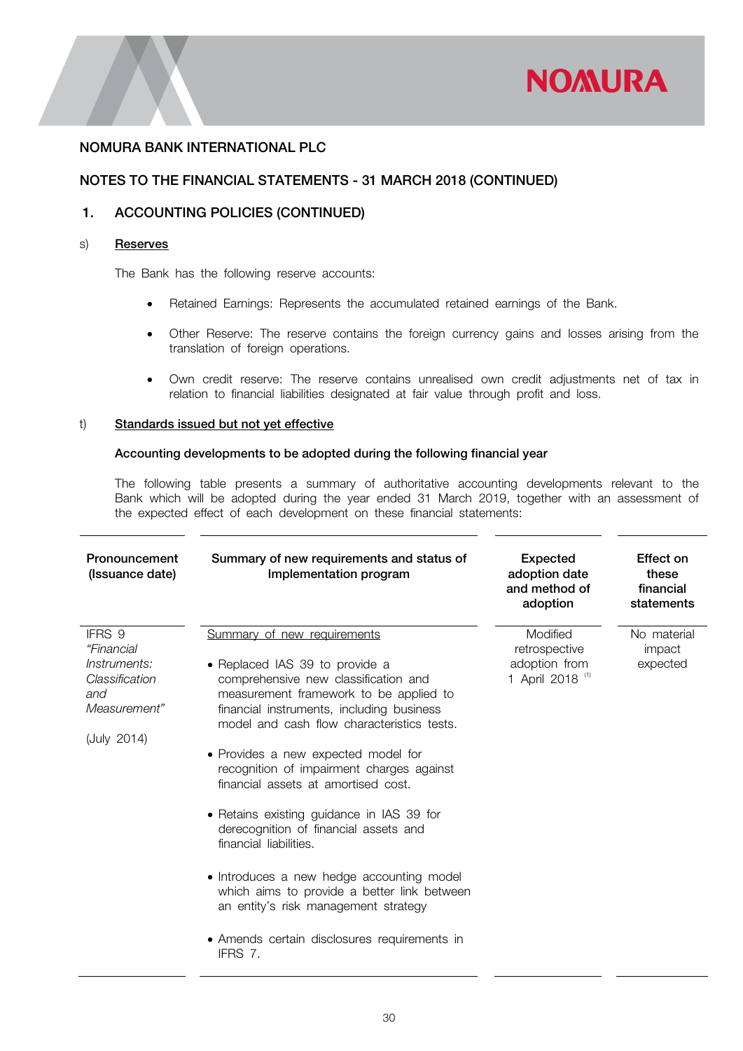## NOMURA BANK INTERNATIONAL PLC

## NOTES TO THE FINANCIAL STATEMENTS - 31 MARCH 2018 (CONTINUED)

### 1. ACCOUNTING POLICIES (CONTINUED)

s) **Reserves**

The Bank has the following reserve accounts:

- Retained Earnings: Represents the accumulated retained earnings of the Bank.
- Other Reserve: The reserve contains the foreign currency gains and losses arising from the translation of foreign operations.
- Own credit reserve: The reserve contains unrealised own credit adjustments net of tax in relation to financial liabilities designated at fair value through profit and loss.

t) **Standards issued but not yet effective**

**Accounting developments to be adopted during the following financial year**

The following table presents a summary of authoritative accounting developments relevant to the Bank which will be adopted during the year ended 31 March 2019, together with an assessment of the expected effect of each development on these financial statements:

| Pronouncement (Issuance date) | Summary of new requirements and status of Implementation program | Expected adoption date and method of adoption | Effect on these financial statements |
|---|---|---|---|
| IFRS 9 *"Financial Instruments: Classification and Measurement"*<br><br>(July 2014) | Summary of new requirements<br><br>• Replaced IAS 39 to provide a comprehensive new classification and measurement framework to be applied to financial instruments, including business model and cash flow characteristics tests.<br><br>• Provides a new expected model for recognition of impairment charges against financial assets at amortised cost.<br><br>• Retains existing guidance in IAS 39 for derecognition of financial assets and financial liabilities.<br><br>• Introduces a new hedge accounting model which aims to provide a better link between an entity's risk management strategy<br><br>• Amends certain disclosures requirements in IFRS 7. | Modified retrospective adoption from 1 April 2018 [(1)] | No material impact expected |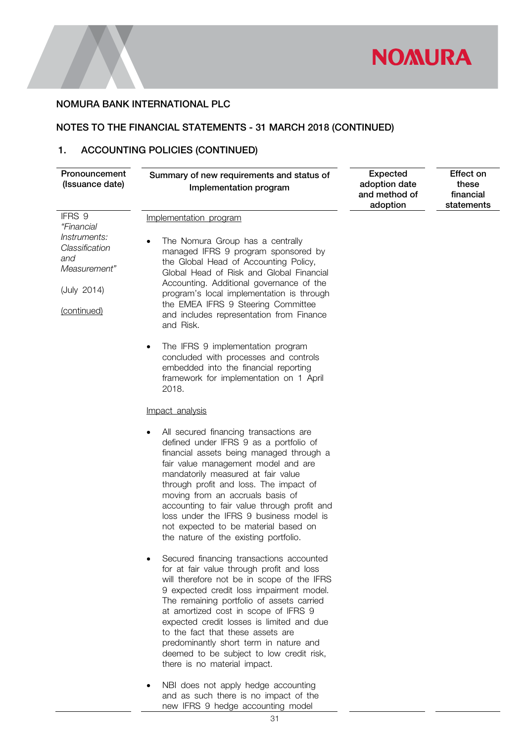NOMURA BANK INTERNATIONAL PLC

NOTES TO THE FINANCIAL STATEMENTS - 31 MARCH 2018 (CONTINUED)

## 1. ACCOUNTING POLICIES (CONTINUED)

| Pronouncement (Issuance date) | Summary of new requirements and status of Implementation program | Expected adoption date and method of adoption | Effect on these financial statements |
|---|---|---|---|
| IFRS 9 *"Financial Instruments: Classification and Measurement"*<br><br>(July 2014)<br><br>(continued) | Implementation program<br><br>• The Nomura Group has a centrally managed IFRS 9 program sponsored by the Global Head of Accounting Policy, Global Head of Risk and Global Financial Accounting. Additional governance of the program's local implementation is through the EMEA IFRS 9 Steering Committee and includes representation from Finance and Risk.<br><br>• The IFRS 9 implementation program concluded with processes and controls embedded into the financial reporting framework for implementation on 1 April 2018.<br><br>Impact analysis<br><br>• All secured financing transactions are defined under IFRS 9 as a portfolio of financial assets being managed through a fair value management model and are mandatorily measured at fair value through profit and loss. The impact of moving from an accruals basis of accounting to fair value through profit and loss under the IFRS 9 business model is not expected to be material based on the nature of the existing portfolio.<br><br>• Secured financing transactions accounted for at fair value through profit and loss will therefore not be in scope of the IFRS 9 expected credit loss impairment model. The remaining portfolio of assets carried at amortized cost in scope of IFRS 9 expected credit losses is limited and due to the fact that these assets are predominantly short term in nature and deemed to be subject to low credit risk, there is no material impact.<br><br>• NBI does not apply hedge accounting and as such there is no impact of the new IFRS 9 hedge accounting model | | |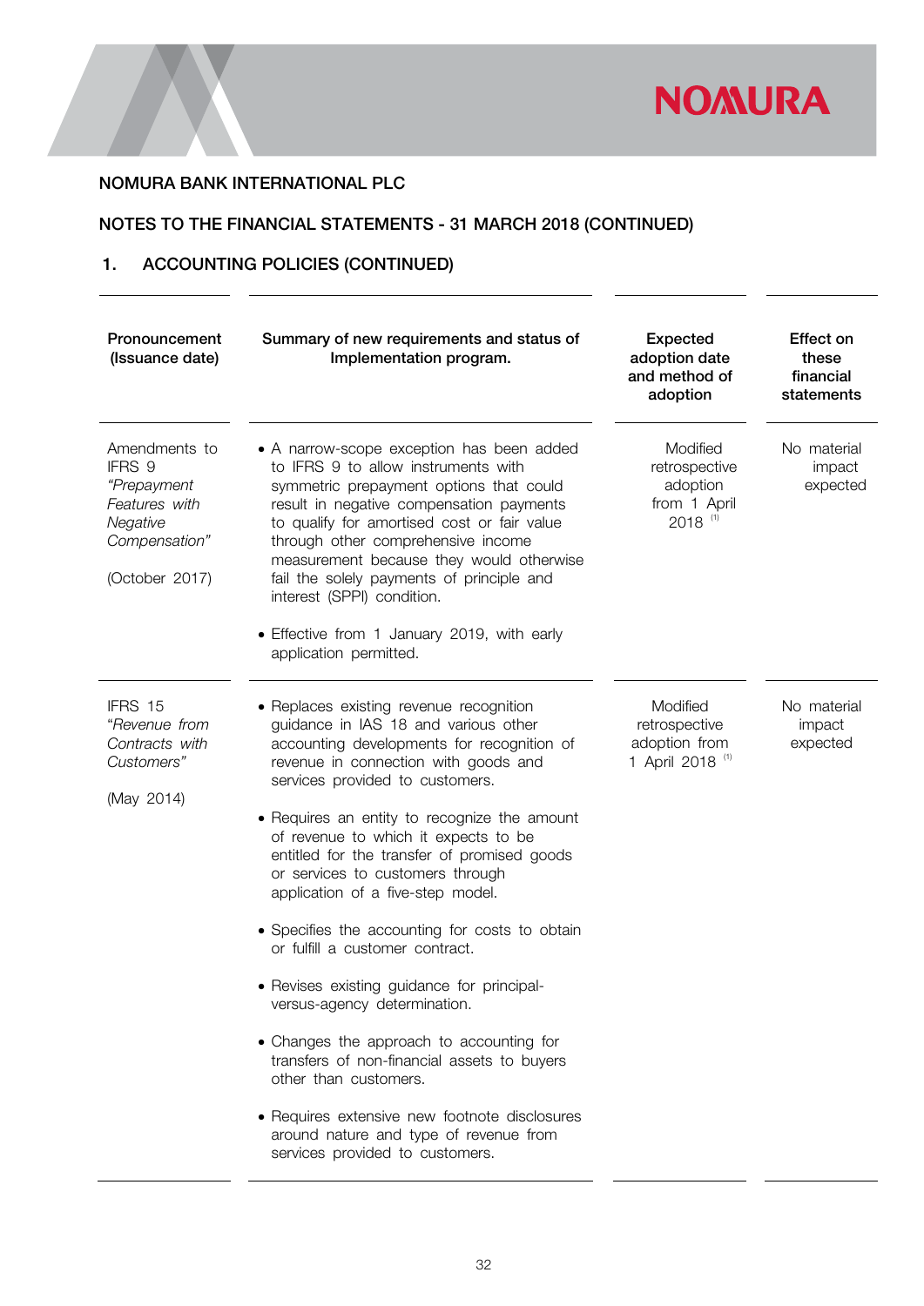NOMURA BANK INTERNATIONAL PLC

NOTES TO THE FINANCIAL STATEMENTS - 31 MARCH 2018 (CONTINUED)

## 1. ACCOUNTING POLICIES (CONTINUED)

| Pronouncement (Issuance date) | Summary of new requirements and status of Implementation program. | Expected adoption date and method of adoption | Effect on these financial statements |
|---|---|---|---|
| Amendments to IFRS 9 *"Prepayment Features with Negative Compensation"*<br><br>(October 2017) | • A narrow-scope exception has been added to IFRS 9 to allow instruments with symmetric prepayment options that could result in negative compensation payments to qualify for amortised cost or fair value through other comprehensive income measurement because they would otherwise fail the solely payments of principle and interest (SPPI) condition.<br><br>• Effective from 1 January 2019, with early application permitted. | Modified retrospective adoption from 1 April 2018 [(1)] | No material impact expected |
| IFRS 15 *"Revenue from Contracts with Customers"*<br><br>(May 2014) | • Replaces existing revenue recognition guidance in IAS 18 and various other accounting developments for recognition of revenue in connection with goods and services provided to customers.<br><br>• Requires an entity to recognize the amount of revenue to which it expects to be entitled for the transfer of promised goods or services to customers through application of a five-step model.<br><br>• Specifies the accounting for costs to obtain or fulfill a customer contract.<br><br>• Revises existing guidance for principal-versus-agency determination.<br><br>• Changes the approach to accounting for transfers of non-financial assets to buyers other than customers.<br><br>• Requires extensive new footnote disclosures around nature and type of revenue from services provided to customers. | Modified retrospective adoption from 1 April 2018 [(1)] | No material impact expected |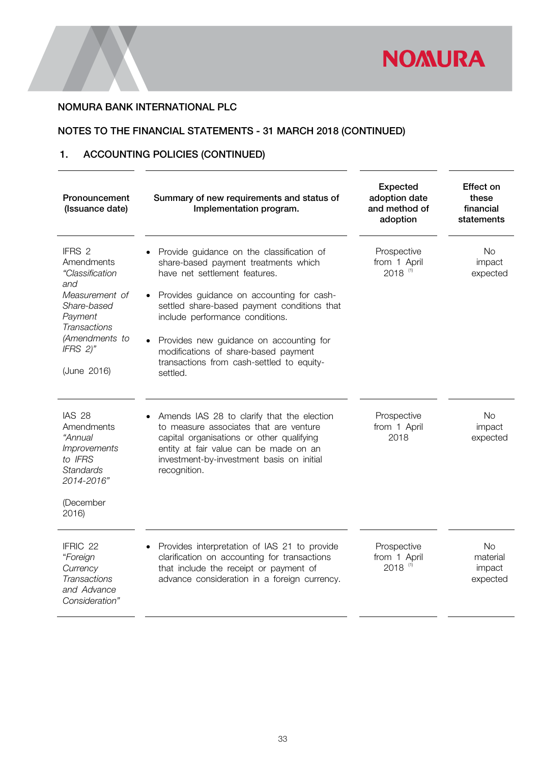NOMURA BANK INTERNATIONAL PLC

NOTES TO THE FINANCIAL STATEMENTS - 31 MARCH 2018 (CONTINUED)

## 1. ACCOUNTING POLICIES (CONTINUED)

| Pronouncement (Issuance date) | Summary of new requirements and status of Implementation program. | Expected adoption date and method of adoption | Effect on these financial statements |
|---|---|---|---|
| IFRS 2 Amendments *"Classification and Measurement of Share-based Payment Transactions (Amendments to IFRS 2)"* (June 2016) | • Provide guidance on the classification of share-based payment treatments which have net settlement features. • Provides guidance on accounting for cash-settled share-based payment conditions that include performance conditions. • Provides new guidance on accounting for modifications of share-based payment transactions from cash-settled to equity-settled. | Prospective from 1 April 2018 [(1)] | No impact expected |
| IAS 28 Amendments *"Annual Improvements to IFRS Standards 2014-2016"* (December 2016) | • Amends IAS 28 to clarify that the election to measure associates that are venture capital organisations or other qualifying entity at fair value can be made on an investment-by-investment basis on initial recognition. | Prospective from 1 April 2018 | No impact expected |
| IFRIC 22 *"Foreign Currency Transactions and Advance Consideration"* | • Provides interpretation of IAS 21 to provide clarification on accounting for transactions that include the receipt or payment of advance consideration in a foreign currency. | Prospective from 1 April 2018 [(1)] | No material impact expected |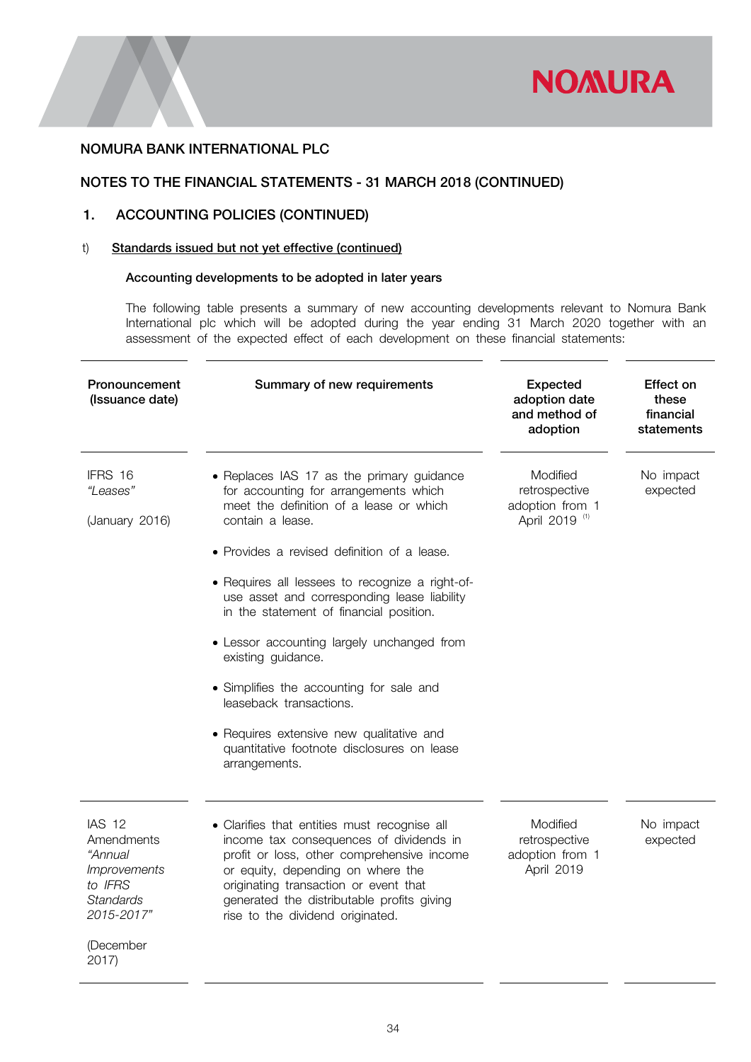NOMURA BANK INTERNATIONAL PLC

NOTES TO THE FINANCIAL STATEMENTS - 31 MARCH 2018 (CONTINUED)

## 1. ACCOUNTING POLICIES (CONTINUED)

### t) Standards issued but not yet effective (continued)

**Accounting developments to be adopted in later years**

The following table presents a summary of new accounting developments relevant to Nomura Bank International plc which will be adopted during the year ending 31 March 2020 together with an assessment of the expected effect of each development on these financial statements:

| Pronouncement (Issuance date) | Summary of new requirements | Expected adoption date and method of adoption | Effect on these financial statements |
|---|---|---|---|
| IFRS 16 *"Leases"* (January 2016) | • Replaces IAS 17 as the primary guidance for accounting for arrangements which meet the definition of a lease or which contain a lease.<br>• Provides a revised definition of a lease.<br>• Requires all lessees to recognize a right-of-use asset and corresponding lease liability in the statement of financial position.<br>• Lessor accounting largely unchanged from existing guidance.<br>• Simplifies the accounting for sale and leaseback transactions.<br>• Requires extensive new qualitative and quantitative footnote disclosures on lease arrangements. | Modified retrospective adoption from 1 April 2019 [(1)] | No impact expected |
| IAS 12 Amendments *"Annual Improvements to IFRS Standards 2015-2017"* (December 2017) | • Clarifies that entities must recognise all income tax consequences of dividends in profit or loss, other comprehensive income or equity, depending on where the originating transaction or event that generated the distributable profits giving rise to the dividend originated. | Modified retrospective adoption from 1 April 2019 | No impact expected |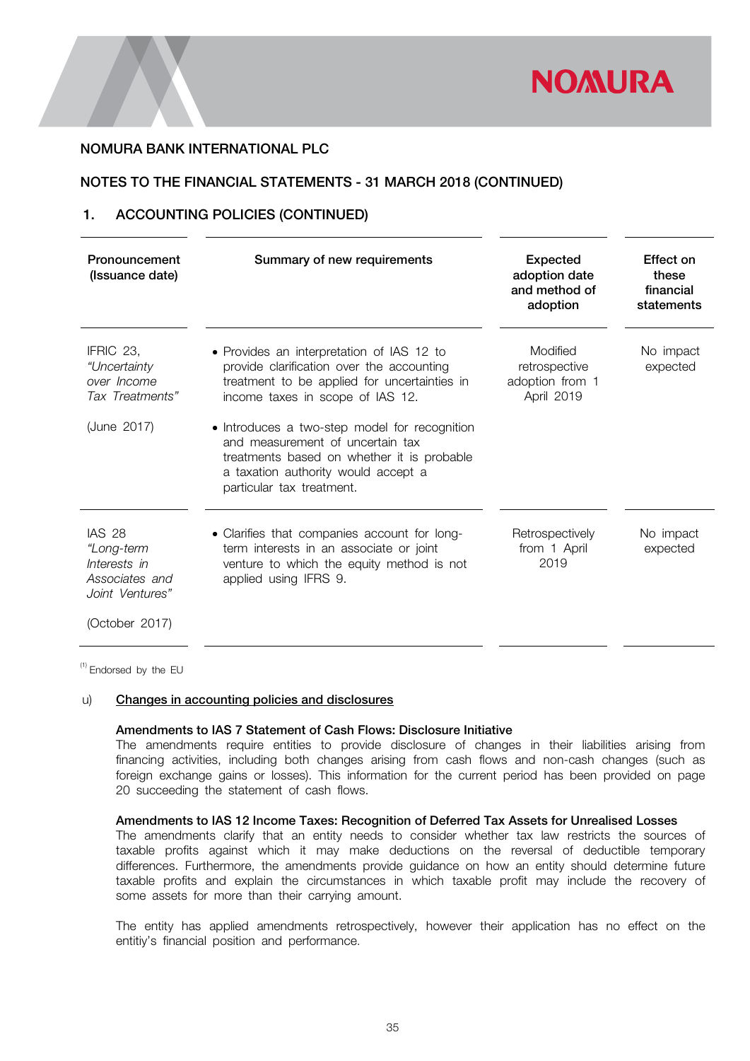NOMURA BANK INTERNATIONAL PLC

NOTES TO THE FINANCIAL STATEMENTS - 31 MARCH 2018 (CONTINUED)

## 1. ACCOUNTING POLICIES (CONTINUED)

| Pronouncement (Issuance date) | Summary of new requirements | Expected adoption date and method of adoption | Effect on these financial statements |
|---|---|---|---|
| IFRIC 23, *"Uncertainty over Income Tax Treatments"* (June 2017) | • Provides an interpretation of IAS 12 to provide clarification over the accounting treatment to be applied for uncertainties in income taxes in scope of IAS 12. • Introduces a two-step model for recognition and measurement of uncertain tax treatments based on whether it is probable a taxation authority would accept a particular tax treatment. | Modified retrospective adoption from 1 April 2019 | No impact expected |
| IAS 28 *"Long-term Interests in Associates and Joint Ventures"* (October 2017) | • Clarifies that companies account for long-term interests in an associate or joint venture to which the equity method is not applied using IFRS 9. | Retrospectively from 1 April 2019 | No impact expected |

(1) Endorsed by the EU

u) <u>Changes in accounting policies and disclosures</u>

**Amendments to IAS 7 Statement of Cash Flows: Disclosure Initiative**

The amendments require entities to provide disclosure of changes in their liabilities arising from financing activities, including both changes arising from cash flows and non-cash changes (such as foreign exchange gains or losses). This information for the current period has been provided on page 20 succeeding the statement of cash flows.

**Amendments to IAS 12 Income Taxes: Recognition of Deferred Tax Assets for Unrealised Losses**

The amendments clarify that an entity needs to consider whether tax law restricts the sources of taxable profits against which it may make deductions on the reversal of deductible temporary differences. Furthermore, the amendments provide guidance on how an entity should determine future taxable profits and explain the circumstances in which taxable profit may include the recovery of some assets for more than their carrying amount.

The entity has applied amendments retrospectively, however their application has no effect on the entitiy's financial position and performance.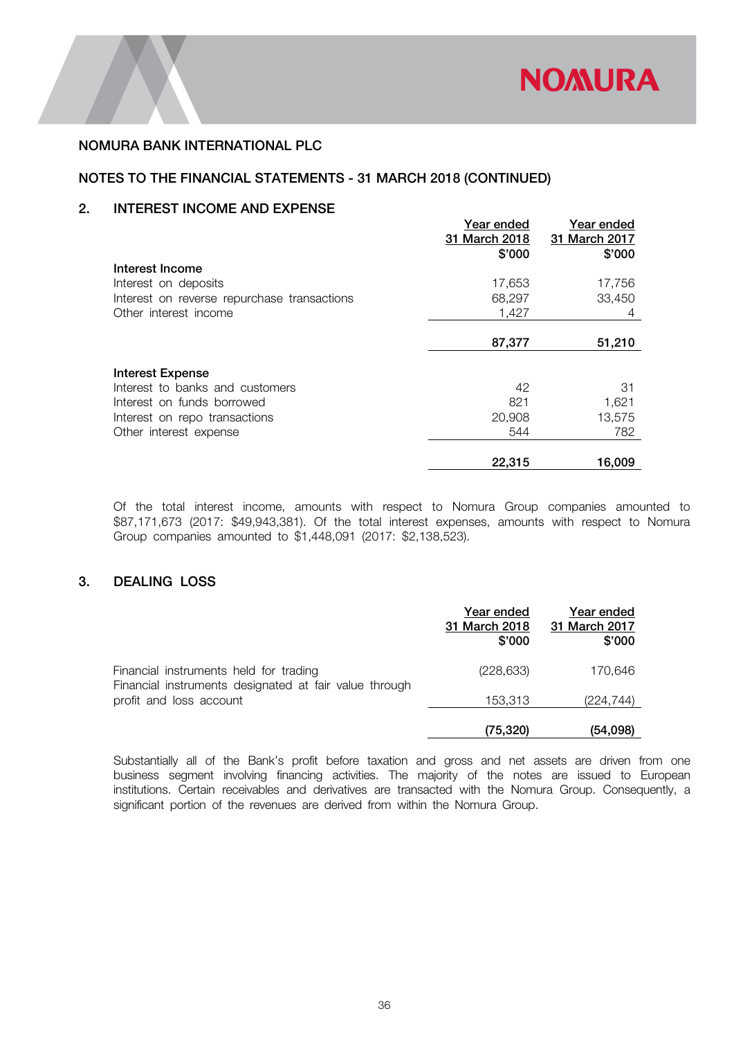NOMURA BANK INTERNATIONAL PLC

NOTES TO THE FINANCIAL STATEMENTS - 31 MARCH 2018 (CONTINUED)

## 2. INTEREST INCOME AND EXPENSE

| | Year ended 31 March 2018 $'000 | Year ended 31 March 2017 $'000 |
|---|---|---|
| **Interest Income** | | |
| Interest on deposits | 17,653 | 17,756 |
| Interest on reverse repurchase transactions | 68,297 | 33,450 |
| Other interest income | 1,427 | 4 |
| | **87,377** | **51,210** |
| **Interest Expense** | | |
| Interest to banks and customers | 42 | 31 |
| Interest on funds borrowed | 821 | 1,621 |
| Interest on repo transactions | 20,908 | 13,575 |
| Other interest expense | 544 | 782 |
| | **22,315** | **16,009** |

Of the total interest income, amounts with respect to Nomura Group companies amounted to $87,171,673 (2017: $49,943,381). Of the total interest expenses, amounts with respect to Nomura Group companies amounted to $1,448,091 (2017: $2,138,523).

## 3. DEALING LOSS

| | Year ended 31 March 2018 $'000 | Year ended 31 March 2017 $'000 |
|---|---|---|
| Financial instruments held for trading | (228,633) | 170,646 |
| Financial instruments designated at fair value through profit and loss account | 153,313 | (224,744) |
| | **(75,320)** | **(54,098)** |

Substantially all of the Bank's profit before taxation and gross and net assets are driven from one business segment involving financing activities. The majority of the notes are issued to European institutions. Certain receivables and derivatives are transacted with the Nomura Group. Consequently, a significant portion of the revenues are derived from within the Nomura Group.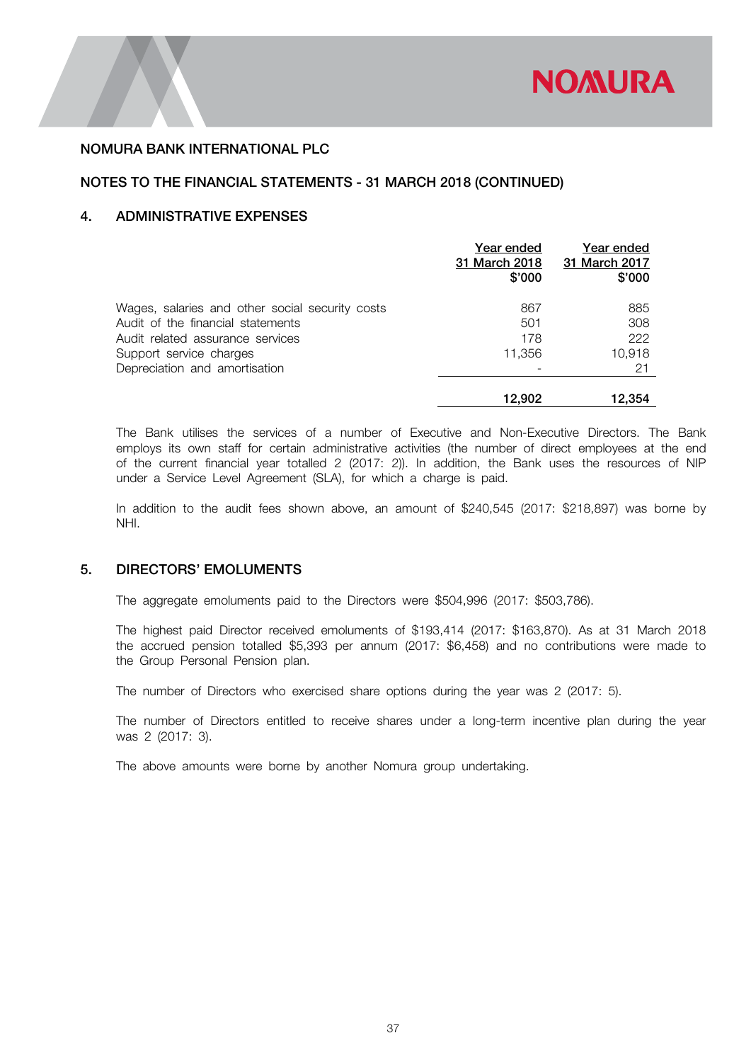NOMURA BANK INTERNATIONAL PLC

NOTES TO THE FINANCIAL STATEMENTS - 31 MARCH 2018 (CONTINUED)

## 4. ADMINISTRATIVE EXPENSES

| | Year ended 31 March 2018 $'000 | Year ended 31 March 2017 $'000 |
|---|---|---|
| Wages, salaries and other social security costs | 867 | 885 |
| Audit of the financial statements | 501 | 308 |
| Audit related assurance services | 178 | 222 |
| Support service charges | 11,356 | 10,918 |
| Depreciation and amortisation | - | 21 |
| | **12,902** | **12,354** |

The Bank utilises the services of a number of Executive and Non-Executive Directors. The Bank employs its own staff for certain administrative activities (the number of direct employees at the end of the current financial year totalled 2 (2017: 2)). In addition, the Bank uses the resources of NIP under a Service Level Agreement (SLA), for which a charge is paid.

In addition to the audit fees shown above, an amount of $240,545 (2017: $218,897) was borne by NHI.

## 5. DIRECTORS' EMOLUMENTS

The aggregate emoluments paid to the Directors were $504,996 (2017: $503,786).

The highest paid Director received emoluments of $193,414 (2017: $163,870). As at 31 March 2018 the accrued pension totalled $5,393 per annum (2017: $6,458) and no contributions were made to the Group Personal Pension plan.

The number of Directors who exercised share options during the year was 2 (2017: 5).

The number of Directors entitled to receive shares under a long-term incentive plan during the year was 2 (2017: 3).

The above amounts were borne by another Nomura group undertaking.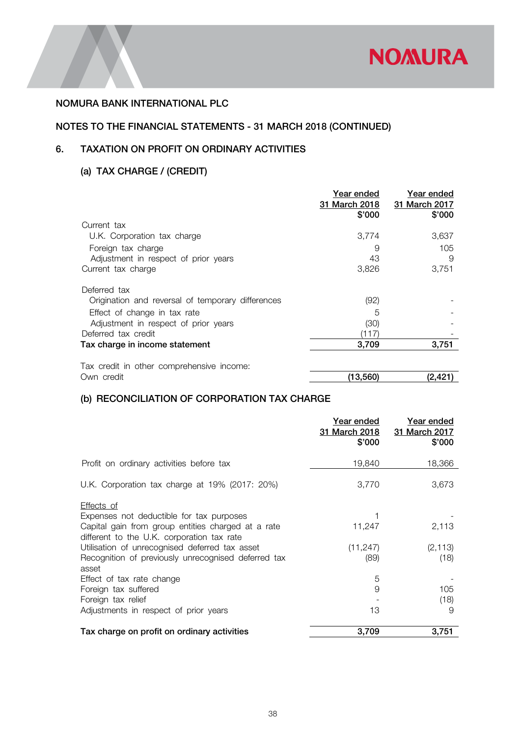NOMURA BANK INTERNATIONAL PLC

NOTES TO THE FINANCIAL STATEMENTS - 31 MARCH 2018 (CONTINUED)

## 6. TAXATION ON PROFIT ON ORDINARY ACTIVITIES

### (a) TAX CHARGE / (CREDIT)

| | Year ended 31 March 2018 $'000 | Year ended 31 March 2017 $'000 |
|---|---|---|
| Current tax | | |
| U.K. Corporation tax charge | 3,774 | 3,637 |
| Foreign tax charge | 9 | 105 |
| Adjustment in respect of prior years | 43 | 9 |
| Current tax charge | 3,826 | 3,751 |
| | | |
| Deferred tax | | |
| Origination and reversal of temporary differences | (92) | - |
| Effect of change in tax rate | 5 | - |
| Adjustment in respect of prior years | (30) | - |
| Deferred tax credit | (117) | - |
| **Tax charge in income statement** | **3,709** | **3,751** |
| | | |
| Tax credit in other comprehensive income: | | |
| Own credit | **(13,560)** | **(2,421)** |

### (b) RECONCILIATION OF CORPORATION TAX CHARGE

| | Year ended 31 March 2018 $'000 | Year ended 31 March 2017 $'000 |
|---|---|---|
| Profit on ordinary activities before tax | 19,840 | 18,366 |
| | | |
| U.K. Corporation tax charge at 19% (2017: 20%) | 3,770 | 3,673 |
| | | |
| Effects of | | |
| Expenses not deductible for tax purposes | 1 | - |
| Capital gain from group entities charged at a rate different to the U.K. corporation tax rate | 11,247 | 2,113 |
| Utilisation of unrecognised deferred tax asset | (11,247) | (2,113) |
| Recognition of previously unrecognised deferred tax asset | (89) | (18) |
| Effect of tax rate change | 5 | - |
| Foreign tax suffered | 9 | 105 |
| Foreign tax relief | - | (18) |
| Adjustments in respect of prior years | 13 | 9 |
| | | |
| **Tax charge on profit on ordinary activities** | **3,709** | **3,751** |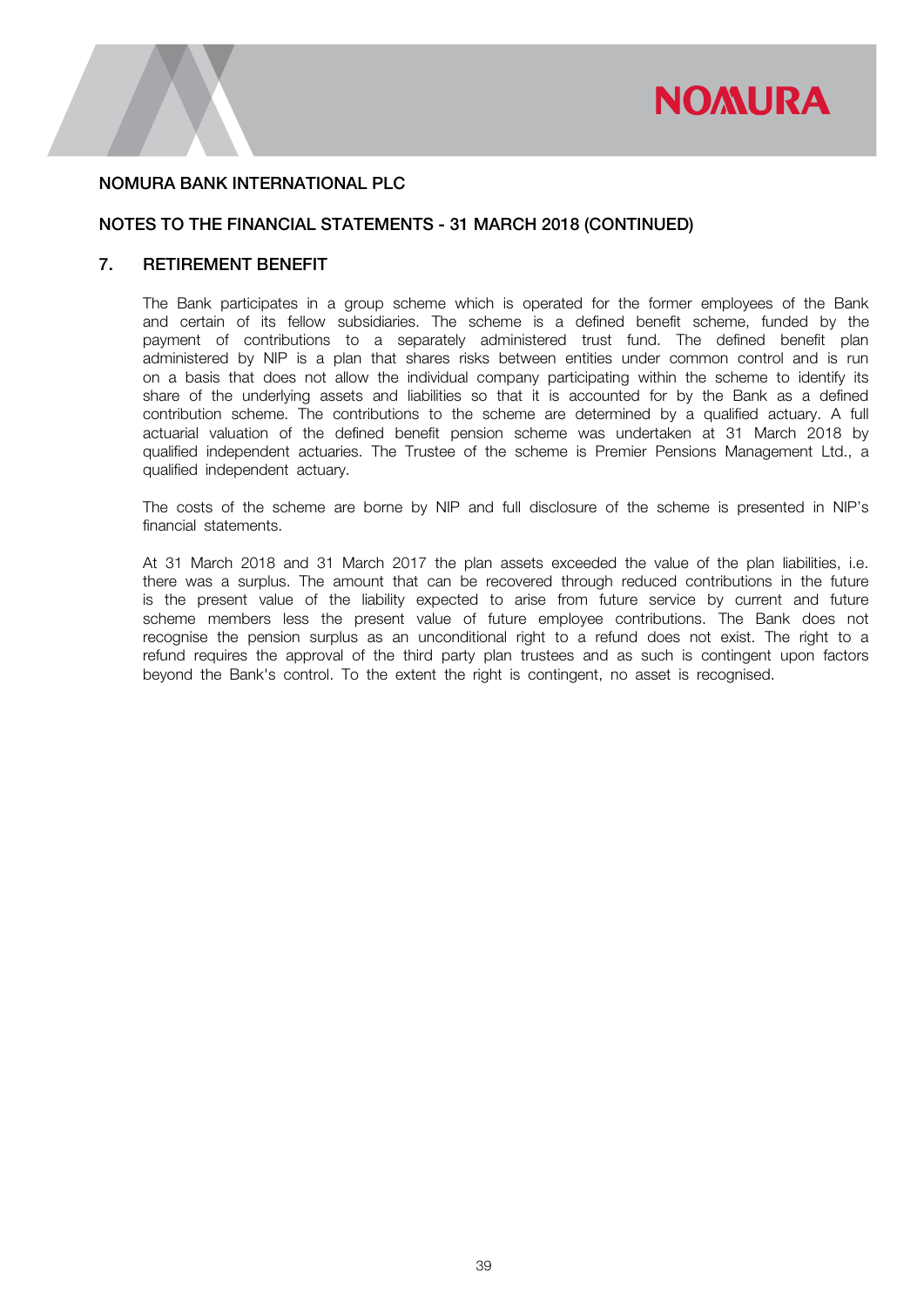NOMURA BANK INTERNATIONAL PLC

NOTES TO THE FINANCIAL STATEMENTS - 31 MARCH 2018 (CONTINUED)

## 7. RETIREMENT BENEFIT

The Bank participates in a group scheme which is operated for the former employees of the Bank and certain of its fellow subsidiaries. The scheme is a defined benefit scheme, funded by the payment of contributions to a separately administered trust fund. The defined benefit plan administered by NIP is a plan that shares risks between entities under common control and is run on a basis that does not allow the individual company participating within the scheme to identify its share of the underlying assets and liabilities so that it is accounted for by the Bank as a defined contribution scheme. The contributions to the scheme are determined by a qualified actuary. A full actuarial valuation of the defined benefit pension scheme was undertaken at 31 March 2018 by qualified independent actuaries. The Trustee of the scheme is Premier Pensions Management Ltd., a qualified independent actuary.

The costs of the scheme are borne by NIP and full disclosure of the scheme is presented in NIP's financial statements.

At 31 March 2018 and 31 March 2017 the plan assets exceeded the value of the plan liabilities, i.e. there was a surplus. The amount that can be recovered through reduced contributions in the future is the present value of the liability expected to arise from future service by current and future scheme members less the present value of future employee contributions. The Bank does not recognise the pension surplus as an unconditional right to a refund does not exist. The right to a refund requires the approval of the third party plan trustees and as such is contingent upon factors beyond the Bank's control. To the extent the right is contingent, no asset is recognised.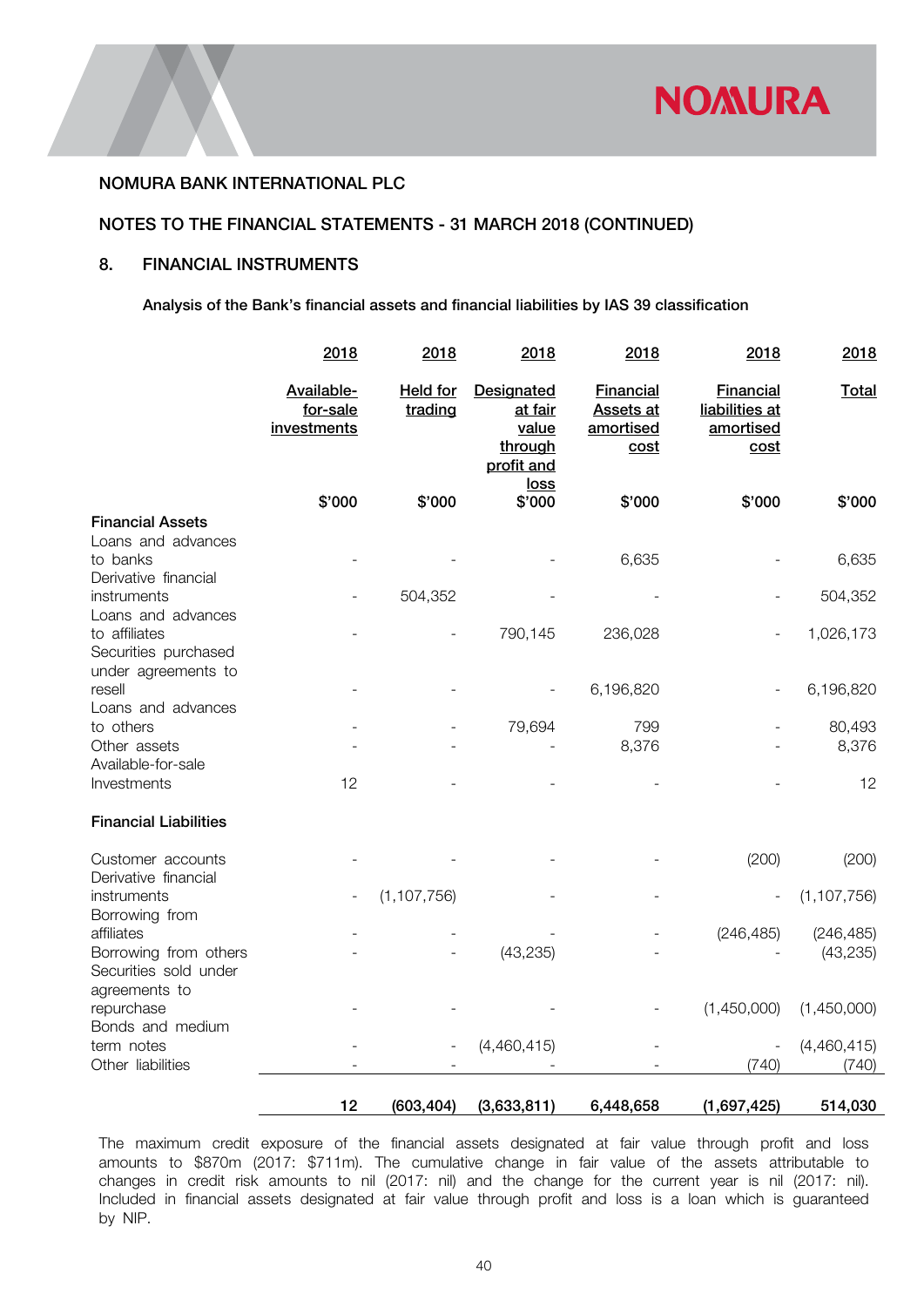NOMURA BANK INTERNATIONAL PLC

NOTES TO THE FINANCIAL STATEMENTS - 31 MARCH 2018 (CONTINUED)

## 8. FINANCIAL INSTRUMENTS

**Analysis of the Bank's financial assets and financial liabilities by IAS 39 classification**

| | 2018 | 2018 | 2018 | 2018 | 2018 | 2018 |
|---|---|---|---|---|---|---|
| | Available-for-sale investments | Held for trading | Designated at fair value through profit and loss | Financial Assets at amortised cost | Financial liabilities at amortised cost | Total |
| | $'000 | $'000 | $'000 | $'000 | $'000 | $'000 |
| **Financial Assets** | | | | | | |
| Loans and advances to banks | - | - | - | 6,635 | - | 6,635 |
| Derivative financial instruments | - | 504,352 | - | - | - | 504,352 |
| Loans and advances to affiliates | - | - | 790,145 | 236,028 | - | 1,026,173 |
| Securities purchased under agreements to resell | - | - | - | 6,196,820 | - | 6,196,820 |
| Loans and advances to others | - | - | 79,694 | 799 | - | 80,493 |
| Other assets | - | - | - | 8,376 | - | 8,376 |
| Available-for-sale Investments | 12 | - | - | - | - | 12 |
| **Financial Liabilities** | | | | | | |
| Customer accounts | - | - | - | - | (200) | (200) |
| Derivative financial instruments | - | (1,107,756) | - | - | - | (1,107,756) |
| Borrowing from affiliates | - | - | - | - | (246,485) | (246,485) |
| Borrowing from others | - | - | (43,235) | - | - | (43,235) |
| Securities sold under agreements to repurchase | - | - | - | - | (1,450,000) | (1,450,000) |
| Bonds and medium term notes | - | - | (4,460,415) | - | - | (4,460,415) |
| Other liabilities | - | - | - | - | (740) | (740) |
| | **12** | **(603,404)** | **(3,633,811)** | **6,448,658** | **(1,697,425)** | **514,030** |

The maximum credit exposure of the financial assets designated at fair value through profit and loss amounts to $870m (2017: $711m). The cumulative change in fair value of the assets attributable to changes in credit risk amounts to nil (2017: nil) and the change for the current year is nil (2017: nil). Included in financial assets designated at fair value through profit and loss is a loan which is guaranteed by NIP.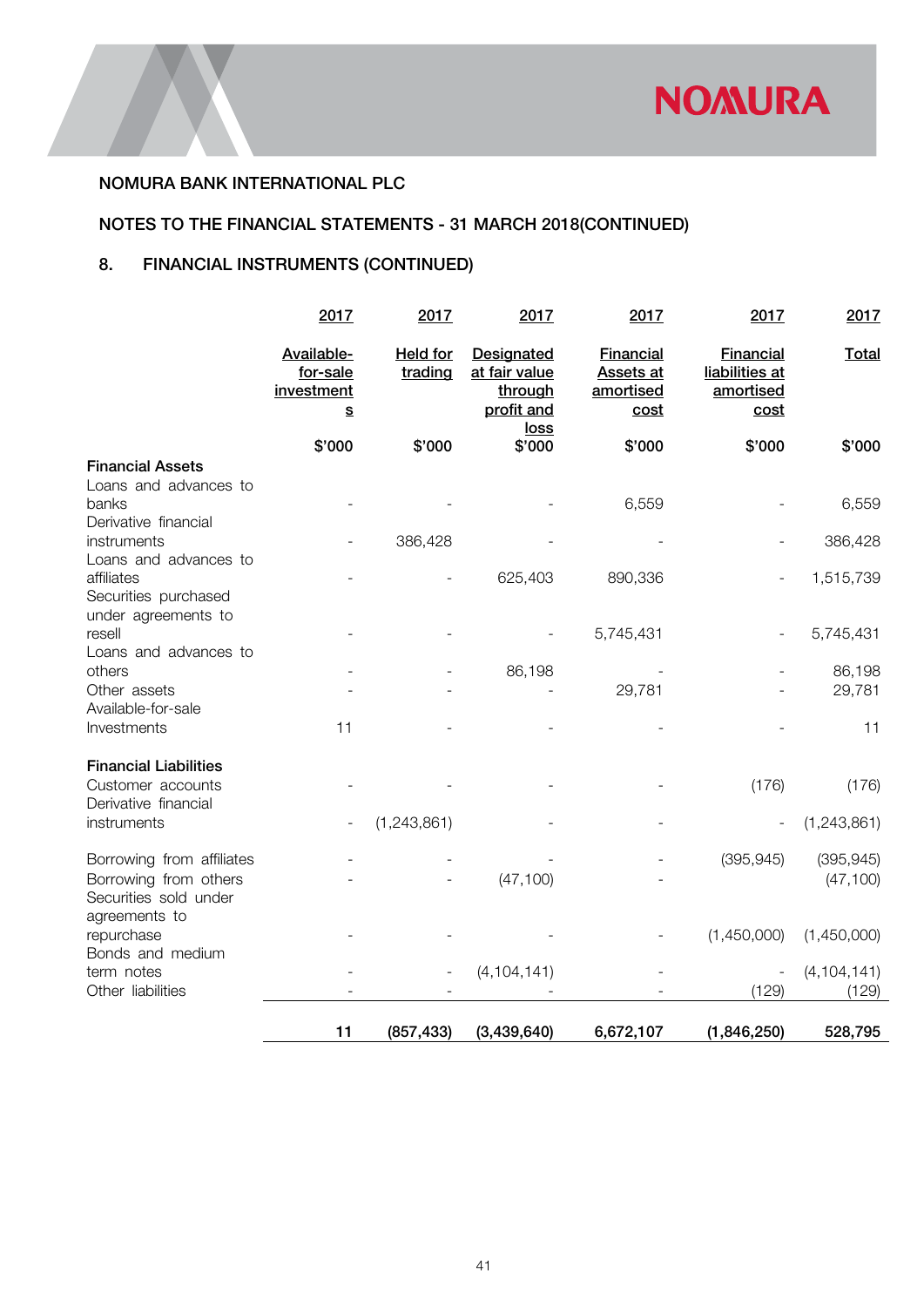NOMURA BANK INTERNATIONAL PLC

NOTES TO THE FINANCIAL STATEMENTS - 31 MARCH 2018(CONTINUED)

## 8. FINANCIAL INSTRUMENTS (CONTINUED)

| | 2017 | 2017 | 2017 | 2017 | 2017 | 2017 |
|---|---|---|---|---|---|---|
| | Available-for-sale investments | Held for trading | Designated at fair value through profit and loss | Financial Assets at amortised cost | Financial liabilities at amortised cost | Total |
| | $'000 | $'000 | $'000 | $'000 | $'000 | $'000 |
| **Financial Assets** | | | | | | |
| Loans and advances to banks | - | - | - | 6,559 | - | 6,559 |
| Derivative financial instruments | - | 386,428 | - | - | - | 386,428 |
| Loans and advances to affiliates | - | - | 625,403 | 890,336 | - | 1,515,739 |
| Securities purchased under agreements to resell | - | - | - | 5,745,431 | - | 5,745,431 |
| Loans and advances to others | - | - | 86,198 | - | - | 86,198 |
| Other assets | - | - | - | 29,781 | - | 29,781 |
| Available-for-sale Investments | 11 | - | - | - | - | 11 |
| **Financial Liabilities** | | | | | | |
| Customer accounts | - | - | - | - | (176) | (176) |
| Derivative financial instruments | - | (1,243,861) | - | - | - | (1,243,861) |
| Borrowing from affiliates | - | - | - | - | (395,945) | (395,945) |
| Borrowing from others | - | - | (47,100) | - | | (47,100) |
| Securities sold under agreements to repurchase | - | - | - | - | (1,450,000) | (1,450,000) |
| Bonds and medium term notes | - | - | (4,104,141) | - | - | (4,104,141) |
| Other liabilities | - | - | - | - | (129) | (129) |
| | **11** | **(857,433)** | **(3,439,640)** | **6,672,107** | **(1,846,250)** | **528,795** |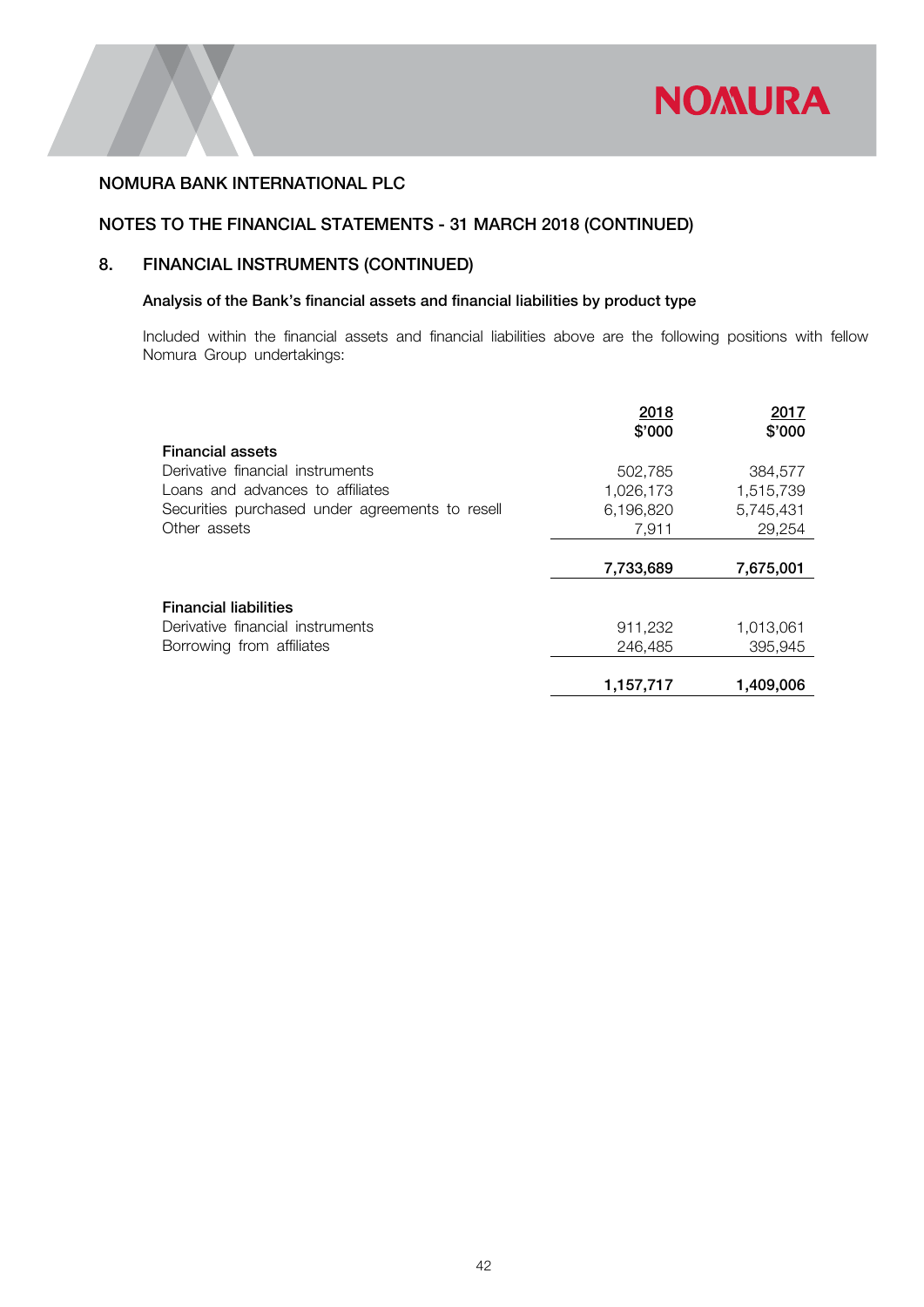NOMURA BANK INTERNATIONAL PLC

NOTES TO THE FINANCIAL STATEMENTS - 31 MARCH 2018 (CONTINUED)

## 8. FINANCIAL INSTRUMENTS (CONTINUED)

### Analysis of the Bank's financial assets and financial liabilities by product type

Included within the financial assets and financial liabilities above are the following positions with fellow Nomura Group undertakings:

| | 2018<br>$'000 | 2017<br>$'000 |
|---|---|---|
| **Financial assets** | | |
| Derivative financial instruments | 502,785 | 384,577 |
| Loans and advances to affiliates | 1,026,173 | 1,515,739 |
| Securities purchased under agreements to resell | 6,196,820 | 5,745,431 |
| Other assets | 7,911 | 29,254 |
| | **7,733,689** | **7,675,001** |
| **Financial liabilities** | | |
| Derivative financial instruments | 911,232 | 1,013,061 |
| Borrowing from affiliates | 246,485 | 395,945 |
| | **1,157,717** | **1,409,006** |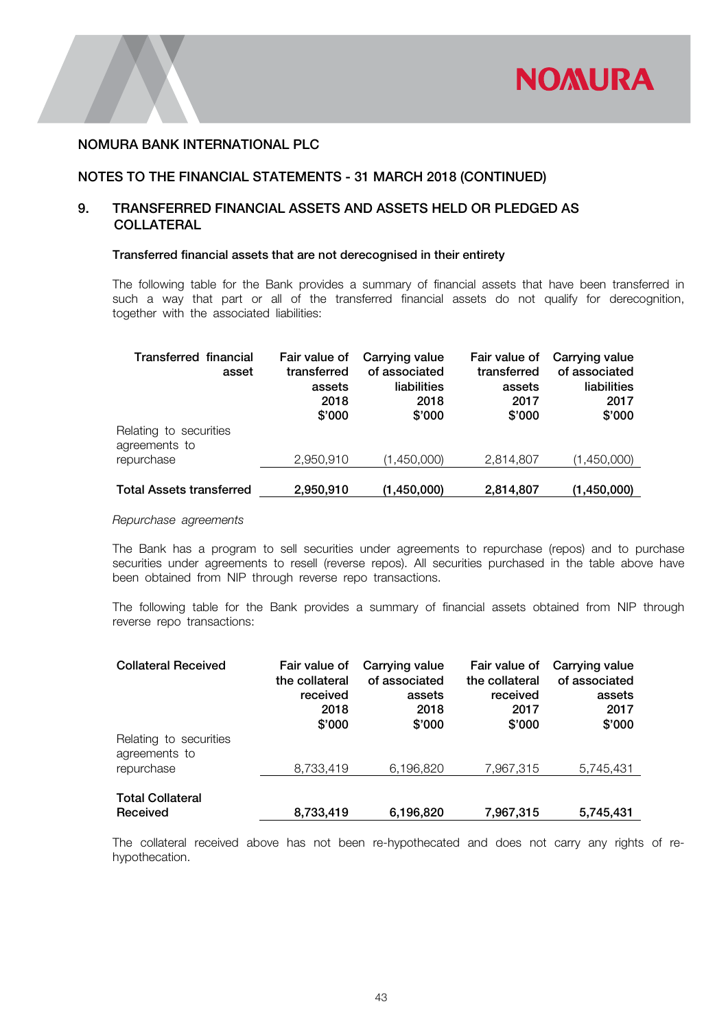NOMURA BANK INTERNATIONAL PLC

NOTES TO THE FINANCIAL STATEMENTS - 31 MARCH 2018 (CONTINUED)

## 9. TRANSFERRED FINANCIAL ASSETS AND ASSETS HELD OR PLEDGED AS COLLATERAL

### Transferred financial assets that are not derecognised in their entirety

The following table for the Bank provides a summary of financial assets that have been transferred in such a way that part or all of the transferred financial assets do not qualify for derecognition, together with the associated liabilities:

| Transferred financial asset | Fair value of transferred assets 2018 $'000 | Carrying value of associated liabilities 2018 $'000 | Fair value of transferred assets 2017 $'000 | Carrying value of associated liabilities 2017 $'000 |
|---|---|---|---|---|
| Relating to securities agreements to repurchase | 2,950,910 | (1,450,000) | 2,814,807 | (1,450,000) |
| **Total Assets transferred** | **2,950,910** | **(1,450,000)** | **2,814,807** | **(1,450,000)** |

*Repurchase agreements*

The Bank has a program to sell securities under agreements to repurchase (repos) and to purchase securities under agreements to resell (reverse repos). All securities purchased in the table above have been obtained from NIP through reverse repo transactions.

The following table for the Bank provides a summary of financial assets obtained from NIP through reverse repo transactions:

| Collateral Received | Fair value of the collateral received 2018 $'000 | Carrying value of associated assets 2018 $'000 | Fair value of the collateral received 2017 $'000 | Carrying value of associated assets 2017 $'000 |
|---|---|---|---|---|
| Relating to securities agreements to repurchase | 8,733,419 | 6,196,820 | 7,967,315 | 5,745,431 |
| **Total Collateral Received** | **8,733,419** | **6,196,820** | **7,967,315** | **5,745,431** |

The collateral received above has not been re-hypothecated and does not carry any rights of re-hypothecation.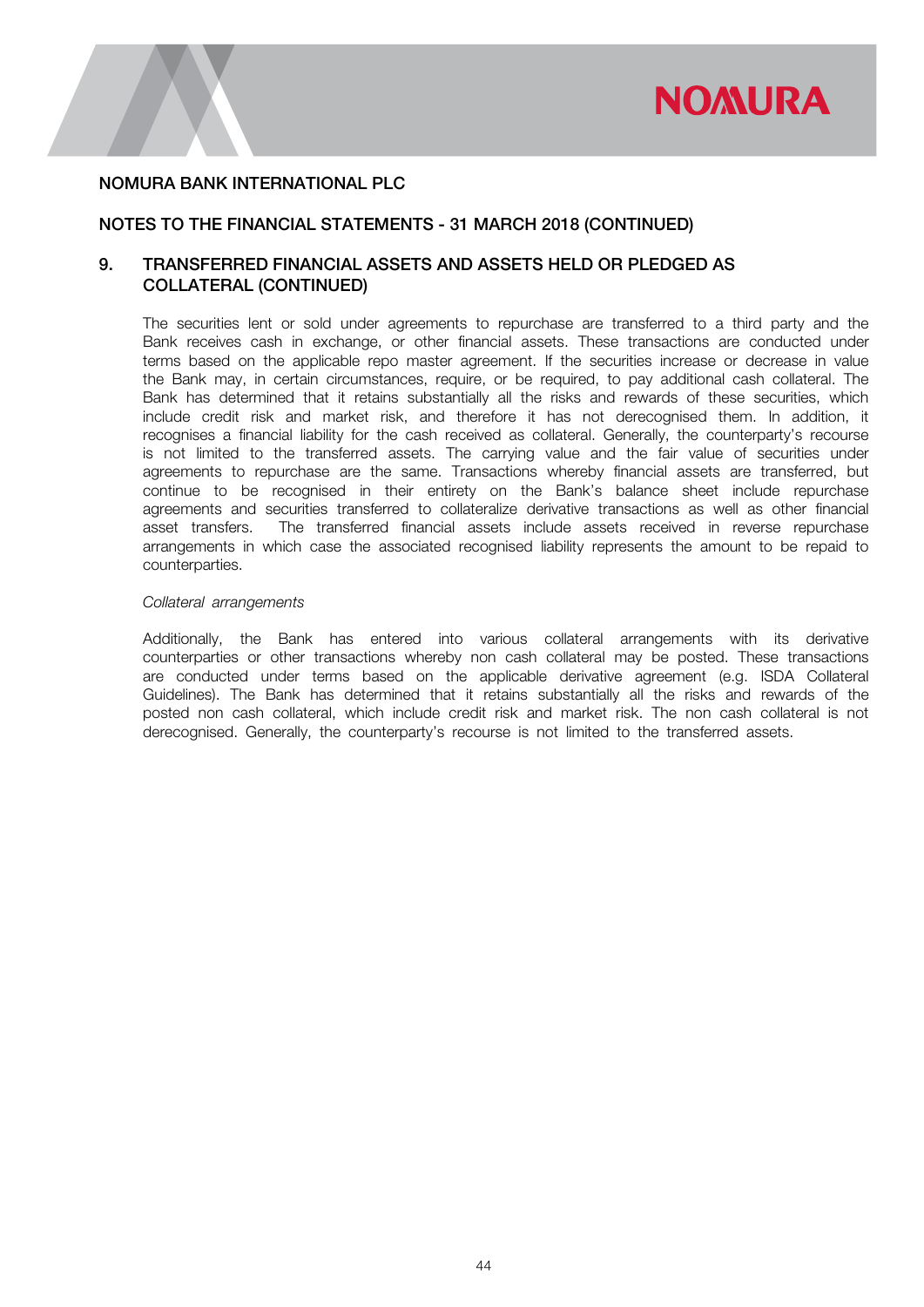NOMURA BANK INTERNATIONAL PLC

NOTES TO THE FINANCIAL STATEMENTS - 31 MARCH 2018 (CONTINUED)

## 9. TRANSFERRED FINANCIAL ASSETS AND ASSETS HELD OR PLEDGED AS COLLATERAL (CONTINUED)

The securities lent or sold under agreements to repurchase are transferred to a third party and the Bank receives cash in exchange, or other financial assets. These transactions are conducted under terms based on the applicable repo master agreement. If the securities increase or decrease in value the Bank may, in certain circumstances, require, or be required, to pay additional cash collateral. The Bank has determined that it retains substantially all the risks and rewards of these securities, which include credit risk and market risk, and therefore it has not derecognised them. In addition, it recognises a financial liability for the cash received as collateral. Generally, the counterparty's recourse is not limited to the transferred assets. The carrying value and the fair value of securities under agreements to repurchase are the same. Transactions whereby financial assets are transferred, but continue to be recognised in their entirety on the Bank's balance sheet include repurchase agreements and securities transferred to collateralize derivative transactions as well as other financial asset transfers. The transferred financial assets include assets received in reverse repurchase arrangements in which case the associated recognised liability represents the amount to be repaid to counterparties.

*Collateral arrangements*

Additionally, the Bank has entered into various collateral arrangements with its derivative counterparties or other transactions whereby non cash collateral may be posted. These transactions are conducted under terms based on the applicable derivative agreement (e.g. ISDA Collateral Guidelines). The Bank has determined that it retains substantially all the risks and rewards of the posted non cash collateral, which include credit risk and market risk. The non cash collateral is not derecognised. Generally, the counterparty's recourse is not limited to the transferred assets.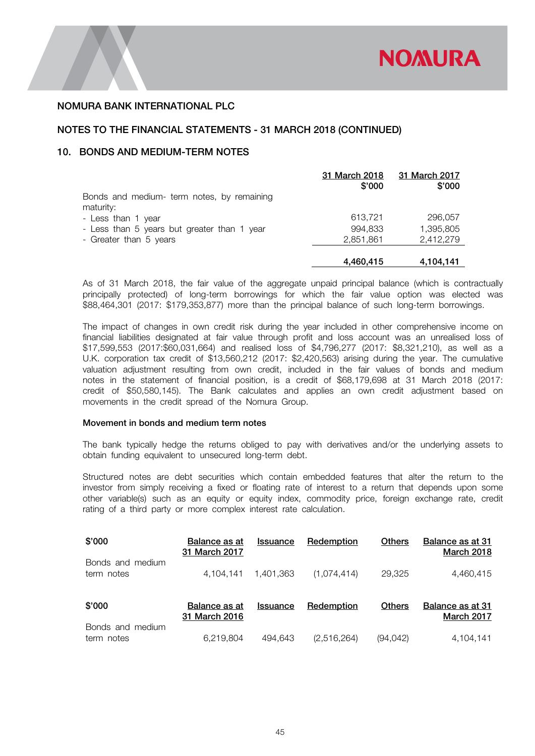NOMURA BANK INTERNATIONAL PLC

NOTES TO THE FINANCIAL STATEMENTS - 31 MARCH 2018 (CONTINUED)

## 10. BONDS AND MEDIUM-TERM NOTES

| | 31 March 2018<br>$'000 | 31 March 2017<br>$'000 |
|---|---|---|
| Bonds and medium- term notes, by remaining maturity: | | |
| - Less than 1 year | 613,721 | 296,057 |
| - Less than 5 years but greater than 1 year | 994,833 | 1,395,805 |
| - Greater than 5 years | 2,851,861 | 2,412,279 |
| | **4,460,415** | **4,104,141** |

As of 31 March 2018, the fair value of the aggregate unpaid principal balance (which is contractually principally protected) of long-term borrowings for which the fair value option was elected was $88,464,301 (2017: $179,353,877) more than the principal balance of such long-term borrowings.

The impact of changes in own credit risk during the year included in other comprehensive income on financial liabilities designated at fair value through profit and loss account was an unrealised loss of $17,599,553 (2017:$60,031,664) and realised loss of $4,796,277 (2017: $8,321,210), as well as a U.K. corporation tax credit of $13,560,212 (2017: $2,420,563) arising during the year. The cumulative valuation adjustment resulting from own credit, included in the fair values of bonds and medium notes in the statement of financial position, is a credit of $68,179,698 at 31 March 2018 (2017: credit of $50,580,145). The Bank calculates and applies an own credit adjustment based on movements in the credit spread of the Nomura Group.

### Movement in bonds and medium term notes

The bank typically hedge the returns obliged to pay with derivatives and/or the underlying assets to obtain funding equivalent to unsecured long-term debt.

Structured notes are debt securities which contain embedded features that alter the return to the investor from simply receiving a fixed or floating rate of interest to a return that depends upon some other variable(s) such as an equity or equity index, commodity price, foreign exchange rate, credit rating of a third party or more complex interest rate calculation.

| $'000 | Balance as at 31 March 2017 | Issuance | Redemption | Others | Balance as at 31 March 2018 |
|---|---|---|---|---|---|
| Bonds and medium term notes | 4,104,141 | 1,401,363 | (1,074,414) | 29,325 | 4,460,415 |

| $'000 | Balance as at 31 March 2016 | Issuance | Redemption | Others | Balance as at 31 March 2017 |
|---|---|---|---|---|---|
| Bonds and medium term notes | 6,219,804 | 494,643 | (2,516,264) | (94,042) | 4,104,141 |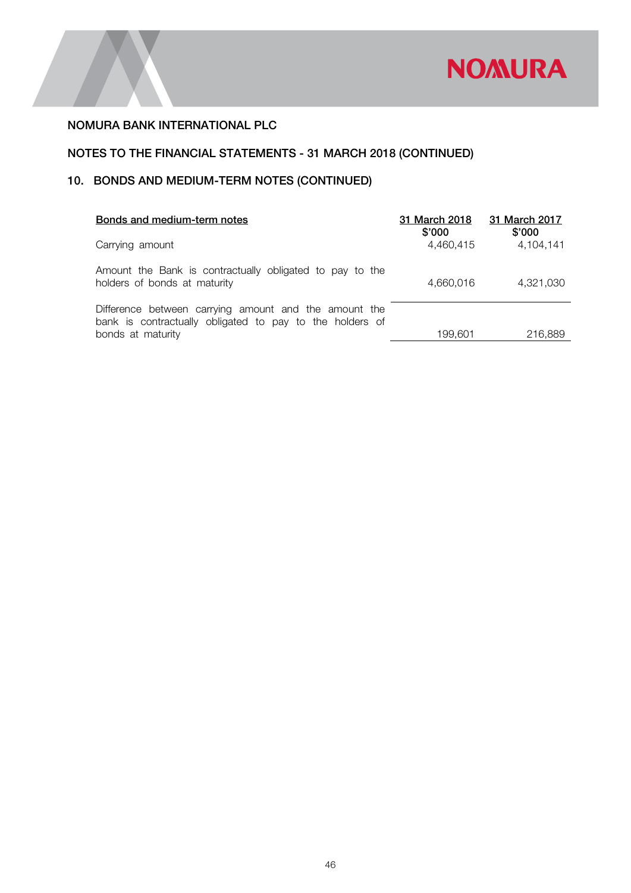NOMURA BANK INTERNATIONAL PLC

NOTES TO THE FINANCIAL STATEMENTS - 31 MARCH 2018 (CONTINUED)

## 10. BONDS AND MEDIUM-TERM NOTES (CONTINUED)

| Bonds and medium-term notes | 31 March 2018 $'000 | 31 March 2017 $'000 |
|---|---|---|
| Carrying amount | 4,460,415 | 4,104,141 |
| Amount the Bank is contractually obligated to pay to the holders of bonds at maturity | 4,660,016 | 4,321,030 |
| Difference between carrying amount and the amount the bank is contractually obligated to pay to the holders of bonds at maturity | 199,601 | 216,889 |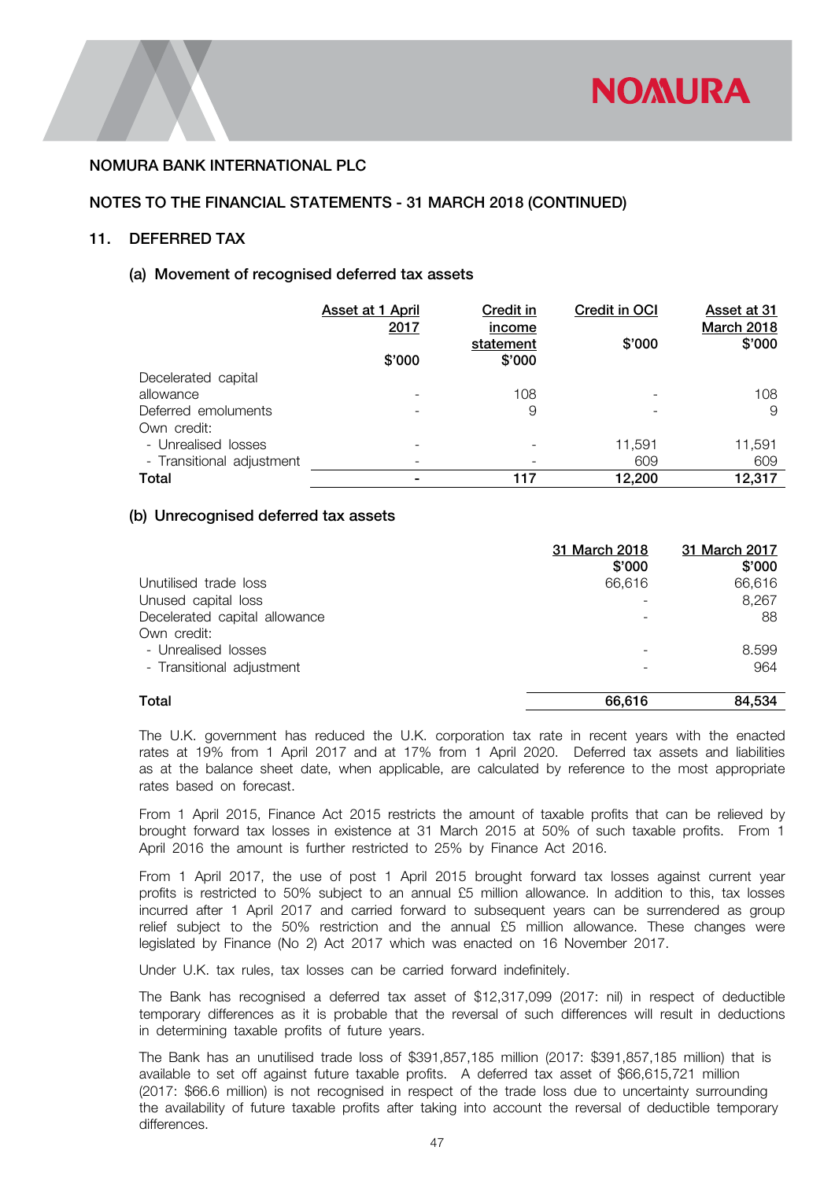## NOMURA BANK INTERNATIONAL PLC

## NOTES TO THE FINANCIAL STATEMENTS - 31 MARCH 2018 (CONTINUED)

### 11. DEFERRED TAX

#### (a) Movement of recognised deferred tax assets

| | Asset at 1 April 2017 $'000 | Credit in income statement $'000 | Credit in OCI $'000 | Asset at 31 March 2018 $'000 |
|---|---|---|---|---|
| Decelerated capital allowance | - | 108 | - | 108 |
| Deferred emoluments | - | 9 | - | 9 |
| Own credit: | | | | |
| - Unrealised losses | - | - | 11,591 | 11,591 |
| - Transitional adjustment | - | - | 609 | 609 |
| **Total** | **-** | **117** | **12,200** | **12,317** |

#### (b) Unrecognised deferred tax assets

| | 31 March 2018 $'000 | 31 March 2017 $'000 |
|---|---|---|
| Unutilised trade loss | 66,616 | 66,616 |
| Unused capital loss | - | 8,267 |
| Decelerated capital allowance | - | 88 |
| Own credit: | | |
| - Unrealised losses | - | 8.599 |
| - Transitional adjustment | - | 964 |
| **Total** | **66,616** | **84,534** |

The U.K. government has reduced the U.K. corporation tax rate in recent years with the enacted rates at 19% from 1 April 2017 and at 17% from 1 April 2020. Deferred tax assets and liabilities as at the balance sheet date, when applicable, are calculated by reference to the most appropriate rates based on forecast.

From 1 April 2015, Finance Act 2015 restricts the amount of taxable profits that can be relieved by brought forward tax losses in existence at 31 March 2015 at 50% of such taxable profits. From 1 April 2016 the amount is further restricted to 25% by Finance Act 2016.

From 1 April 2017, the use of post 1 April 2015 brought forward tax losses against current year profits is restricted to 50% subject to an annual £5 million allowance. In addition to this, tax losses incurred after 1 April 2017 and carried forward to subsequent years can be surrendered as group relief subject to the 50% restriction and the annual £5 million allowance. These changes were legislated by Finance (No 2) Act 2017 which was enacted on 16 November 2017.

Under U.K. tax rules, tax losses can be carried forward indefinitely.

The Bank has recognised a deferred tax asset of $12,317,099 (2017: nil) in respect of deductible temporary differences as it is probable that the reversal of such differences will result in deductions in determining taxable profits of future years.

The Bank has an unutilised trade loss of $391,857,185 million (2017: $391,857,185 million) that is available to set off against future taxable profits. A deferred tax asset of $66,615,721 million (2017: $66.6 million) is not recognised in respect of the trade loss due to uncertainty surrounding the availability of future taxable profits after taking into account the reversal of deductible temporary differences.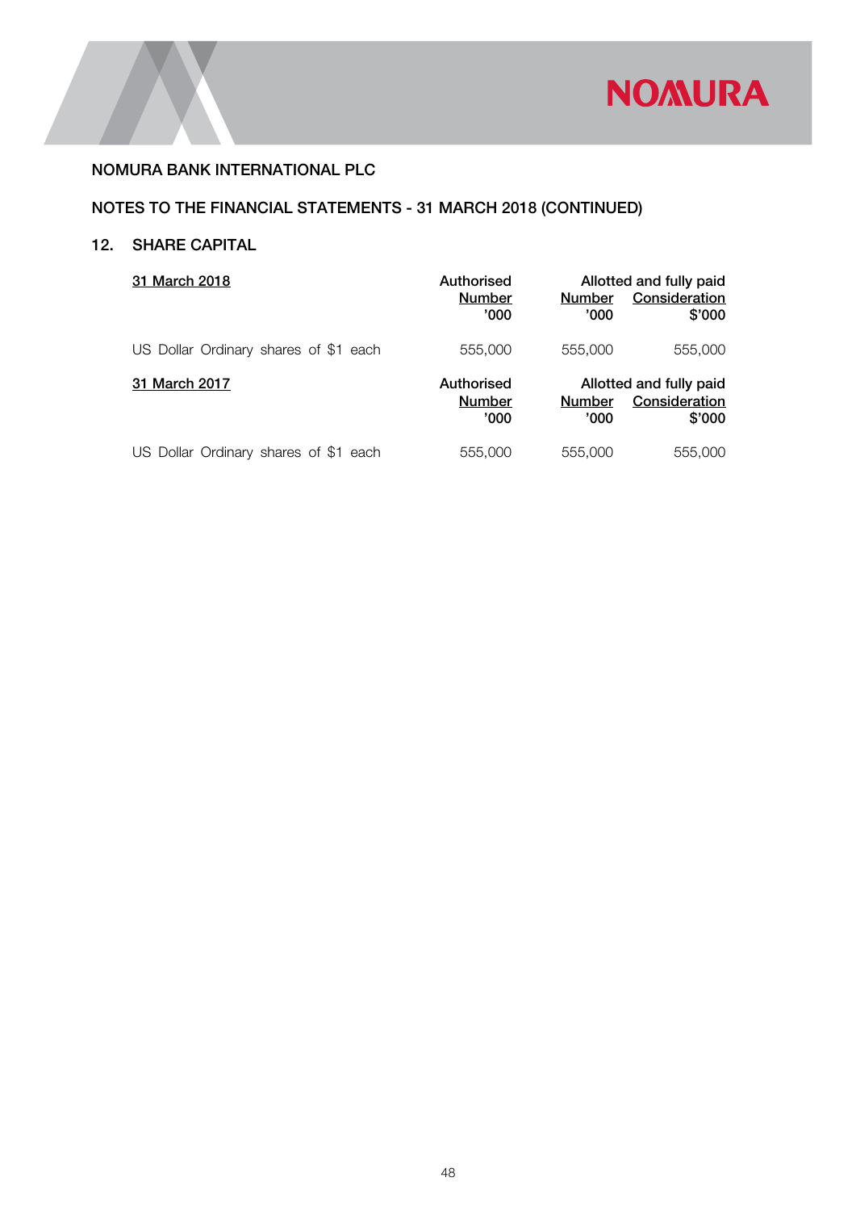NOMURA BANK INTERNATIONAL PLC

NOTES TO THE FINANCIAL STATEMENTS - 31 MARCH 2018 (CONTINUED)

## 12. SHARE CAPITAL

| 31 March 2018 | Authorised | Allotted and fully paid | |
|---|---|---|---|
| | Number '000 | Number '000 | Consideration $'000 |
| US Dollar Ordinary shares of $1 each | 555,000 | 555,000 | 555,000 |

| 31 March 2017 | Authorised | Allotted and fully paid | |
|---|---|---|---|
| | Number '000 | Number '000 | Consideration $'000 |
| US Dollar Ordinary shares of $1 each | 555,000 | 555,000 | 555,000 |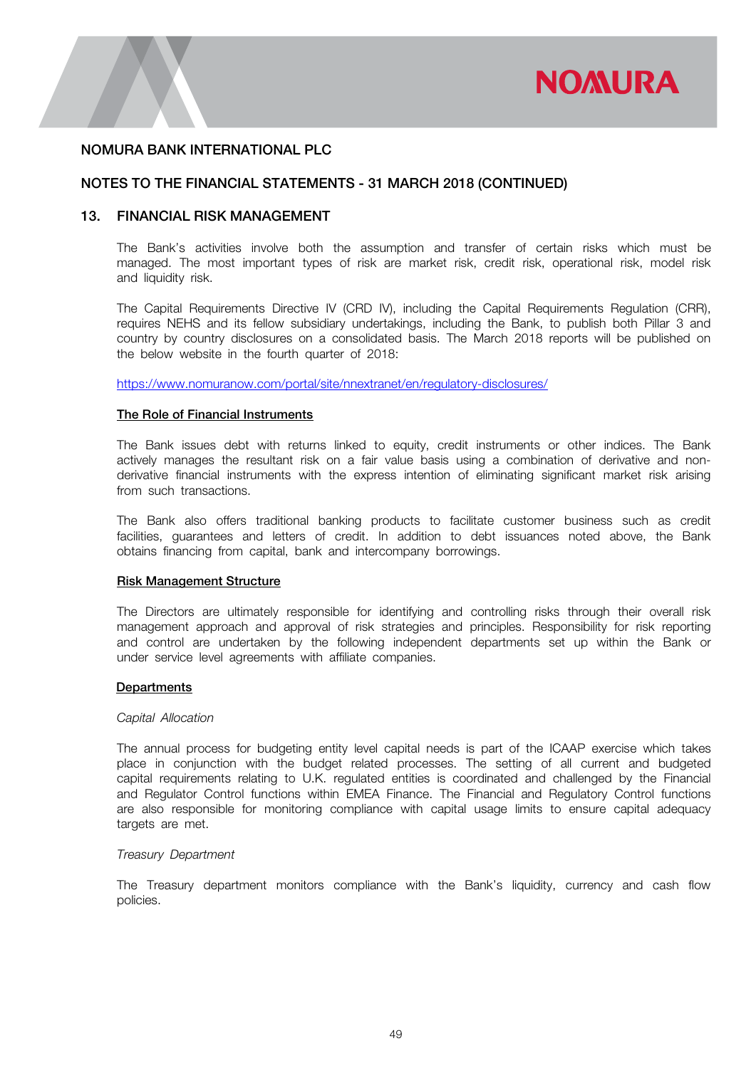## NOMURA BANK INTERNATIONAL PLC

## NOTES TO THE FINANCIAL STATEMENTS - 31 MARCH 2018 (CONTINUED)

## 13. FINANCIAL RISK MANAGEMENT

The Bank's activities involve both the assumption and transfer of certain risks which must be managed. The most important types of risk are market risk, credit risk, operational risk, model risk and liquidity risk.

The Capital Requirements Directive IV (CRD IV), including the Capital Requirements Regulation (CRR), requires NEHS and its fellow subsidiary undertakings, including the Bank, to publish both Pillar 3 and country by country disclosures on a consolidated basis. The March 2018 reports will be published on the below website in the fourth quarter of 2018:

https://www.nomuranow.com/portal/site/nnextranet/en/regulatory-disclosures/

**The Role of Financial Instruments**

The Bank issues debt with returns linked to equity, credit instruments or other indices. The Bank actively manages the resultant risk on a fair value basis using a combination of derivative and non-derivative financial instruments with the express intention of eliminating significant market risk arising from such transactions.

The Bank also offers traditional banking products to facilitate customer business such as credit facilities, guarantees and letters of credit. In addition to debt issuances noted above, the Bank obtains financing from capital, bank and intercompany borrowings.

**Risk Management Structure**

The Directors are ultimately responsible for identifying and controlling risks through their overall risk management approach and approval of risk strategies and principles. Responsibility for risk reporting and control are undertaken by the following independent departments set up within the Bank or under service level agreements with affiliate companies.

**Departments**

*Capital Allocation*

The annual process for budgeting entity level capital needs is part of the ICAAP exercise which takes place in conjunction with the budget related processes. The setting of all current and budgeted capital requirements relating to U.K. regulated entities is coordinated and challenged by the Financial and Regulator Control functions within EMEA Finance. The Financial and Regulatory Control functions are also responsible for monitoring compliance with capital usage limits to ensure capital adequacy targets are met.

*Treasury Department*

The Treasury department monitors compliance with the Bank's liquidity, currency and cash flow policies.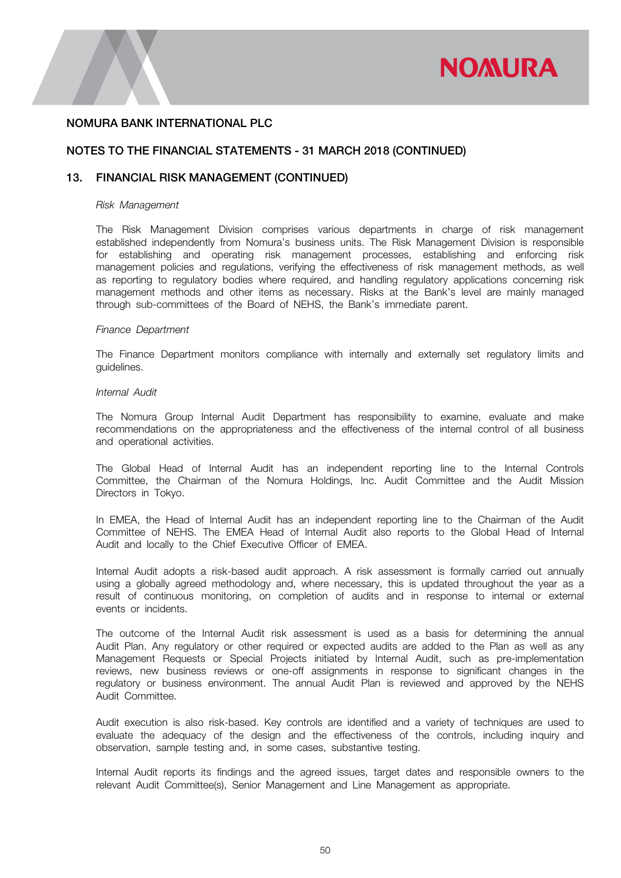# NOMURA BANK INTERNATIONAL PLC

## NOTES TO THE FINANCIAL STATEMENTS - 31 MARCH 2018 (CONTINUED)

## 13. FINANCIAL RISK MANAGEMENT (CONTINUED)

*Risk Management*

The Risk Management Division comprises various departments in charge of risk management established independently from Nomura's business units. The Risk Management Division is responsible for establishing and operating risk management processes, establishing and enforcing risk management policies and regulations, verifying the effectiveness of risk management methods, as well as reporting to regulatory bodies where required, and handling regulatory applications concerning risk management methods and other items as necessary. Risks at the Bank's level are mainly managed through sub-committees of the Board of NEHS, the Bank's immediate parent.

*Finance Department*

The Finance Department monitors compliance with internally and externally set regulatory limits and guidelines.

*Internal Audit*

The Nomura Group Internal Audit Department has responsibility to examine, evaluate and make recommendations on the appropriateness and the effectiveness of the internal control of all business and operational activities.

The Global Head of Internal Audit has an independent reporting line to the Internal Controls Committee, the Chairman of the Nomura Holdings, Inc. Audit Committee and the Audit Mission Directors in Tokyo.

In EMEA, the Head of Internal Audit has an independent reporting line to the Chairman of the Audit Committee of NEHS. The EMEA Head of Internal Audit also reports to the Global Head of Internal Audit and locally to the Chief Executive Officer of EMEA.

Internal Audit adopts a risk-based audit approach. A risk assessment is formally carried out annually using a globally agreed methodology and, where necessary, this is updated throughout the year as a result of continuous monitoring, on completion of audits and in response to internal or external events or incidents.

The outcome of the Internal Audit risk assessment is used as a basis for determining the annual Audit Plan. Any regulatory or other required or expected audits are added to the Plan as well as any Management Requests or Special Projects initiated by Internal Audit, such as pre-implementation reviews, new business reviews or one-off assignments in response to significant changes in the regulatory or business environment. The annual Audit Plan is reviewed and approved by the NEHS Audit Committee.

Audit execution is also risk-based. Key controls are identified and a variety of techniques are used to evaluate the adequacy of the design and the effectiveness of the controls, including inquiry and observation, sample testing and, in some cases, substantive testing.

Internal Audit reports its findings and the agreed issues, target dates and responsible owners to the relevant Audit Committee(s), Senior Management and Line Management as appropriate.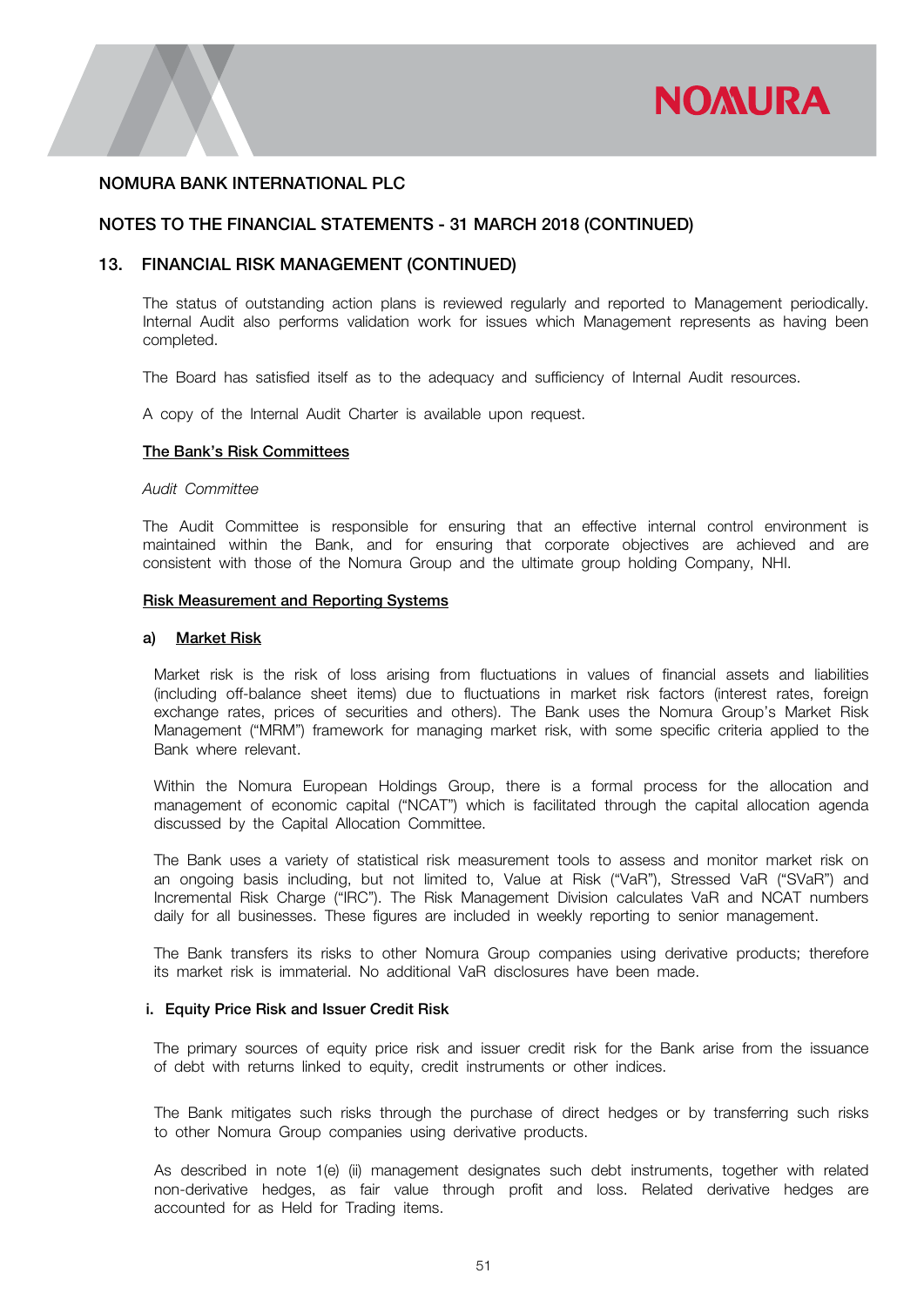NOMURA BANK INTERNATIONAL PLC

NOTES TO THE FINANCIAL STATEMENTS - 31 MARCH 2018 (CONTINUED)

## 13. FINANCIAL RISK MANAGEMENT (CONTINUED)

The status of outstanding action plans is reviewed regularly and reported to Management periodically. Internal Audit also performs validation work for issues which Management represents as having been completed.

The Board has satisfied itself as to the adequacy and sufficiency of Internal Audit resources.

A copy of the Internal Audit Charter is available upon request.

### The Bank's Risk Committees

*Audit Committee*

The Audit Committee is responsible for ensuring that an effective internal control environment is maintained within the Bank, and for ensuring that corporate objectives are achieved and are consistent with those of the Nomura Group and the ultimate group holding Company, NHI.

### Risk Measurement and Reporting Systems

#### a) Market Risk

Market risk is the risk of loss arising from fluctuations in values of financial assets and liabilities (including off-balance sheet items) due to fluctuations in market risk factors (interest rates, foreign exchange rates, prices of securities and others). The Bank uses the Nomura Group's Market Risk Management ("MRM") framework for managing market risk, with some specific criteria applied to the Bank where relevant.

Within the Nomura European Holdings Group, there is a formal process for the allocation and management of economic capital ("NCAT") which is facilitated through the capital allocation agenda discussed by the Capital Allocation Committee.

The Bank uses a variety of statistical risk measurement tools to assess and monitor market risk on an ongoing basis including, but not limited to, Value at Risk ("VaR"), Stressed VaR ("SVaR") and Incremental Risk Charge ("IRC"). The Risk Management Division calculates VaR and NCAT numbers daily for all businesses. These figures are included in weekly reporting to senior management.

The Bank transfers its risks to other Nomura Group companies using derivative products; therefore its market risk is immaterial. No additional VaR disclosures have been made.

**i. Equity Price Risk and Issuer Credit Risk**

The primary sources of equity price risk and issuer credit risk for the Bank arise from the issuance of debt with returns linked to equity, credit instruments or other indices.

The Bank mitigates such risks through the purchase of direct hedges or by transferring such risks to other Nomura Group companies using derivative products.

As described in note 1(e) (ii) management designates such debt instruments, together with related non-derivative hedges, as fair value through profit and loss. Related derivative hedges are accounted for as Held for Trading items.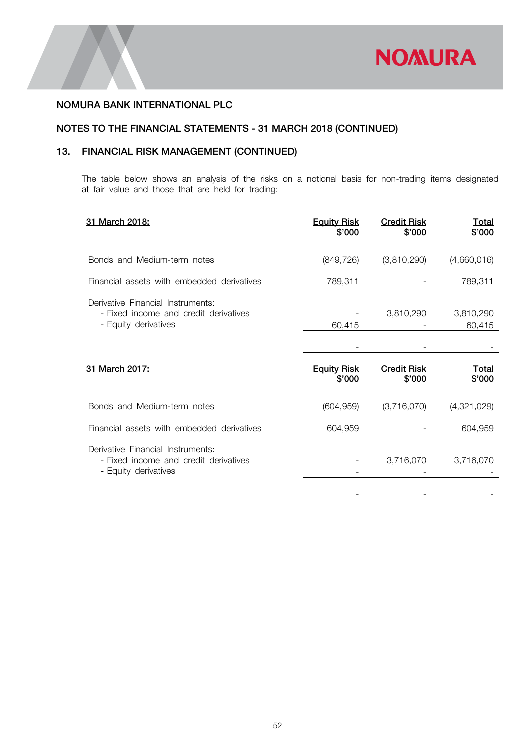## NOMURA BANK INTERNATIONAL PLC

## NOTES TO THE FINANCIAL STATEMENTS - 31 MARCH 2018 (CONTINUED)

## 13. FINANCIAL RISK MANAGEMENT (CONTINUED)

The table below shows an analysis of the risks on a notional basis for non-trading items designated at fair value and those that are held for trading:

| 31 March 2018: | Equity Risk $'000 | Credit Risk $'000 | Total $'000 |
|---|---|---|---|
| Bonds and Medium-term notes | (849,726) | (3,810,290) | (4,660,016) |
| Financial assets with embedded derivatives | 789,311 | - | 789,311 |
| Derivative Financial Instruments: | | | |
| - Fixed income and credit derivatives | - | 3,810,290 | 3,810,290 |
| - Equity derivatives | 60,415 | - | 60,415 |
| | - | - | - |

| 31 March 2017: | Equity Risk $'000 | Credit Risk $'000 | Total $'000 |
|---|---|---|---|
| Bonds and Medium-term notes | (604,959) | (3,716,070) | (4,321,029) |
| Financial assets with embedded derivatives | 604,959 | - | 604,959 |
| Derivative Financial Instruments: | | | |
| - Fixed income and credit derivatives | - | 3,716,070 | 3,716,070 |
| - Equity derivatives | - | - | - |
| | - | - | - |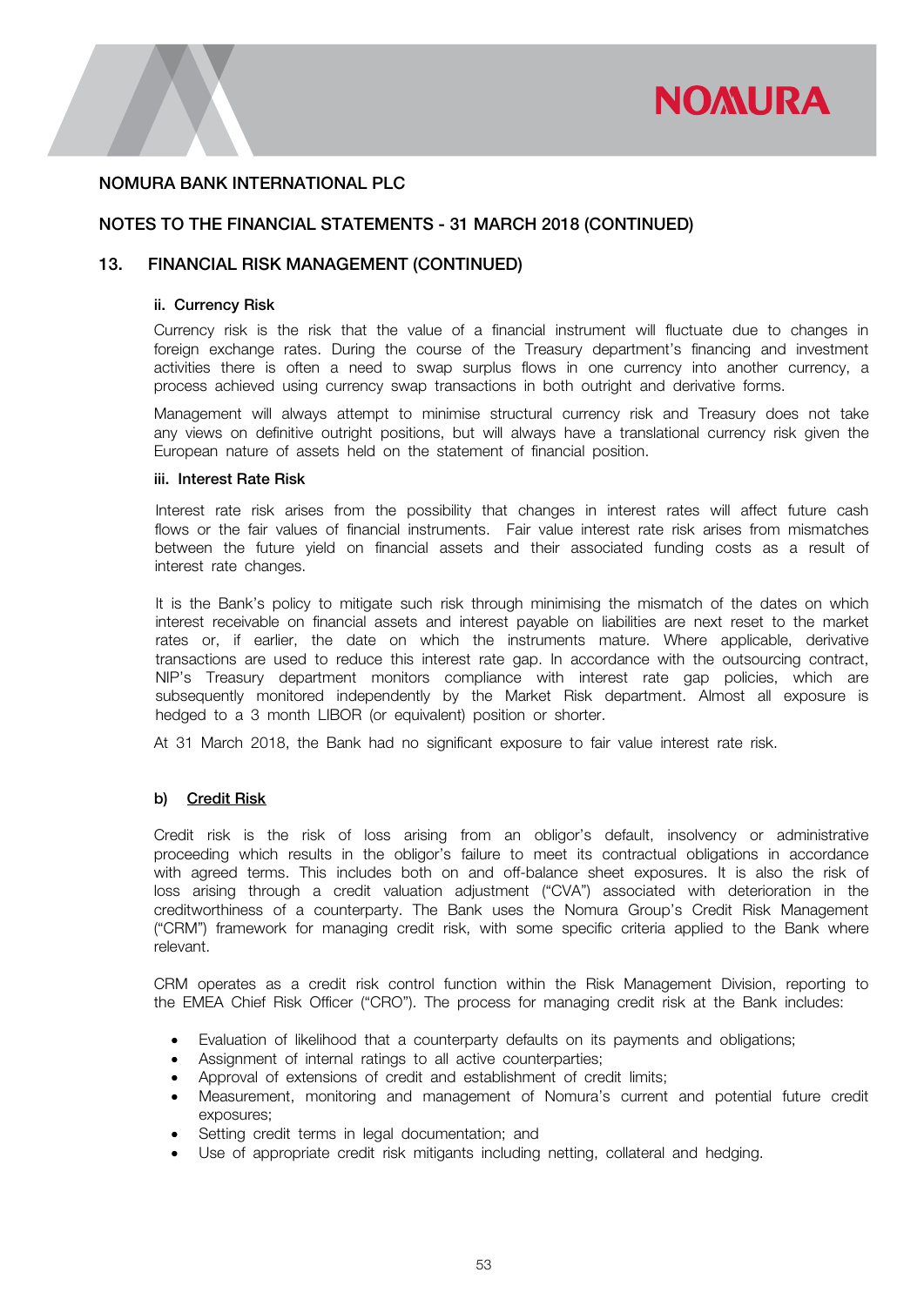NOMURA BANK INTERNATIONAL PLC

NOTES TO THE FINANCIAL STATEMENTS - 31 MARCH 2018 (CONTINUED)

## 13. FINANCIAL RISK MANAGEMENT (CONTINUED)

**ii. Currency Risk**

Currency risk is the risk that the value of a financial instrument will fluctuate due to changes in foreign exchange rates. During the course of the Treasury department's financing and investment activities there is often a need to swap surplus flows in one currency into another currency, a process achieved using currency swap transactions in both outright and derivative forms.

Management will always attempt to minimise structural currency risk and Treasury does not take any views on definitive outright positions, but will always have a translational currency risk given the European nature of assets held on the statement of financial position.

**iii. Interest Rate Risk**

Interest rate risk arises from the possibility that changes in interest rates will affect future cash flows or the fair values of financial instruments. Fair value interest rate risk arises from mismatches between the future yield on financial assets and their associated funding costs as a result of interest rate changes.

It is the Bank's policy to mitigate such risk through minimising the mismatch of the dates on which interest receivable on financial assets and interest payable on liabilities are next reset to the market rates or, if earlier, the date on which the instruments mature. Where applicable, derivative transactions are used to reduce this interest rate gap. In accordance with the outsourcing contract, NIP's Treasury department monitors compliance with interest rate gap policies, which are subsequently monitored independently by the Market Risk department. Almost all exposure is hedged to a 3 month LIBOR (or equivalent) position or shorter.

At 31 March 2018, the Bank had no significant exposure to fair value interest rate risk.

### b) Credit Risk

Credit risk is the risk of loss arising from an obligor's default, insolvency or administrative proceeding which results in the obligor's failure to meet its contractual obligations in accordance with agreed terms. This includes both on and off-balance sheet exposures. It is also the risk of loss arising through a credit valuation adjustment ("CVA") associated with deterioration in the creditworthiness of a counterparty. The Bank uses the Nomura Group's Credit Risk Management ("CRM") framework for managing credit risk, with some specific criteria applied to the Bank where relevant.

CRM operates as a credit risk control function within the Risk Management Division, reporting to the EMEA Chief Risk Officer ("CRO"). The process for managing credit risk at the Bank includes:

- Evaluation of likelihood that a counterparty defaults on its payments and obligations;
- Assignment of internal ratings to all active counterparties;
- Approval of extensions of credit and establishment of credit limits;
- Measurement, monitoring and management of Nomura's current and potential future credit exposures;
- Setting credit terms in legal documentation; and
- Use of appropriate credit risk mitigants including netting, collateral and hedging.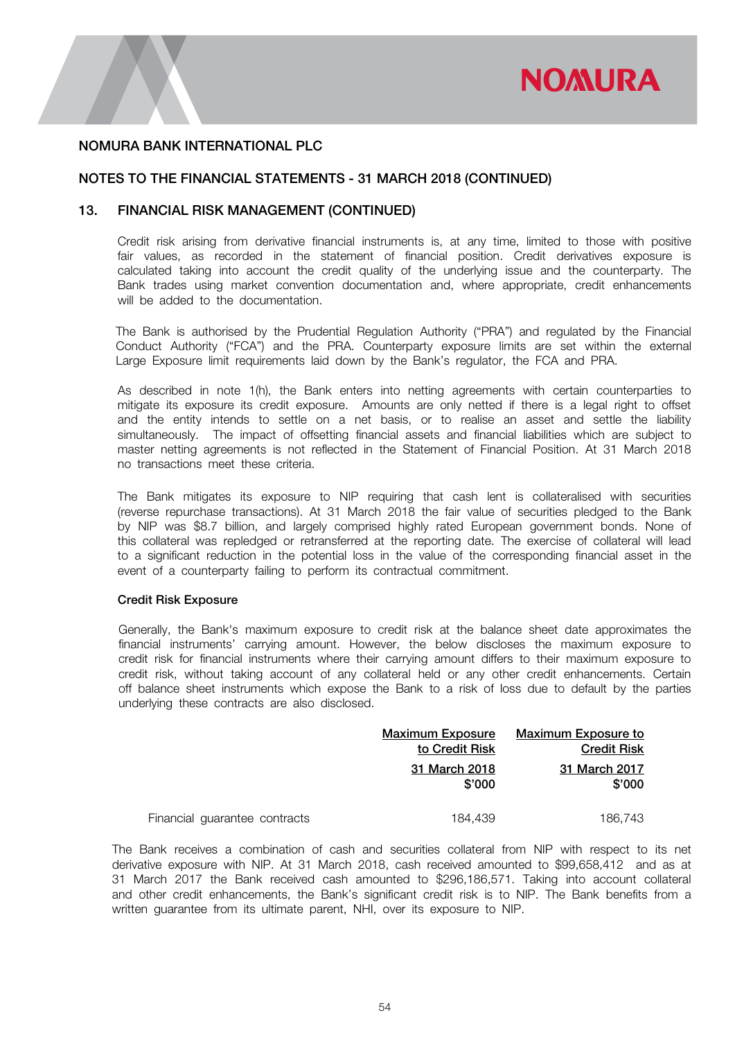## NOMURA BANK INTERNATIONAL PLC

## NOTES TO THE FINANCIAL STATEMENTS - 31 MARCH 2018 (CONTINUED)

## 13. FINANCIAL RISK MANAGEMENT (CONTINUED)

Credit risk arising from derivative financial instruments is, at any time, limited to those with positive fair values, as recorded in the statement of financial position. Credit derivatives exposure is calculated taking into account the credit quality of the underlying issue and the counterparty. The Bank trades using market convention documentation and, where appropriate, credit enhancements will be added to the documentation.

The Bank is authorised by the Prudential Regulation Authority ("PRA") and regulated by the Financial Conduct Authority ("FCA") and the PRA. Counterparty exposure limits are set within the external Large Exposure limit requirements laid down by the Bank's regulator, the FCA and PRA.

As described in note 1(h), the Bank enters into netting agreements with certain counterparties to mitigate its exposure its credit exposure. Amounts are only netted if there is a legal right to offset and the entity intends to settle on a net basis, or to realise an asset and settle the liability simultaneously. The impact of offsetting financial assets and financial liabilities which are subject to master netting agreements is not reflected in the Statement of Financial Position. At 31 March 2018 no transactions meet these criteria.

The Bank mitigates its exposure to NIP requiring that cash lent is collateralised with securities (reverse repurchase transactions). At 31 March 2018 the fair value of securities pledged to the Bank by NIP was $8.7 billion, and largely comprised highly rated European government bonds. None of this collateral was repledged or retransferred at the reporting date. The exercise of collateral will lead to a significant reduction in the potential loss in the value of the corresponding financial asset in the event of a counterparty failing to perform its contractual commitment.

### Credit Risk Exposure

Generally, the Bank's maximum exposure to credit risk at the balance sheet date approximates the financial instruments' carrying amount. However, the below discloses the maximum exposure to credit risk for financial instruments where their carrying amount differs to their maximum exposure to credit risk, without taking account of any collateral held or any other credit enhancements. Certain off balance sheet instruments which expose the Bank to a risk of loss due to default by the parties underlying these contracts are also disclosed.

| | Maximum Exposure to Credit Risk | Maximum Exposure to Credit Risk |
|---|---|---|
| | 31 March 2018 $'000 | 31 March 2017 $'000 |
| Financial guarantee contracts | 184,439 | 186,743 |

The Bank receives a combination of cash and securities collateral from NIP with respect to its net derivative exposure with NIP. At 31 March 2018, cash received amounted to $99,658,412 and as at 31 March 2017 the Bank received cash amounted to $296,186,571. Taking into account collateral and other credit enhancements, the Bank's significant credit risk is to NIP. The Bank benefits from a written guarantee from its ultimate parent, NHI, over its exposure to NIP.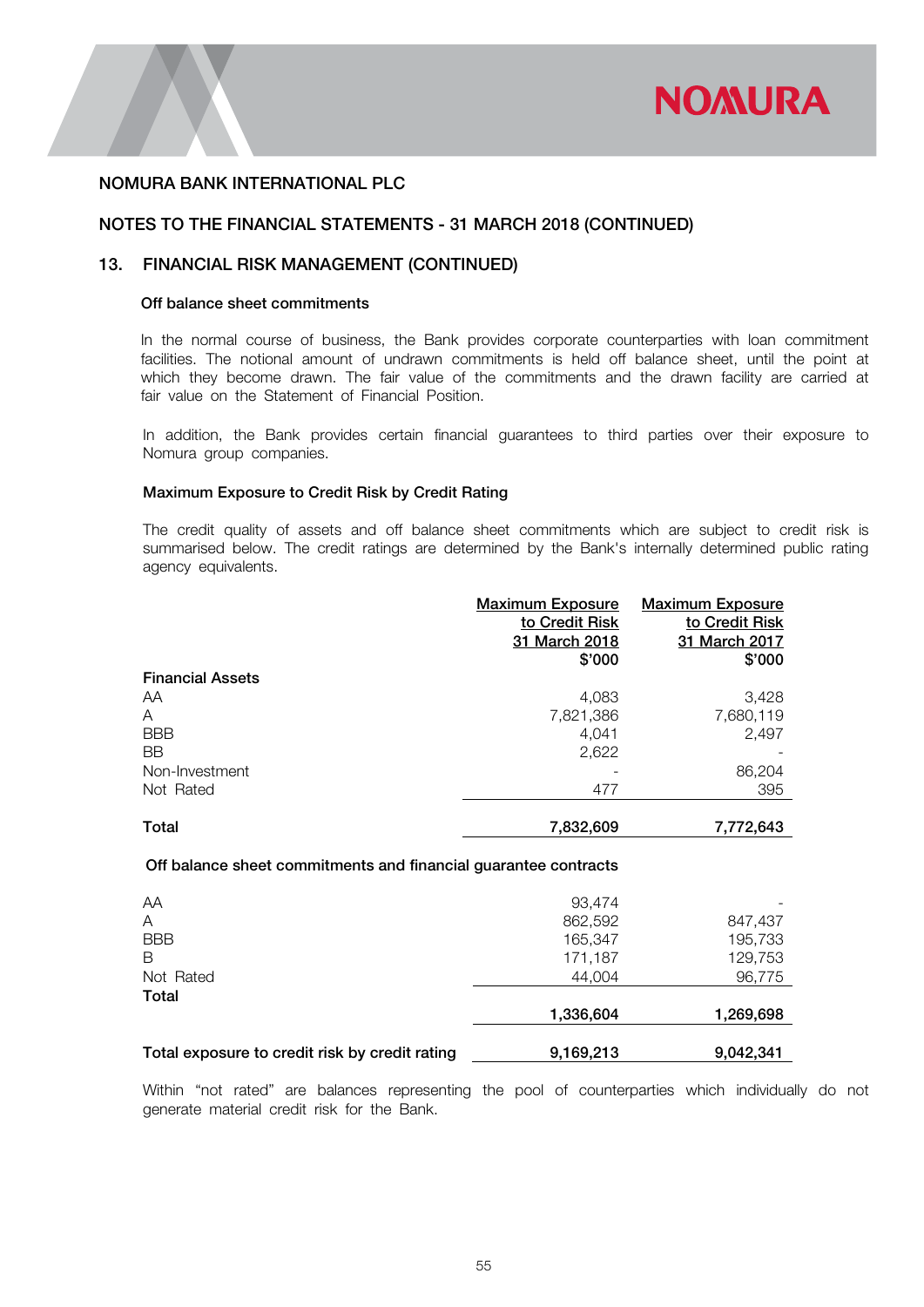NOMURA BANK INTERNATIONAL PLC

NOTES TO THE FINANCIAL STATEMENTS - 31 MARCH 2018 (CONTINUED)

## 13. FINANCIAL RISK MANAGEMENT (CONTINUED)

### Off balance sheet commitments

In the normal course of business, the Bank provides corporate counterparties with loan commitment facilities. The notional amount of undrawn commitments is held off balance sheet, until the point at which they become drawn. The fair value of the commitments and the drawn facility are carried at fair value on the Statement of Financial Position.

In addition, the Bank provides certain financial guarantees to third parties over their exposure to Nomura group companies.

### Maximum Exposure to Credit Risk by Credit Rating

The credit quality of assets and off balance sheet commitments which are subject to credit risk is summarised below. The credit ratings are determined by the Bank's internally determined public rating agency equivalents.

| | Maximum Exposure to Credit Risk 31 March 2018 $'000 | Maximum Exposure to Credit Risk 31 March 2017 $'000 |
|---|---|---|
| **Financial Assets** | | |
| AA | 4,083 | 3,428 |
| A | 7,821,386 | 7,680,119 |
| BBB | 4,041 | 2,497 |
| BB | 2,622 | - |
| Non-Investment | - | 86,204 |
| Not Rated | 477 | 395 |
| **Total** | **7,832,609** | **7,772,643** |
| **Off balance sheet commitments and financial guarantee contracts** | | |
| AA | 93,474 | - |
| A | 862,592 | 847,437 |
| BBB | 165,347 | 195,733 |
| B | 171,187 | 129,753 |
| Not Rated | 44,004 | 96,775 |
| **Total** | **1,336,604** | **1,269,698** |
| **Total exposure to credit risk by credit rating** | **9,169,213** | **9,042,341** |

Within "not rated" are balances representing the pool of counterparties which individually do not generate material credit risk for the Bank.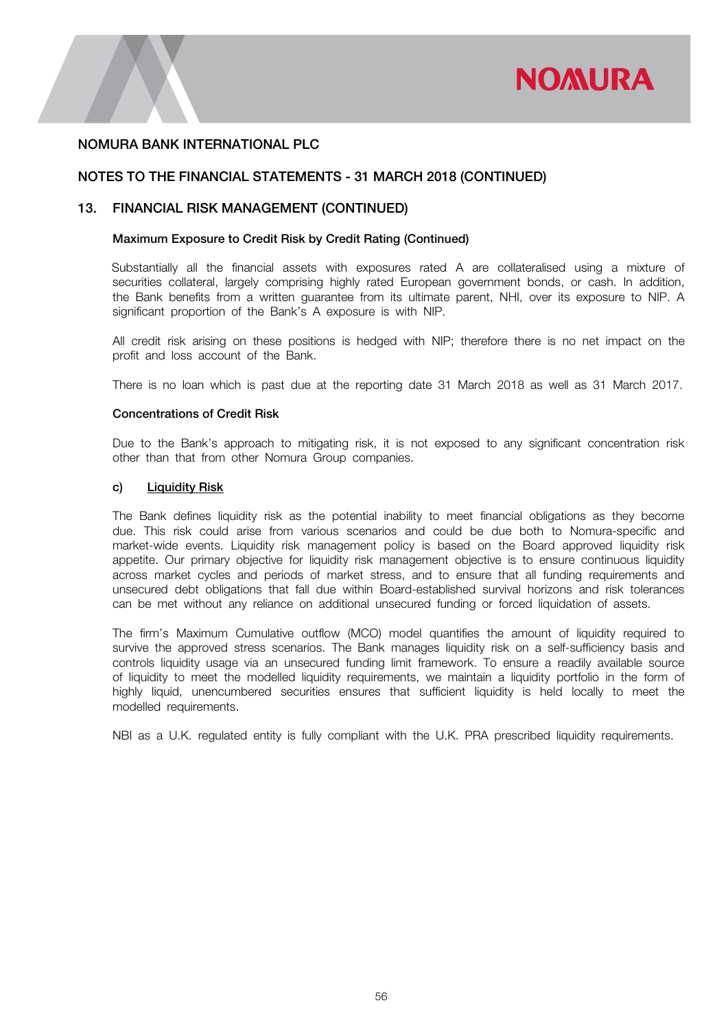NOMURA BANK INTERNATIONAL PLC

NOTES TO THE FINANCIAL STATEMENTS - 31 MARCH 2018 (CONTINUED)

## 13. FINANCIAL RISK MANAGEMENT (CONTINUED)

### Maximum Exposure to Credit Risk by Credit Rating (Continued)

Substantially all the financial assets with exposures rated A are collateralised using a mixture of securities collateral, largely comprising highly rated European government bonds, or cash. In addition, the Bank benefits from a written guarantee from its ultimate parent, NHI, over its exposure to NIP. A significant proportion of the Bank's A exposure is with NIP.

All credit risk arising on these positions is hedged with NIP; therefore there is no net impact on the profit and loss account of the Bank.

There is no loan which is past due at the reporting date 31 March 2018 as well as 31 March 2017.

### Concentrations of Credit Risk

Due to the Bank's approach to mitigating risk, it is not exposed to any significant concentration risk other than that from other Nomura Group companies.

### c) Liquidity Risk

The Bank defines liquidity risk as the potential inability to meet financial obligations as they become due. This risk could arise from various scenarios and could be due both to Nomura-specific and market-wide events. Liquidity risk management policy is based on the Board approved liquidity risk appetite. Our primary objective for liquidity risk management objective is to ensure continuous liquidity across market cycles and periods of market stress, and to ensure that all funding requirements and unsecured debt obligations that fall due within Board-established survival horizons and risk tolerances can be met without any reliance on additional unsecured funding or forced liquidation of assets.

The firm's Maximum Cumulative outflow (MCO) model quantifies the amount of liquidity required to survive the approved stress scenarios. The Bank manages liquidity risk on a self-sufficiency basis and controls liquidity usage via an unsecured funding limit framework. To ensure a readily available source of liquidity to meet the modelled liquidity requirements, we maintain a liquidity portfolio in the form of highly liquid, unencumbered securities ensures that sufficient liquidity is held locally to meet the modelled requirements.

NBI as a U.K. regulated entity is fully compliant with the U.K. PRA prescribed liquidity requirements.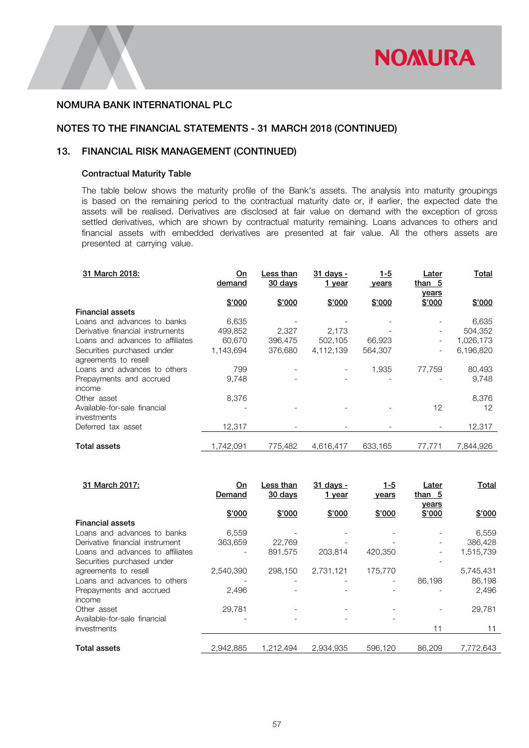# NOMURA BANK INTERNATIONAL PLC

## NOTES TO THE FINANCIAL STATEMENTS - 31 MARCH 2018 (CONTINUED)

## 13. FINANCIAL RISK MANAGEMENT (CONTINUED)

### Contractual Maturity Table

The table below shows the maturity profile of the Bank's assets. The analysis into maturity groupings is based on the remaining period to the contractual maturity date or, if earlier, the expected date the assets will be realised. Derivatives are disclosed at fair value on demand with the exception of gross settled derivatives, which are shown by contractual maturity remaining. Loans advances to others and financial assets with embedded derivatives are presented at fair value. All the others assets are presented at carrying value.

| 31 March 2018: | On demand | Less than 30 days | 31 days - 1 year | 1-5 years | Later than 5 years | Total |
|---|---|---|---|---|---|---|
| | $'000 | $'000 | $'000 | $'000 | $'000 | $'000 |
| **Financial assets** | | | | | | |
| Loans and advances to banks | 6,635 | - | - | - | - | 6,635 |
| Derivative financial instruments | 499,852 | 2,327 | 2,173 | - | - | 504,352 |
| Loans and advances to affiliates | 60,670 | 396,475 | 502,105 | 66,923 | - | 1,026,173 |
| Securities purchased under agreements to resell | 1,143,694 | 376,680 | 4,112,139 | 564,307 | - | 6,196,820 |
| Loans and advances to others | 799 | - | - | 1,935 | 77,759 | 80,493 |
| Prepayments and accrued income | 9,748 | - | - | - | - | 9,748 |
| Other asset | 8,376 | | | | | 8,376 |
| Available-for-sale financial investments | - | - | - | - | 12 | 12 |
| Deferred tax asset | 12,317 | - | - | - | - | 12,317 |
| **Total assets** | 1,742,091 | 775,482 | 4,616,417 | 633,165 | 77,771 | 7,844,926 |

| 31 March 2017: | On Demand | Less than 30 days | 31 days - 1 year | 1-5 years | Later than 5 years | Total |
|---|---|---|---|---|---|---|
| | $'000 | $'000 | $'000 | $'000 | $'000 | $'000 |
| **Financial assets** | | | | | | |
| Loans and advances to banks | 6,559 | - | - | - | - | 6,559 |
| Derivative financial instrument | 363,659 | 22,769 | - | - | - | 386,428 |
| Loans and advances to affiliates | - | 891,575 | 203,814 | 420,350 | - | 1,515,739 |
| Securities purchased under agreements to resell | 2,540,390 | 298,150 | 2,731,121 | 175,770 | - | 5,745,431 |
| Loans and advances to others | - | - | - | - | 86,198 | 86,198 |
| Prepayments and accrued income | 2,496 | - | - | - | - | 2,496 |
| Other asset | 29,781 | - | - | - | - | 29,781 |
| Available-for-sale financial investments | - | - | - | - | 11 | 11 |
| **Total assets** | 2,942,885 | 1,212,494 | 2,934,935 | 596,120 | 86,209 | 7,772,643 |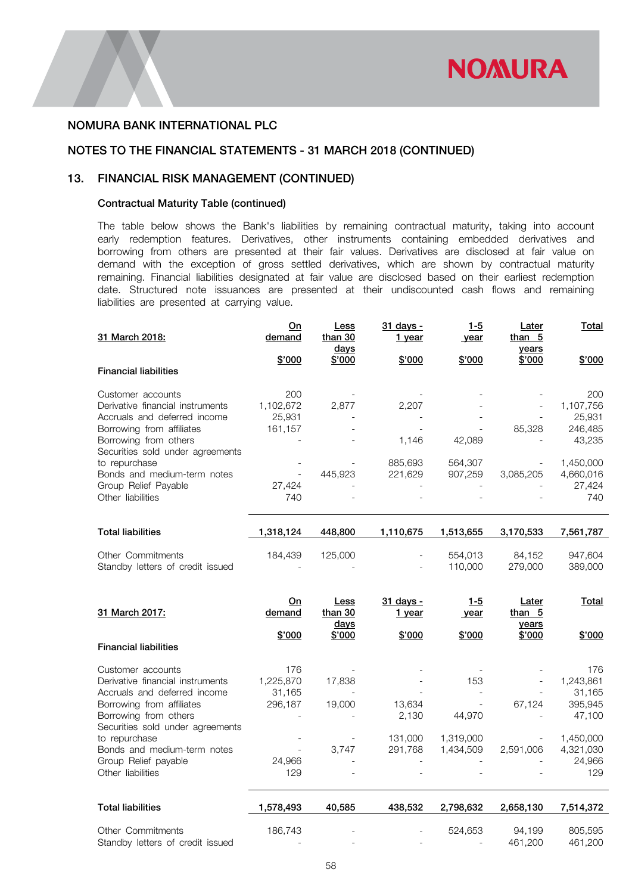NOMURA BANK INTERNATIONAL PLC

## NOTES TO THE FINANCIAL STATEMENTS - 31 MARCH 2018 (CONTINUED)

## 13. FINANCIAL RISK MANAGEMENT (CONTINUED)

### Contractual Maturity Table (continued)

The table below shows the Bank's liabilities by remaining contractual maturity, taking into account early redemption features. Derivatives, other instruments containing embedded derivatives and borrowing from others are presented at their fair values. Derivatives are disclosed at fair value on demand with the exception of gross settled derivatives, which are shown by contractual maturity remaining. Financial liabilities designated at fair value are disclosed based on their earliest redemption date. Structured note issuances are presented at their undiscounted cash flows and remaining liabilities are presented at carrying value.

| 31 March 2018: | On demand | Less than 30 days | 31 days - 1 year | 1-5 year | Later than 5 years | Total |
|---|---|---|---|---|---|---|
| | $'000 | $'000 | $'000 | $'000 | $'000 | $'000 |
| **Financial liabilities** | | | | | | |
| Customer accounts | 200 | - | - | - | - | 200 |
| Derivative financial instruments | 1,102,672 | 2,877 | 2,207 | - | - | 1,107,756 |
| Accruals and deferred income | 25,931 | - | - | - | - | 25,931 |
| Borrowing from affiliates | 161,157 | - | - | - | 85,328 | 246,485 |
| Borrowing from others | - | - | 1,146 | 42,089 | - | 43,235 |
| Securities sold under agreements to repurchase | - | - | 885,693 | 564,307 | - | 1,450,000 |
| Bonds and medium-term notes | - | 445,923 | 221,629 | 907,259 | 3,085,205 | 4,660,016 |
| Group Relief Payable | 27,424 | - | - | - | - | 27,424 |
| Other liabilities | 740 | - | - | - | - | 740 |
| **Total liabilities** | **1,318,124** | **448,800** | **1,110,675** | **1,513,655** | **3,170,533** | **7,561,787** |
| Other Commitments | 184,439 | 125,000 | - | 554,013 | 84,152 | 947,604 |
| Standby letters of credit issued | - | - | - | 110,000 | 279,000 | 389,000 |

| 31 March 2017: | On demand | Less than 30 days | 31 days - 1 year | 1-5 year | Later than 5 years | Total |
|---|---|---|---|---|---|---|
| | $'000 | $'000 | $'000 | $'000 | $'000 | $'000 |
| **Financial liabilities** | | | | | | |
| Customer accounts | 176 | - | - | - | - | 176 |
| Derivative financial instruments | 1,225,870 | 17,838 | - | 153 | - | 1,243,861 |
| Accruals and deferred income | 31,165 | - | - | - | - | 31,165 |
| Borrowing from affiliates | 296,187 | 19,000 | 13,634 | - | 67,124 | 395,945 |
| Borrowing from others | - | - | 2,130 | 44,970 | - | 47,100 |
| Securities sold under agreements to repurchase | - | - | 131,000 | 1,319,000 | - | 1,450,000 |
| Bonds and medium-term notes | - | 3,747 | 291,768 | 1,434,509 | 2,591,006 | 4,321,030 |
| Group Relief payable | 24,966 | - | - | - | - | 24,966 |
| Other liabilities | 129 | - | - | - | - | 129 |
| **Total liabilities** | **1,578,493** | **40,585** | **438,532** | **2,798,632** | **2,658,130** | **7,514,372** |
| Other Commitments | 186,743 | - | - | 524,653 | 94,199 | 805,595 |
| Standby letters of credit issued | - | - | - | - | 461,200 | 461,200 |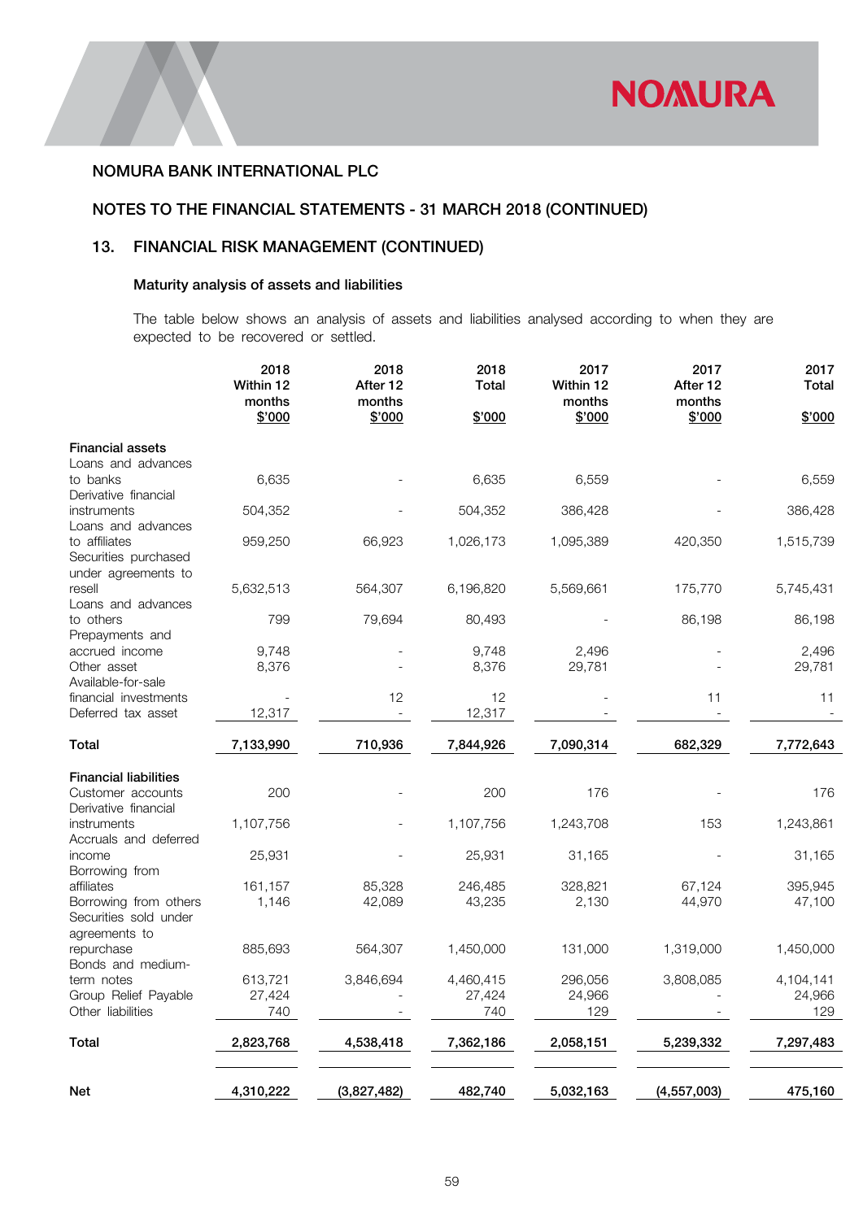## NOMURA BANK INTERNATIONAL PLC

## NOTES TO THE FINANCIAL STATEMENTS - 31 MARCH 2018 (CONTINUED)

## 13. FINANCIAL RISK MANAGEMENT (CONTINUED)

### Maturity analysis of assets and liabilities

The table below shows an analysis of assets and liabilities analysed according to when they are expected to be recovered or settled.

| | 2018 Within 12 months $'000 | 2018 After 12 months $'000 | 2018 Total $'000 | 2017 Within 12 months $'000 | 2017 After 12 months $'000 | 2017 Total $'000 |
|---|---|---|---|---|---|---|
| **Financial assets** | | | | | | |
| Loans and advances to banks | 6,635 | - | 6,635 | 6,559 | - | 6,559 |
| Derivative financial instruments | 504,352 | - | 504,352 | 386,428 | - | 386,428 |
| Loans and advances to affiliates | 959,250 | 66,923 | 1,026,173 | 1,095,389 | 420,350 | 1,515,739 |
| Securities purchased under agreements to resell | 5,632,513 | 564,307 | 6,196,820 | 5,569,661 | 175,770 | 5,745,431 |
| Loans and advances to others | 799 | 79,694 | 80,493 | - | 86,198 | 86,198 |
| Prepayments and accrued income | 9,748 | - | 9,748 | 2,496 | - | 2,496 |
| Other asset | 8,376 | - | 8,376 | 29,781 | - | 29,781 |
| Available-for-sale financial investments | - | 12 | 12 | - | 11 | 11 |
| Deferred tax asset | 12,317 | - | 12,317 | - | - | - |
| **Total** | **7,133,990** | **710,936** | **7,844,926** | **7,090,314** | **682,329** | **7,772,643** |
| **Financial liabilities** | | | | | | |
| Customer accounts | 200 | - | 200 | 176 | - | 176 |
| Derivative financial instruments | 1,107,756 | - | 1,107,756 | 1,243,708 | 153 | 1,243,861 |
| Accruals and deferred income | 25,931 | - | 25,931 | 31,165 | - | 31,165 |
| Borrowing from affiliates | 161,157 | 85,328 | 246,485 | 328,821 | 67,124 | 395,945 |
| Borrowing from others | 1,146 | 42,089 | 43,235 | 2,130 | 44,970 | 47,100 |
| Securities sold under agreements to repurchase | 885,693 | 564,307 | 1,450,000 | 131,000 | 1,319,000 | 1,450,000 |
| Bonds and medium-term notes | 613,721 | 3,846,694 | 4,460,415 | 296,056 | 3,808,085 | 4,104,141 |
| Group Relief Payable | 27,424 | - | 27,424 | 24,966 | - | 24,966 |
| Other liabilities | 740 | - | 740 | 129 | - | 129 |
| **Total** | **2,823,768** | **4,538,418** | **7,362,186** | **2,058,151** | **5,239,332** | **7,297,483** |
| **Net** | **4,310,222** | **(3,827,482)** | **482,740** | **5,032,163** | **(4,557,003)** | **475,160** |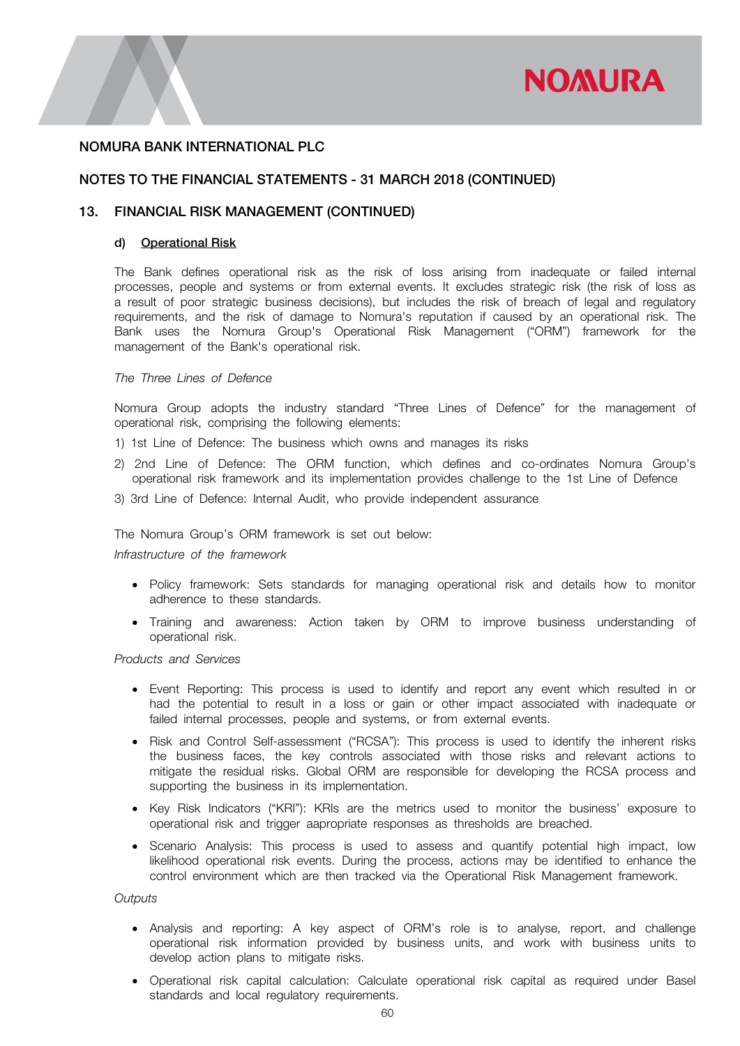## NOMURA BANK INTERNATIONAL PLC

## NOTES TO THE FINANCIAL STATEMENTS - 31 MARCH 2018 (CONTINUED)

## 13. FINANCIAL RISK MANAGEMENT (CONTINUED)

### d) Operational Risk

The Bank defines operational risk as the risk of loss arising from inadequate or failed internal processes, people and systems or from external events. It excludes strategic risk (the risk of loss as a result of poor strategic business decisions), but includes the risk of breach of legal and regulatory requirements, and the risk of damage to Nomura's reputation if caused by an operational risk. The Bank uses the Nomura Group's Operational Risk Management ("ORM") framework for the management of the Bank's operational risk.

*The Three Lines of Defence*

Nomura Group adopts the industry standard "Three Lines of Defence" for the management of operational risk, comprising the following elements:

1) 1st Line of Defence: The business which owns and manages its risks
2) 2nd Line of Defence: The ORM function, which defines and co-ordinates Nomura Group's operational risk framework and its implementation provides challenge to the 1st Line of Defence
3) 3rd Line of Defence: Internal Audit, who provide independent assurance

The Nomura Group's ORM framework is set out below:

*Infrastructure of the framework*

- Policy framework: Sets standards for managing operational risk and details how to monitor adherence to these standards.
- Training and awareness: Action taken by ORM to improve business understanding of operational risk.

*Products and Services*

- Event Reporting: This process is used to identify and report any event which resulted in or had the potential to result in a loss or gain or other impact associated with inadequate or failed internal processes, people and systems, or from external events.
- Risk and Control Self-assessment ("RCSA"): This process is used to identify the inherent risks the business faces, the key controls associated with those risks and relevant actions to mitigate the residual risks. Global ORM are responsible for developing the RCSA process and supporting the business in its implementation.
- Key Risk Indicators ("KRI"): KRIs are the metrics used to monitor the business' exposure to operational risk and trigger aapropriate responses as thresholds are breached.
- Scenario Analysis: This process is used to assess and quantify potential high impact, low likelihood operational risk events. During the process, actions may be identified to enhance the control environment which are then tracked via the Operational Risk Management framework.

*Outputs*

- Analysis and reporting: A key aspect of ORM's role is to analyse, report, and challenge operational risk information provided by business units, and work with business units to develop action plans to mitigate risks.
- Operational risk capital calculation: Calculate operational risk capital as required under Basel standards and local regulatory requirements.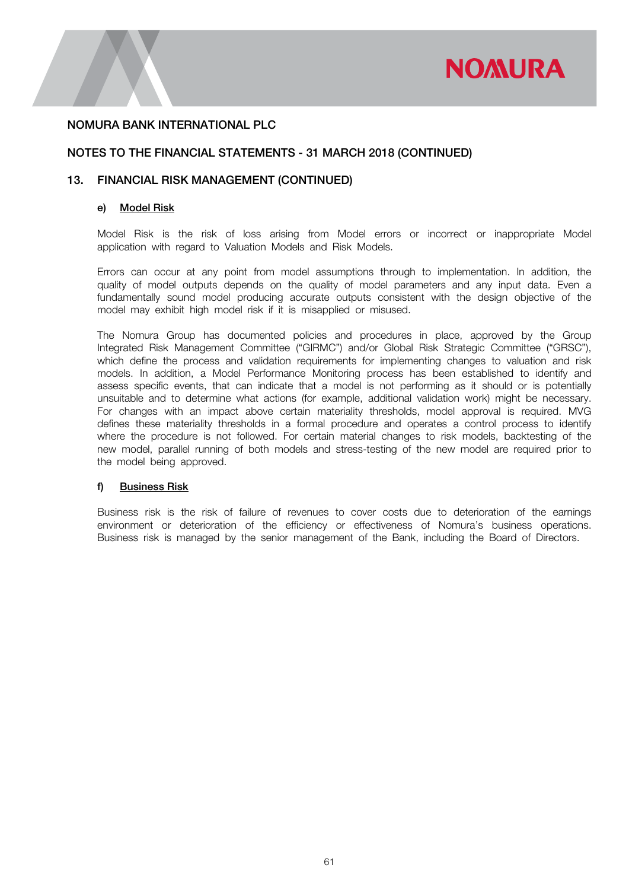NOMURA BANK INTERNATIONAL PLC

NOTES TO THE FINANCIAL STATEMENTS - 31 MARCH 2018 (CONTINUED)

## 13. FINANCIAL RISK MANAGEMENT (CONTINUED)

### e) Model Risk

Model Risk is the risk of loss arising from Model errors or incorrect or inappropriate Model application with regard to Valuation Models and Risk Models.

Errors can occur at any point from model assumptions through to implementation. In addition, the quality of model outputs depends on the quality of model parameters and any input data. Even a fundamentally sound model producing accurate outputs consistent with the design objective of the model may exhibit high model risk if it is misapplied or misused.

The Nomura Group has documented policies and procedures in place, approved by the Group Integrated Risk Management Committee ("GIRMC") and/or Global Risk Strategic Committee ("GRSC"), which define the process and validation requirements for implementing changes to valuation and risk models. In addition, a Model Performance Monitoring process has been established to identify and assess specific events, that can indicate that a model is not performing as it should or is potentially unsuitable and to determine what actions (for example, additional validation work) might be necessary. For changes with an impact above certain materiality thresholds, model approval is required. MVG defines these materiality thresholds in a formal procedure and operates a control process to identify where the procedure is not followed. For certain material changes to risk models, backtesting of the new model, parallel running of both models and stress-testing of the new model are required prior to the model being approved.

### f) Business Risk

Business risk is the risk of failure of revenues to cover costs due to deterioration of the earnings environment or deterioration of the efficiency or effectiveness of Nomura's business operations. Business risk is managed by the senior management of the Bank, including the Board of Directors.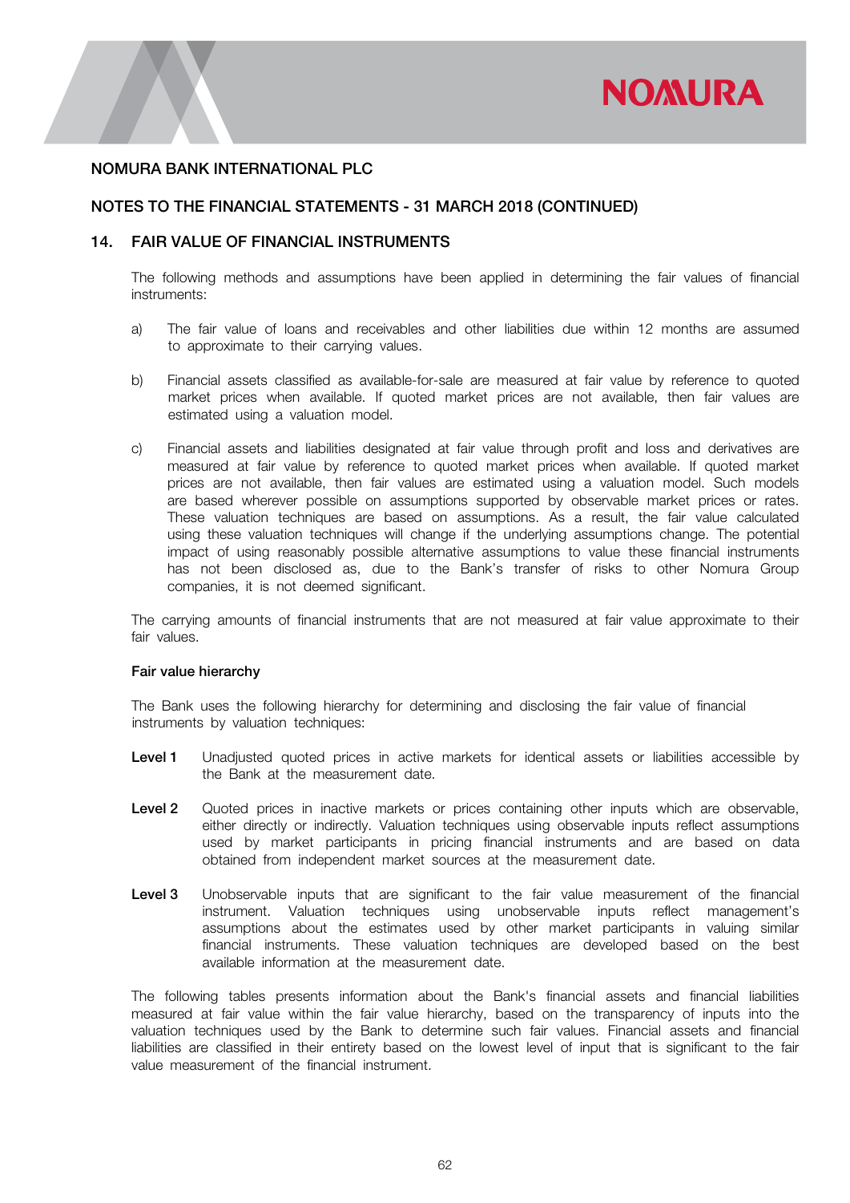## NOMURA BANK INTERNATIONAL PLC

## NOTES TO THE FINANCIAL STATEMENTS - 31 MARCH 2018 (CONTINUED)

## 14. FAIR VALUE OF FINANCIAL INSTRUMENTS

The following methods and assumptions have been applied in determining the fair values of financial instruments:

a) The fair value of loans and receivables and other liabilities due within 12 months are assumed to approximate to their carrying values.

b) Financial assets classified as available-for-sale are measured at fair value by reference to quoted market prices when available. If quoted market prices are not available, then fair values are estimated using a valuation model.

c) Financial assets and liabilities designated at fair value through profit and loss and derivatives are measured at fair value by reference to quoted market prices when available. If quoted market prices are not available, then fair values are estimated using a valuation model. Such models are based wherever possible on assumptions supported by observable market prices or rates. These valuation techniques are based on assumptions. As a result, the fair value calculated using these valuation techniques will change if the underlying assumptions change. The potential impact of using reasonably possible alternative assumptions to value these financial instruments has not been disclosed as, due to the Bank's transfer of risks to other Nomura Group companies, it is not deemed significant.

The carrying amounts of financial instruments that are not measured at fair value approximate to their fair values.

**Fair value hierarchy**

The Bank uses the following hierarchy for determining and disclosing the fair value of financial instruments by valuation techniques:

**Level 1** Unadjusted quoted prices in active markets for identical assets or liabilities accessible by the Bank at the measurement date.

**Level 2** Quoted prices in inactive markets or prices containing other inputs which are observable, either directly or indirectly. Valuation techniques using observable inputs reflect assumptions used by market participants in pricing financial instruments and are based on data obtained from independent market sources at the measurement date.

**Level 3** Unobservable inputs that are significant to the fair value measurement of the financial instrument. Valuation techniques using unobservable inputs reflect management's assumptions about the estimates used by other market participants in valuing similar financial instruments. These valuation techniques are developed based on the best available information at the measurement date.

The following tables presents information about the Bank's financial assets and financial liabilities measured at fair value within the fair value hierarchy, based on the transparency of inputs into the valuation techniques used by the Bank to determine such fair values. Financial assets and financial liabilities are classified in their entirety based on the lowest level of input that is significant to the fair value measurement of the financial instrument.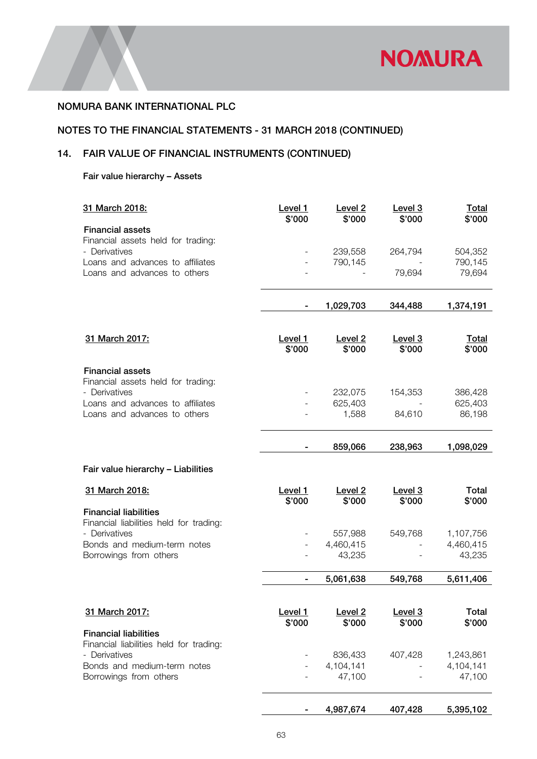NOMURA BANK INTERNATIONAL PLC

NOTES TO THE FINANCIAL STATEMENTS - 31 MARCH 2018 (CONTINUED)

## 14. FAIR VALUE OF FINANCIAL INSTRUMENTS (CONTINUED)

### Fair value hierarchy – Assets

| 31 March 2018: | Level 1<br>$'000 | Level 2<br>$'000 | Level 3<br>$'000 | Total<br>$'000 |
|---|---|---|---|---|
| **Financial assets** | | | | |
| Financial assets held for trading: | | | | |
| - Derivatives | - | 239,558 | 264,794 | 504,352 |
| Loans and advances to affiliates | - | 790,145 | - | 790,145 |
| Loans and advances to others | - | - | 79,694 | 79,694 |
| | **-** | **1,029,703** | **344,488** | **1,374,191** |

| 31 March 2017: | Level 1<br>$'000 | Level 2<br>$'000 | Level 3<br>$'000 | Total<br>$'000 |
|---|---|---|---|---|
| **Financial assets** | | | | |
| Financial assets held for trading: | | | | |
| - Derivatives | - | 232,075 | 154,353 | 386,428 |
| Loans and advances to affiliates | - | 625,403 | - | 625,403 |
| Loans and advances to others | - | 1,588 | 84,610 | 86,198 |
| | **-** | **859,066** | **238,963** | **1,098,029** |

### Fair value hierarchy – Liabilities

| 31 March 2018: | Level 1<br>$'000 | Level 2<br>$'000 | Level 3<br>$'000 | Total<br>$'000 |
|---|---|---|---|---|
| **Financial liabilities** | | | | |
| Financial liabilities held for trading: | | | | |
| - Derivatives | - | 557,988 | 549,768 | 1,107,756 |
| Bonds and medium-term notes | - | 4,460,415 | - | 4,460,415 |
| Borrowings from others | - | 43,235 | - | 43,235 |
| | **-** | **5,061,638** | **549,768** | **5,611,406** |

| 31 March 2017: | Level 1<br>$'000 | Level 2<br>$'000 | Level 3<br>$'000 | Total<br>$'000 |
|---|---|---|---|---|
| **Financial liabilities** | | | | |
| Financial liabilities held for trading: | | | | |
| - Derivatives | - | 836,433 | 407,428 | 1,243,861 |
| Bonds and medium-term notes | - | 4,104,141 | - | 4,104,141 |
| Borrowings from others | - | 47,100 | - | 47,100 |
| | **-** | **4,987,674** | **407,428** | **5,395,102** |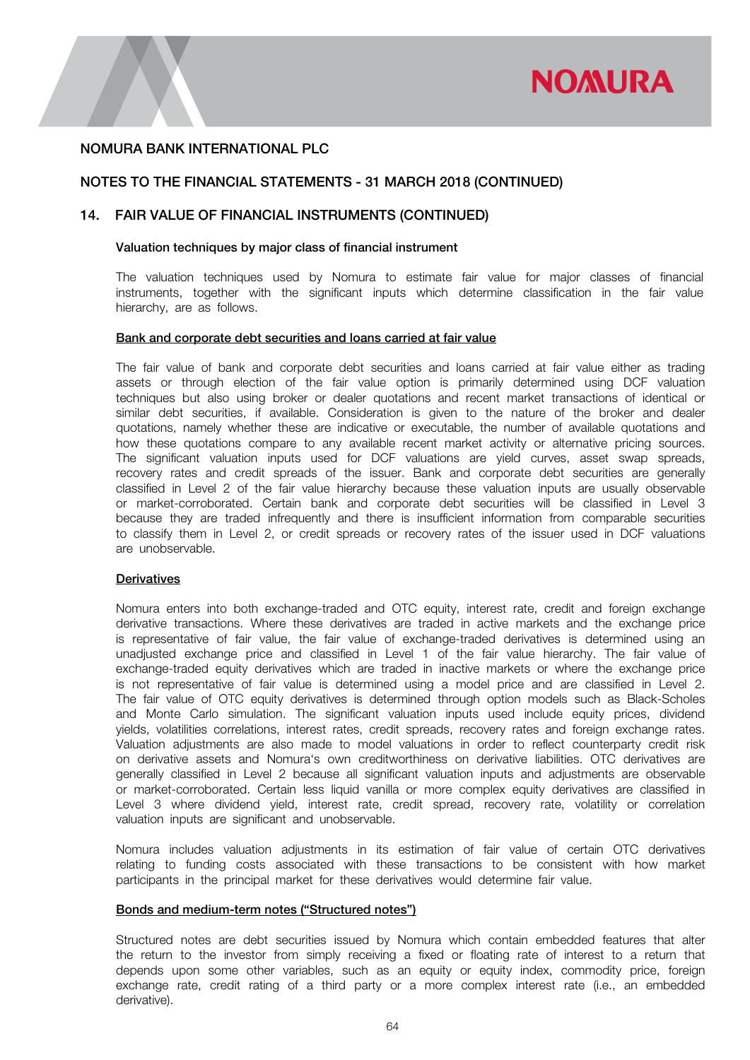## NOMURA BANK INTERNATIONAL PLC

## NOTES TO THE FINANCIAL STATEMENTS - 31 MARCH 2018 (CONTINUED)

## 14. FAIR VALUE OF FINANCIAL INSTRUMENTS (CONTINUED)

### Valuation techniques by major class of financial instrument

The valuation techniques used by Nomura to estimate fair value for major classes of financial instruments, together with the significant inputs which determine classification in the fair value hierarchy, are as follows.

#### Bank and corporate debt securities and loans carried at fair value

The fair value of bank and corporate debt securities and loans carried at fair value either as trading assets or through election of the fair value option is primarily determined using DCF valuation techniques but also using broker or dealer quotations and recent market transactions of identical or similar debt securities, if available. Consideration is given to the nature of the broker and dealer quotations, namely whether these are indicative or executable, the number of available quotations and how these quotations compare to any available recent market activity or alternative pricing sources. The significant valuation inputs used for DCF valuations are yield curves, asset swap spreads, recovery rates and credit spreads of the issuer. Bank and corporate debt securities are generally classified in Level 2 of the fair value hierarchy because these valuation inputs are usually observable or market-corroborated. Certain bank and corporate debt securities will be classified in Level 3 because they are traded infrequently and there is insufficient information from comparable securities to classify them in Level 2, or credit spreads or recovery rates of the issuer used in DCF valuations are unobservable.

#### Derivatives

Nomura enters into both exchange-traded and OTC equity, interest rate, credit and foreign exchange derivative transactions. Where these derivatives are traded in active markets and the exchange price is representative of fair value, the fair value of exchange-traded derivatives is determined using an unadjusted exchange price and classified in Level 1 of the fair value hierarchy. The fair value of exchange-traded equity derivatives which are traded in inactive markets or where the exchange price is not representative of fair value is determined using a model price and are classified in Level 2. The fair value of OTC equity derivatives is determined through option models such as Black-Scholes and Monte Carlo simulation. The significant valuation inputs used include equity prices, dividend yields, volatilities correlations, interest rates, credit spreads, recovery rates and foreign exchange rates. Valuation adjustments are also made to model valuations in order to reflect counterparty credit risk on derivative assets and Nomura's own creditworthiness on derivative liabilities. OTC derivatives are generally classified in Level 2 because all significant valuation inputs and adjustments are observable or market-corroborated. Certain less liquid vanilla or more complex equity derivatives are classified in Level 3 where dividend yield, interest rate, credit spread, recovery rate, volatility or correlation valuation inputs are significant and unobservable.

Nomura includes valuation adjustments in its estimation of fair value of certain OTC derivatives relating to funding costs associated with these transactions to be consistent with how market participants in the principal market for these derivatives would determine fair value.

#### Bonds and medium-term notes ("Structured notes")

Structured notes are debt securities issued by Nomura which contain embedded features that alter the return to the investor from simply receiving a fixed or floating rate of interest to a return that depends upon some other variables, such as an equity or equity index, commodity price, foreign exchange rate, credit rating of a third party or a more complex interest rate (i.e., an embedded derivative).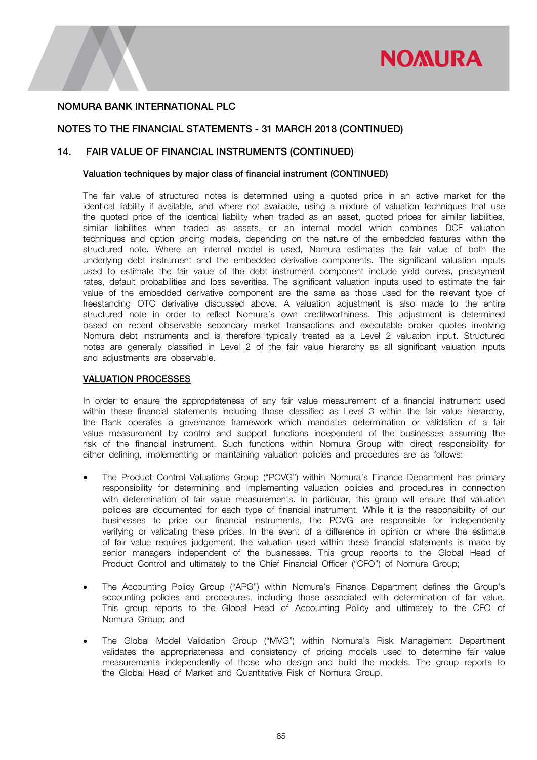# NOMURA BANK INTERNATIONAL PLC

## NOTES TO THE FINANCIAL STATEMENTS - 31 MARCH 2018 (CONTINUED)

## 14. FAIR VALUE OF FINANCIAL INSTRUMENTS (CONTINUED)

### Valuation techniques by major class of financial instrument (CONTINUED)

The fair value of structured notes is determined using a quoted price in an active market for the identical liability if available, and where not available, using a mixture of valuation techniques that use the quoted price of the identical liability when traded as an asset, quoted prices for similar liabilities, similar liabilities when traded as assets, or an internal model which combines DCF valuation techniques and option pricing models, depending on the nature of the embedded features within the structured note. Where an internal model is used, Nomura estimates the fair value of both the underlying debt instrument and the embedded derivative components. The significant valuation inputs used to estimate the fair value of the debt instrument component include yield curves, prepayment rates, default probabilities and loss severities. The significant valuation inputs used to estimate the fair value of the embedded derivative component are the same as those used for the relevant type of freestanding OTC derivative discussed above. A valuation adjustment is also made to the entire structured note in order to reflect Nomura's own creditworthiness. This adjustment is determined based on recent observable secondary market transactions and executable broker quotes involving Nomura debt instruments and is therefore typically treated as a Level 2 valuation input. Structured notes are generally classified in Level 2 of the fair value hierarchy as all significant valuation inputs and adjustments are observable.

### VALUATION PROCESSES

In order to ensure the appropriateness of any fair value measurement of a financial instrument used within these financial statements including those classified as Level 3 within the fair value hierarchy, the Bank operates a governance framework which mandates determination or validation of a fair value measurement by control and support functions independent of the businesses assuming the risk of the financial instrument. Such functions within Nomura Group with direct responsibility for either defining, implementing or maintaining valuation policies and procedures are as follows:

- The Product Control Valuations Group ("PCVG") within Nomura's Finance Department has primary responsibility for determining and implementing valuation policies and procedures in connection with determination of fair value measurements. In particular, this group will ensure that valuation policies are documented for each type of financial instrument. While it is the responsibility of our businesses to price our financial instruments, the PCVG are responsible for independently verifying or validating these prices. In the event of a difference in opinion or where the estimate of fair value requires judgement, the valuation used within these financial statements is made by senior managers independent of the businesses. This group reports to the Global Head of Product Control and ultimately to the Chief Financial Officer ("CFO") of Nomura Group;

- The Accounting Policy Group ("APG") within Nomura's Finance Department defines the Group's accounting policies and procedures, including those associated with determination of fair value. This group reports to the Global Head of Accounting Policy and ultimately to the CFO of Nomura Group; and

- The Global Model Validation Group ("MVG") within Nomura's Risk Management Department validates the appropriateness and consistency of pricing models used to determine fair value measurements independently of those who design and build the models. The group reports to the Global Head of Market and Quantitative Risk of Nomura Group.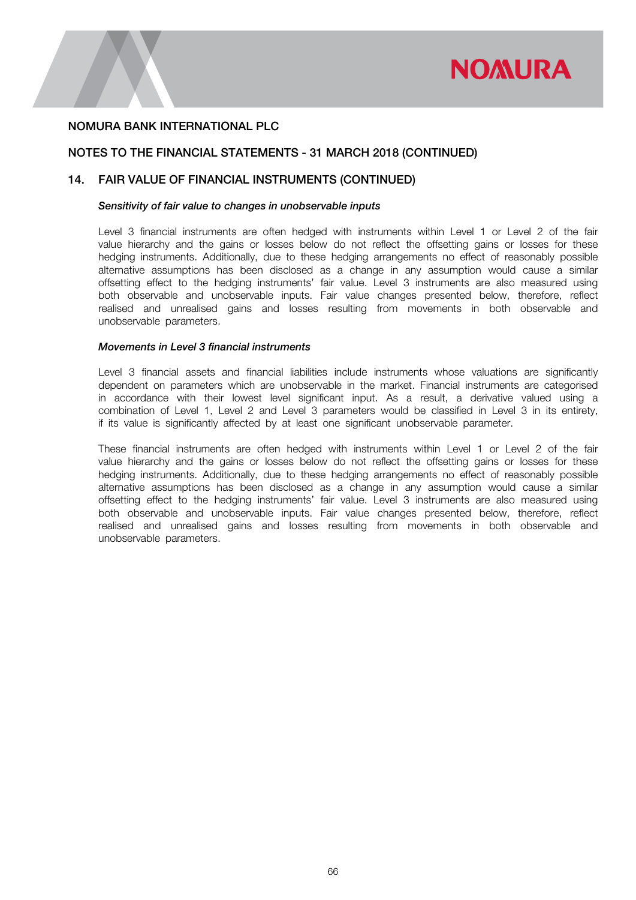NOMURA BANK INTERNATIONAL PLC

NOTES TO THE FINANCIAL STATEMENTS - 31 MARCH 2018 (CONTINUED)

## 14. FAIR VALUE OF FINANCIAL INSTRUMENTS (CONTINUED)

***Sensitivity of fair value to changes in unobservable inputs***

Level 3 financial instruments are often hedged with instruments within Level 1 or Level 2 of the fair value hierarchy and the gains or losses below do not reflect the offsetting gains or losses for these hedging instruments. Additionally, due to these hedging arrangements no effect of reasonably possible alternative assumptions has been disclosed as a change in any assumption would cause a similar offsetting effect to the hedging instruments' fair value. Level 3 instruments are also measured using both observable and unobservable inputs. Fair value changes presented below, therefore, reflect realised and unrealised gains and losses resulting from movements in both observable and unobservable parameters.

***Movements in Level 3 financial instruments***

Level 3 financial assets and financial liabilities include instruments whose valuations are significantly dependent on parameters which are unobservable in the market. Financial instruments are categorised in accordance with their lowest level significant input. As a result, a derivative valued using a combination of Level 1, Level 2 and Level 3 parameters would be classified in Level 3 in its entirety, if its value is significantly affected by at least one significant unobservable parameter.

These financial instruments are often hedged with instruments within Level 1 or Level 2 of the fair value hierarchy and the gains or losses below do not reflect the offsetting gains or losses for these hedging instruments. Additionally, due to these hedging arrangements no effect of reasonably possible alternative assumptions has been disclosed as a change in any assumption would cause a similar offsetting effect to the hedging instruments' fair value. Level 3 instruments are also measured using both observable and unobservable inputs. Fair value changes presented below, therefore, reflect realised and unrealised gains and losses resulting from movements in both observable and unobservable parameters.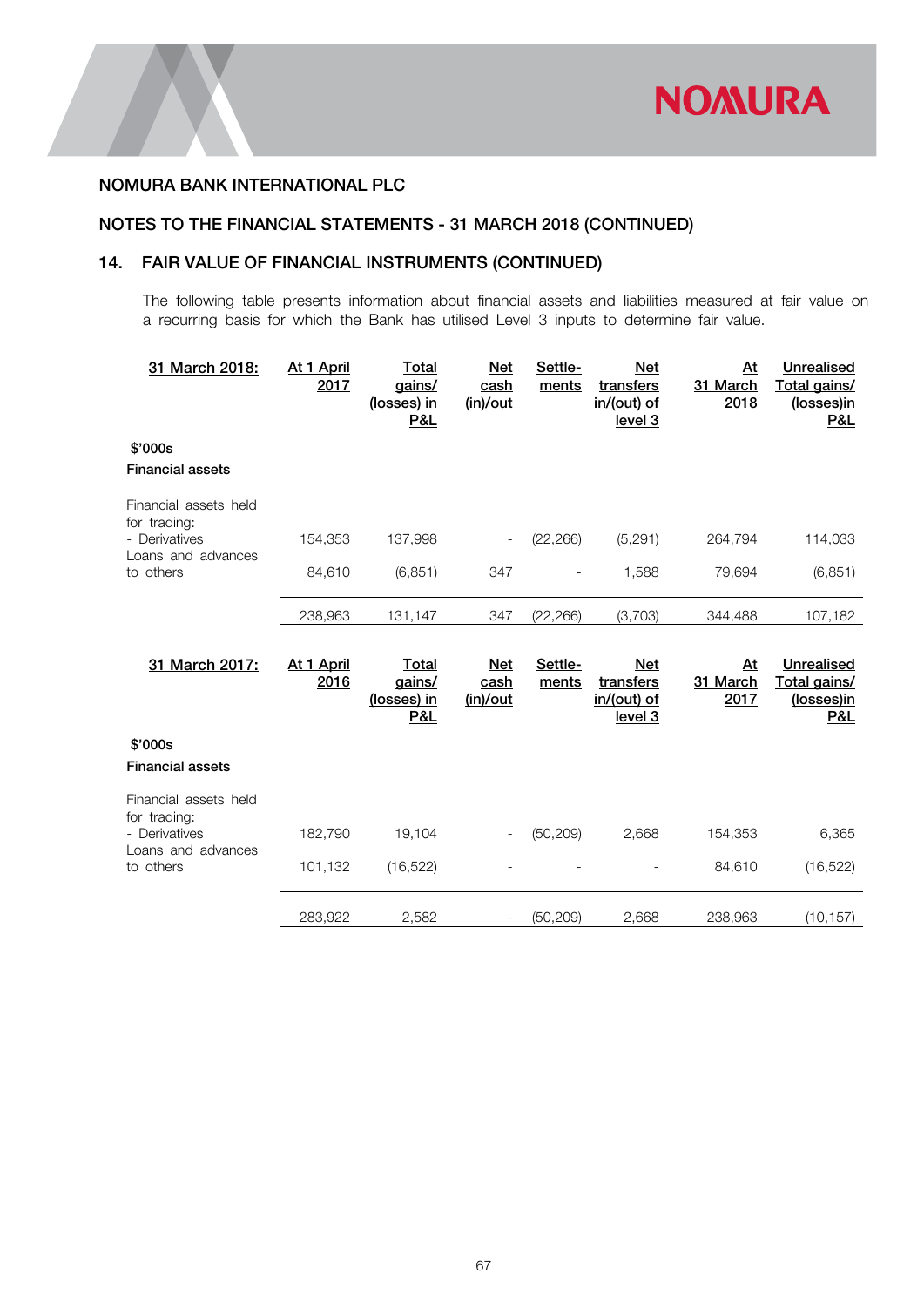NOMURA BANK INTERNATIONAL PLC

## NOTES TO THE FINANCIAL STATEMENTS - 31 MARCH 2018 (CONTINUED)

### 14. FAIR VALUE OF FINANCIAL INSTRUMENTS (CONTINUED)

The following table presents information about financial assets and liabilities measured at fair value on a recurring basis for which the Bank has utilised Level 3 inputs to determine fair value.

| 31 March 2018: | At 1 April 2017 | Total gains/ (losses) in P&L | Net cash (in)/out | Settle-ments | Net transfers in/(out) of level 3 | At 31 March 2018 | Unrealised Total gains/ (losses)in P&L |
|---|---|---|---|---|---|---|---|
| **$'000s** | | | | | | | |
| **Financial assets** | | | | | | | |
| Financial assets held for trading: | | | | | | | |
| - Derivatives | 154,353 | 137,998 | - | (22,266) | (5,291) | 264,794 | 114,033 |
| Loans and advances to others | 84,610 | (6,851) | 347 | - | 1,588 | 79,694 | (6,851) |
| | 238,963 | 131,147 | 347 | (22,266) | (3,703) | 344,488 | 107,182 |

| 31 March 2017: | At 1 April 2016 | Total gains/ (losses) in P&L | Net cash (in)/out | Settle-ments | Net transfers in/(out) of level 3 | At 31 March 2017 | Unrealised Total gains/ (losses)in P&L |
|---|---|---|---|---|---|---|---|
| **$'000s** | | | | | | | |
| **Financial assets** | | | | | | | |
| Financial assets held for trading: | | | | | | | |
| - Derivatives | 182,790 | 19,104 | - | (50,209) | 2,668 | 154,353 | 6,365 |
| Loans and advances to others | 101,132 | (16,522) | - | - | - | 84,610 | (16,522) |
| | 283,922 | 2,582 | - | (50,209) | 2,668 | 238,963 | (10,157) |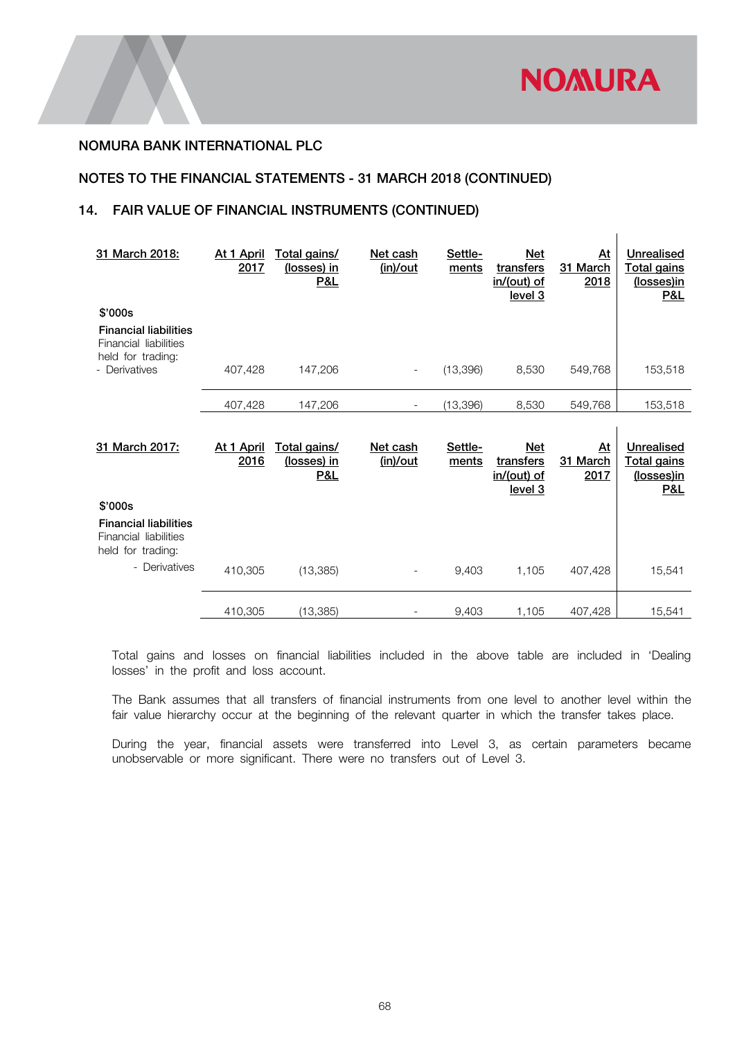NOMURA BANK INTERNATIONAL PLC

NOTES TO THE FINANCIAL STATEMENTS - 31 MARCH 2018 (CONTINUED)

## 14. FAIR VALUE OF FINANCIAL INSTRUMENTS (CONTINUED)

| 31 March 2018: | At 1 April 2017 | Total gains/ (losses) in P&L | Net cash (in)/out | Settle-ments | Net transfers in/(out) of level 3 | At 31 March 2018 | Unrealised Total gains (losses)in P&L |
|---|---|---|---|---|---|---|---|
| $'000s | | | | | | | |
| **Financial liabilities** | | | | | | | |
| Financial liabilities held for trading: | | | | | | | |
| - Derivatives | 407,428 | 147,206 | - | (13,396) | 8,530 | 549,768 | 153,518 |
| | 407,428 | 147,206 | - | (13,396) | 8,530 | 549,768 | 153,518 |

| 31 March 2017: | At 1 April 2016 | Total gains/ (losses) in P&L | Net cash (in)/out | Settle-ments | Net transfers in/(out) of level 3 | At 31 March 2017 | Unrealised Total gains (losses)in P&L |
|---|---|---|---|---|---|---|---|
| $'000s | | | | | | | |
| **Financial liabilities** | | | | | | | |
| Financial liabilities held for trading: | | | | | | | |
| - Derivatives | 410,305 | (13,385) | - | 9,403 | 1,105 | 407,428 | 15,541 |
| | 410,305 | (13,385) | - | 9,403 | 1,105 | 407,428 | 15,541 |

Total gains and losses on financial liabilities included in the above table are included in 'Dealing losses' in the profit and loss account.

The Bank assumes that all transfers of financial instruments from one level to another level within the fair value hierarchy occur at the beginning of the relevant quarter in which the transfer takes place.

During the year, financial assets were transferred into Level 3, as certain parameters became unobservable or more significant. There were no transfers out of Level 3.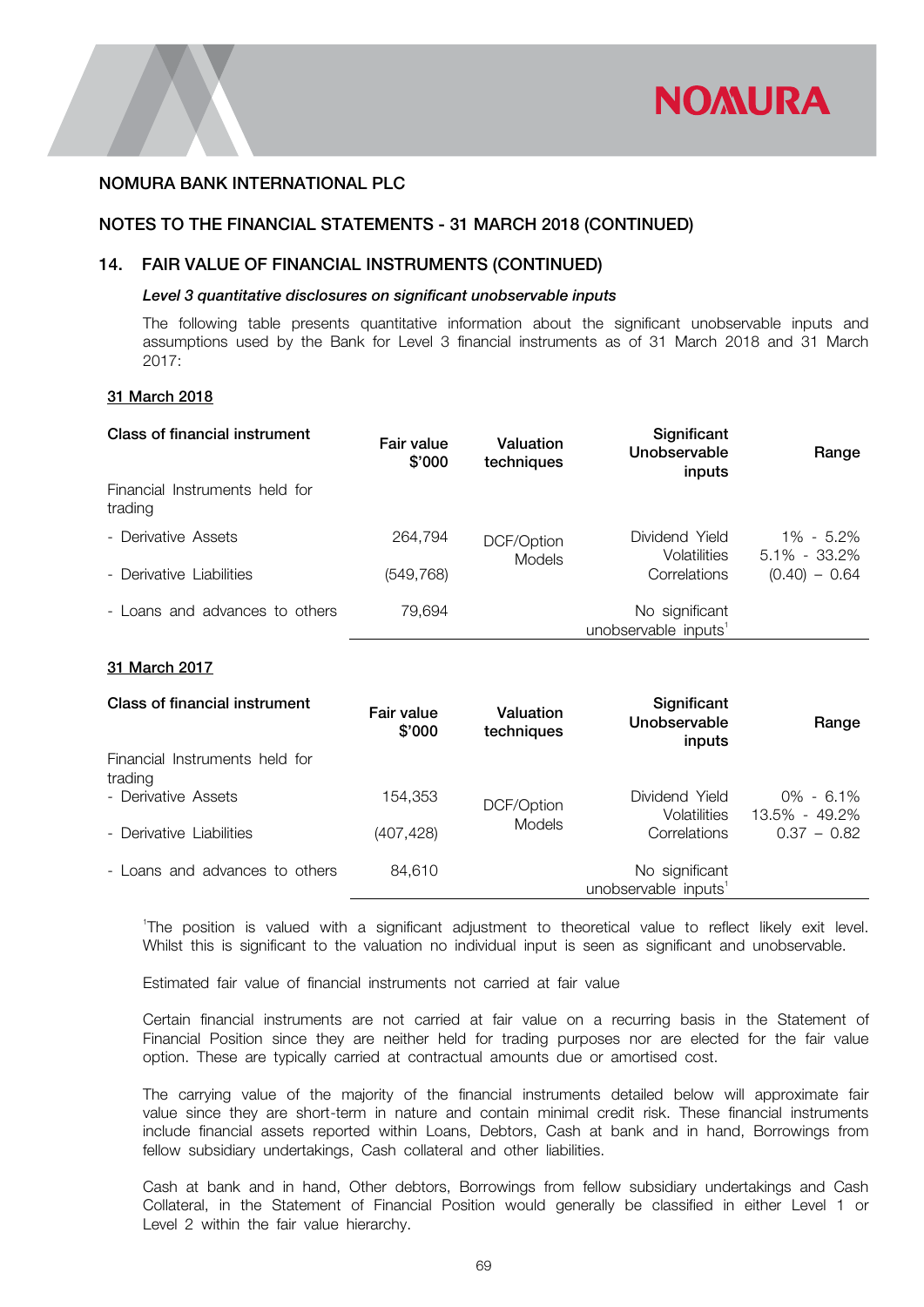NOMURA BANK INTERNATIONAL PLC

NOTES TO THE FINANCIAL STATEMENTS - 31 MARCH 2018 (CONTINUED)

## 14. FAIR VALUE OF FINANCIAL INSTRUMENTS (CONTINUED)

***Level 3 quantitative disclosures on significant unobservable inputs***

The following table presents quantitative information about the significant unobservable inputs and assumptions used by the Bank for Level 3 financial instruments as of 31 March 2018 and 31 March 2017:

**31 March 2018**

| Class of financial instrument | Fair value $'000 | Valuation techniques | Significant Unobservable inputs | Range |
|---|---|---|---|---|
| Financial Instruments held for trading | | | | |
| - Derivative Assets | 264,794 | DCF/Option Models | Dividend Yield | 1% - 5.2% |
| | | | Volatilities | 5.1% - 33.2% |
| - Derivative Liabilities | (549,768) | | Correlations | (0.40) – 0.64 |
| - Loans and advances to others | 79,694 | | No significant unobservable inputs[1] | |

**31 March 2017**

| Class of financial instrument | Fair value $'000 | Valuation techniques | Significant Unobservable inputs | Range |
|---|---|---|---|---|
| Financial Instruments held for trading | | | | |
| - Derivative Assets | 154,353 | DCF/Option Models | Dividend Yield | 0% - 6.1% |
| | | | Volatilities | 13.5% - 49.2% |
| - Derivative Liabilities | (407,428) | | Correlations | 0.37 – 0.82 |
| - Loans and advances to others | 84,610 | | No significant unobservable inputs[1] | |

[1]The position is valued with a significant adjustment to theoretical value to reflect likely exit level. Whilst this is significant to the valuation no individual input is seen as significant and unobservable.

Estimated fair value of financial instruments not carried at fair value

Certain financial instruments are not carried at fair value on a recurring basis in the Statement of Financial Position since they are neither held for trading purposes nor are elected for the fair value option. These are typically carried at contractual amounts due or amortised cost.

The carrying value of the majority of the financial instruments detailed below will approximate fair value since they are short-term in nature and contain minimal credit risk. These financial instruments include financial assets reported within Loans, Debtors, Cash at bank and in hand, Borrowings from fellow subsidiary undertakings, Cash collateral and other liabilities.

Cash at bank and in hand, Other debtors, Borrowings from fellow subsidiary undertakings and Cash Collateral, in the Statement of Financial Position would generally be classified in either Level 1 or Level 2 within the fair value hierarchy.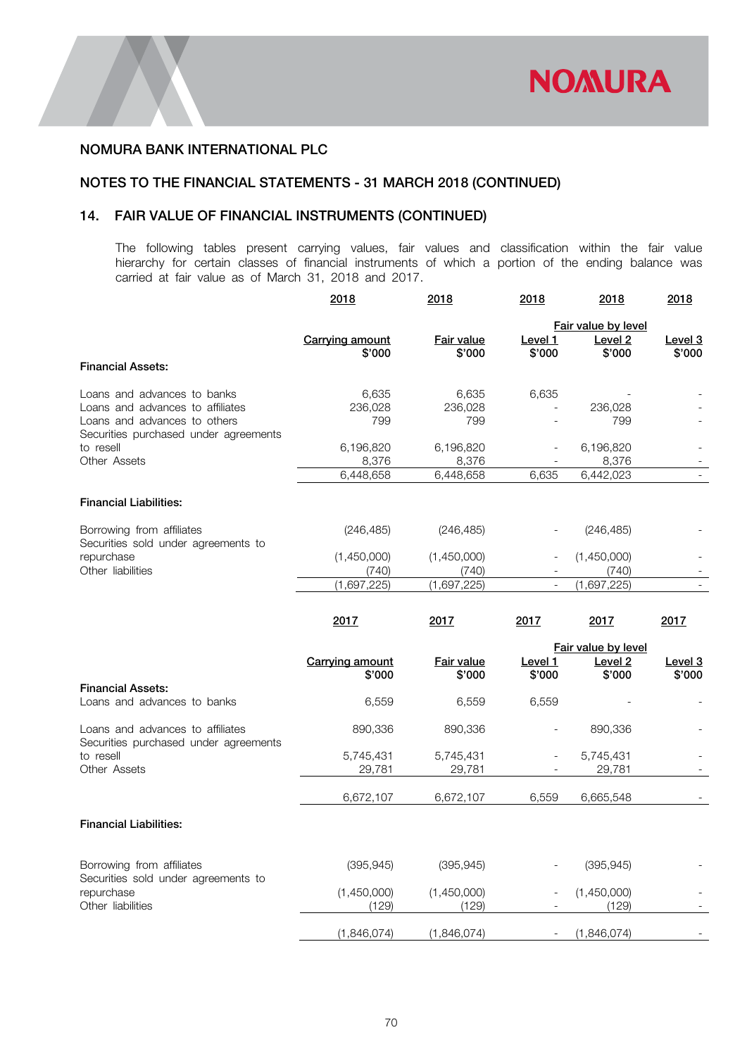## NOMURA BANK INTERNATIONAL PLC

## NOTES TO THE FINANCIAL STATEMENTS - 31 MARCH 2018 (CONTINUED)

## 14. FAIR VALUE OF FINANCIAL INSTRUMENTS (CONTINUED)

The following tables present carrying values, fair values and classification within the fair value hierarchy for certain classes of financial instruments of which a portion of the ending balance was carried at fair value as of March 31, 2018 and 2017.

| | 2018 | 2018 | 2018 | 2018 | 2018 |
|---|---|---|---|---|---|
| | | | Fair value by level | | |
| | Carrying amount $'000 | Fair value $'000 | Level 1 $'000 | Level 2 $'000 | Level 3 $'000 |
| **Financial Assets:** | | | | | |
| Loans and advances to banks | 6,635 | 6,635 | 6,635 | - | - |
| Loans and advances to affiliates | 236,028 | 236,028 | - | 236,028 | - |
| Loans and advances to others | 799 | 799 | - | 799 | - |
| Securities purchased under agreements to resell | 6,196,820 | 6,196,820 | - | 6,196,820 | - |
| Other Assets | 8,376 | 8,376 | - | 8,376 | - |
| | 6,448,658 | 6,448,658 | 6,635 | 6,442,023 | - |
| **Financial Liabilities:** | | | | | |
| Borrowing from affiliates | (246,485) | (246,485) | - | (246,485) | - |
| Securities sold under agreements to repurchase | (1,450,000) | (1,450,000) | - | (1,450,000) | - |
| Other liabilities | (740) | (740) | - | (740) | - |
| | (1,697,225) | (1,697,225) | - | (1,697,225) | - |

| | 2017 | 2017 | 2017 | 2017 | 2017 |
|---|---|---|---|---|---|
| | | | Fair value by level | | |
| | Carrying amount $'000 | Fair value $'000 | Level 1 $'000 | Level 2 $'000 | Level 3 $'000 |
| **Financial Assets:** | | | | | |
| Loans and advances to banks | 6,559 | 6,559 | 6,559 | - | - |
| Loans and advances to affiliates | 890,336 | 890,336 | - | 890,336 | - |
| Securities purchased under agreements to resell | 5,745,431 | 5,745,431 | - | 5,745,431 | - |
| Other Assets | 29,781 | 29,781 | - | 29,781 | - |
| | 6,672,107 | 6,672,107 | 6,559 | 6,665,548 | - |
| **Financial Liabilities:** | | | | | |
| Borrowing from affiliates | (395,945) | (395,945) | - | (395,945) | - |
| Securities sold under agreements to repurchase | (1,450,000) | (1,450,000) | - | (1,450,000) | - |
| Other liabilities | (129) | (129) | - | (129) | - |
| | (1,846,074) | (1,846,074) | - | (1,846,074) | - |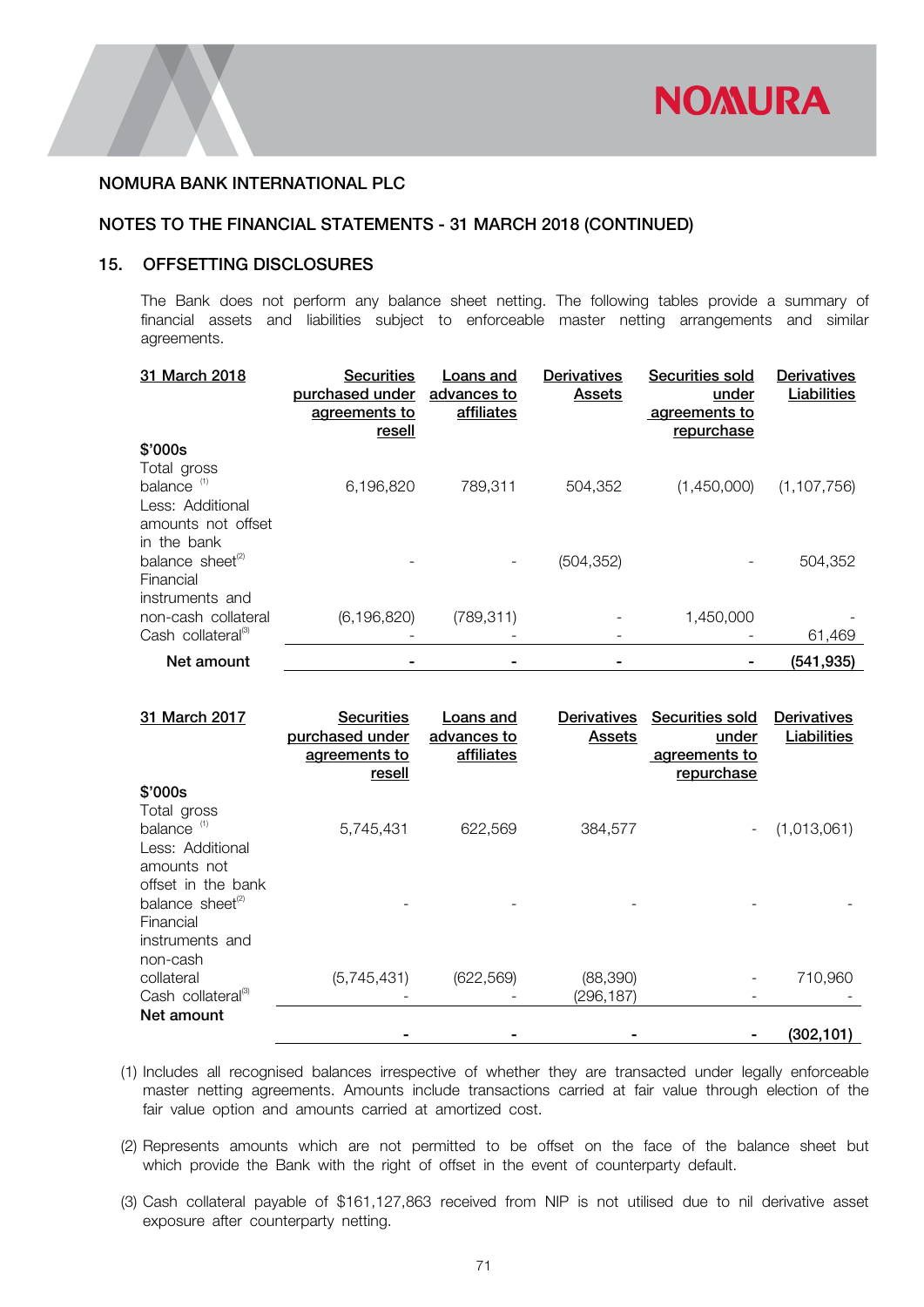NOMURA BANK INTERNATIONAL PLC

NOTES TO THE FINANCIAL STATEMENTS - 31 MARCH 2018 (CONTINUED)

## 15. OFFSETTING DISCLOSURES

The Bank does not perform any balance sheet netting. The following tables provide a summary of financial assets and liabilities subject to enforceable master netting arrangements and similar agreements.

| 31 March 2018 | Securities purchased under agreements to resell | Loans and advances to affiliates | Derivatives Assets | Securities sold under agreements to repurchase | Derivatives Liabilities |
|---|---|---|---|---|---|
| $'000s | | | | | |
| Total gross balance [(1)] | 6,196,820 | 789,311 | 504,352 | (1,450,000) | (1,107,756) |
| Less: Additional amounts not offset in the bank balance sheet[(2)] | - | - | (504,352) | - | 504,352 |
| Financial instruments and non-cash collateral | (6,196,820) | (789,311) | - | 1,450,000 | - |
| Cash collateral[(3)] | - | - | - | - | 61,469 |
| **Net amount** | **-** | **-** | **-** | **-** | **(541,935)** |

| 31 March 2017 | Securities purchased under agreements to resell | Loans and advances to affiliates | Derivatives Assets | Securities sold under agreements to repurchase | Derivatives Liabilities |
|---|---|---|---|---|---|
| $'000s | | | | | |
| Total gross balance [(1)] | 5,745,431 | 622,569 | 384,577 | - | (1,013,061) |
| Less: Additional amounts not offset in the bank balance sheet[(2)] | - | - | - | - | - |
| Financial instruments and non-cash collateral | (5,745,431) | (622,569) | (88,390) | - | 710,960 |
| Cash collateral[(3)] | - | - | (296,187) | - | - |
| **Net amount** | **-** | **-** | **-** | **-** | **(302,101)** |

(1) Includes all recognised balances irrespective of whether they are transacted under legally enforceable master netting agreements. Amounts include transactions carried at fair value through election of the fair value option and amounts carried at amortized cost.

(2) Represents amounts which are not permitted to be offset on the face of the balance sheet but which provide the Bank with the right of offset in the event of counterparty default.

(3) Cash collateral payable of $161,127,863 received from NIP is not utilised due to nil derivative asset exposure after counterparty netting.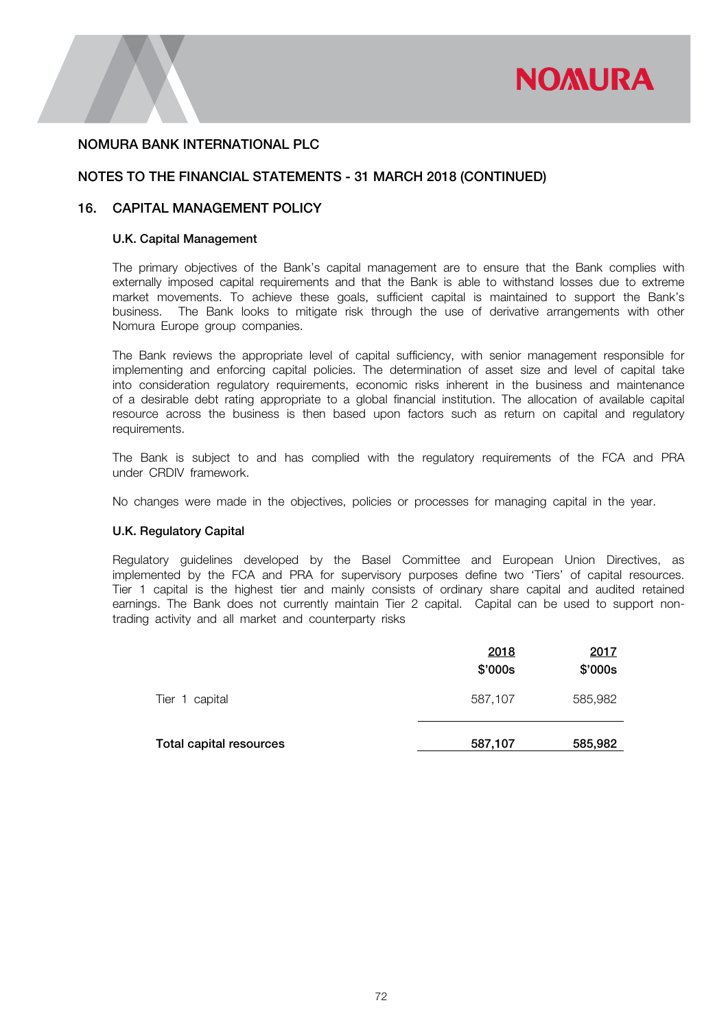NOMURA BANK INTERNATIONAL PLC

NOTES TO THE FINANCIAL STATEMENTS - 31 MARCH 2018 (CONTINUED)

## 16. CAPITAL MANAGEMENT POLICY

### U.K. Capital Management

The primary objectives of the Bank's capital management are to ensure that the Bank complies with externally imposed capital requirements and that the Bank is able to withstand losses due to extreme market movements. To achieve these goals, sufficient capital is maintained to support the Bank's business. The Bank looks to mitigate risk through the use of derivative arrangements with other Nomura Europe group companies.

The Bank reviews the appropriate level of capital sufficiency, with senior management responsible for implementing and enforcing capital policies. The determination of asset size and level of capital take into consideration regulatory requirements, economic risks inherent in the business and maintenance of a desirable debt rating appropriate to a global financial institution. The allocation of available capital resource across the business is then based upon factors such as return on capital and regulatory requirements.

The Bank is subject to and has complied with the regulatory requirements of the FCA and PRA under CRDIV framework.

No changes were made in the objectives, policies or processes for managing capital in the year.

### U.K. Regulatory Capital

Regulatory guidelines developed by the Basel Committee and European Union Directives, as implemented by the FCA and PRA for supervisory purposes define two 'Tiers' of capital resources. Tier 1 capital is the highest tier and mainly consists of ordinary share capital and audited retained earnings. The Bank does not currently maintain Tier 2 capital. Capital can be used to support non-trading activity and all market and counterparty risks

| | 2018<br>$'000s | 2017<br>$'000s |
|---|---|---|
| Tier 1 capital | 587,107 | 585,982 |
| **Total capital resources** | **587,107** | **585,982** |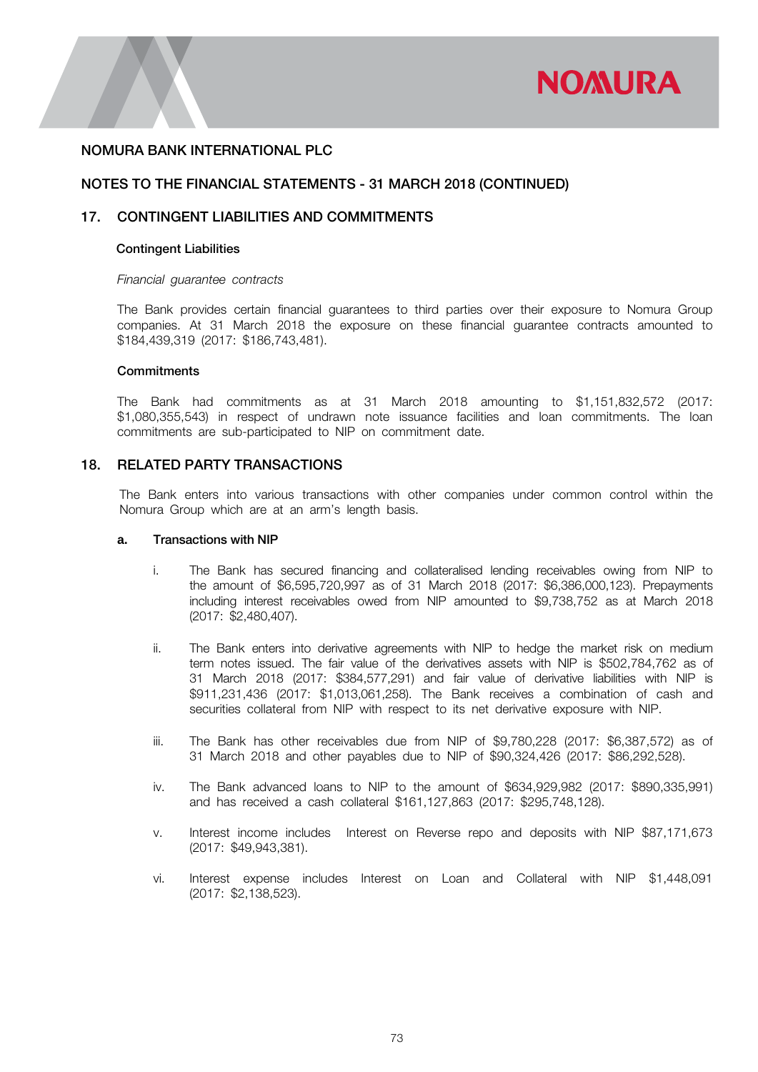# NOMURA BANK INTERNATIONAL PLC

## NOTES TO THE FINANCIAL STATEMENTS - 31 MARCH 2018 (CONTINUED)

## 17. CONTINGENT LIABILITIES AND COMMITMENTS

**Contingent Liabilities**

*Financial guarantee contracts*

The Bank provides certain financial guarantees to third parties over their exposure to Nomura Group companies. At 31 March 2018 the exposure on these financial guarantee contracts amounted to $184,439,319 (2017: $186,743,481).

**Commitments**

The Bank had commitments as at 31 March 2018 amounting to $1,151,832,572 (2017: $1,080,355,543) in respect of undrawn note issuance facilities and loan commitments. The loan commitments are sub-participated to NIP on commitment date.

## 18. RELATED PARTY TRANSACTIONS

The Bank enters into various transactions with other companies under common control within the Nomura Group which are at an arm's length basis.

**a. Transactions with NIP**

i. The Bank has secured financing and collateralised lending receivables owing from NIP to the amount of $6,595,720,997 as of 31 March 2018 (2017: $6,386,000,123). Prepayments including interest receivables owed from NIP amounted to $9,738,752 as at March 2018 (2017: $2,480,407).

ii. The Bank enters into derivative agreements with NIP to hedge the market risk on medium term notes issued. The fair value of the derivatives assets with NIP is $502,784,762 as of 31 March 2018 (2017: $384,577,291) and fair value of derivative liabilities with NIP is $911,231,436 (2017: $1,013,061,258). The Bank receives a combination of cash and securities collateral from NIP with respect to its net derivative exposure with NIP.

iii. The Bank has other receivables due from NIP of $9,780,228 (2017: $6,387,572) as of 31 March 2018 and other payables due to NIP of $90,324,426 (2017: $86,292,528).

iv. The Bank advanced loans to NIP to the amount of $634,929,982 (2017: $890,335,991) and has received a cash collateral $161,127,863 (2017: $295,748,128).

v. Interest income includes Interest on Reverse repo and deposits with NIP $87,171,673 (2017: $49,943,381).

vi. Interest expense includes Interest on Loan and Collateral with NIP $1,448,091 (2017: $2,138,523).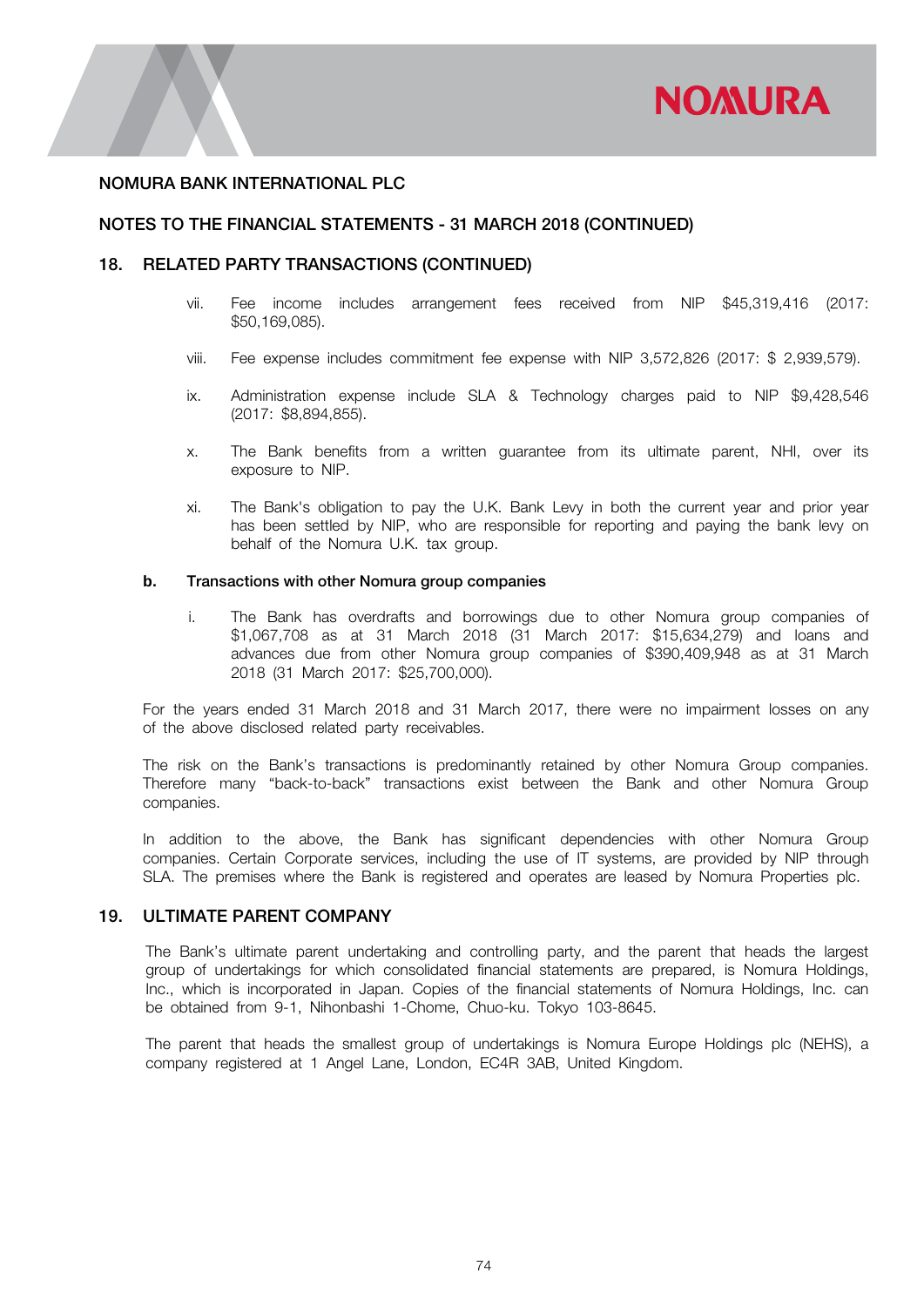NOMURA BANK INTERNATIONAL PLC

NOTES TO THE FINANCIAL STATEMENTS - 31 MARCH 2018 (CONTINUED)

## 18. RELATED PARTY TRANSACTIONS (CONTINUED)

vii. Fee income includes arrangement fees received from NIP $45,319,416 (2017: $50,169,085).

viii. Fee expense includes commitment fee expense with NIP 3,572,826 (2017: $ 2,939,579).

ix. Administration expense include SLA & Technology charges paid to NIP $9,428,546 (2017: $8,894,855).

x. The Bank benefits from a written guarantee from its ultimate parent, NHI, over its exposure to NIP.

xi. The Bank's obligation to pay the U.K. Bank Levy in both the current year and prior year has been settled by NIP, who are responsible for reporting and paying the bank levy on behalf of the Nomura U.K. tax group.

**b. Transactions with other Nomura group companies**

i. The Bank has overdrafts and borrowings due to other Nomura group companies of $1,067,708 as at 31 March 2018 (31 March 2017: $15,634,279) and loans and advances due from other Nomura group companies of $390,409,948 as at 31 March 2018 (31 March 2017: $25,700,000).

For the years ended 31 March 2018 and 31 March 2017, there were no impairment losses on any of the above disclosed related party receivables.

The risk on the Bank's transactions is predominantly retained by other Nomura Group companies. Therefore many "back-to-back" transactions exist between the Bank and other Nomura Group companies.

In addition to the above, the Bank has significant dependencies with other Nomura Group companies. Certain Corporate services, including the use of IT systems, are provided by NIP through SLA. The premises where the Bank is registered and operates are leased by Nomura Properties plc.

## 19. ULTIMATE PARENT COMPANY

The Bank's ultimate parent undertaking and controlling party, and the parent that heads the largest group of undertakings for which consolidated financial statements are prepared, is Nomura Holdings, Inc., which is incorporated in Japan. Copies of the financial statements of Nomura Holdings, Inc. can be obtained from 9-1, Nihonbashi 1-Chome, Chuo-ku. Tokyo 103-8645.

The parent that heads the smallest group of undertakings is Nomura Europe Holdings plc (NEHS), a company registered at 1 Angel Lane, London, EC4R 3AB, United Kingdom.